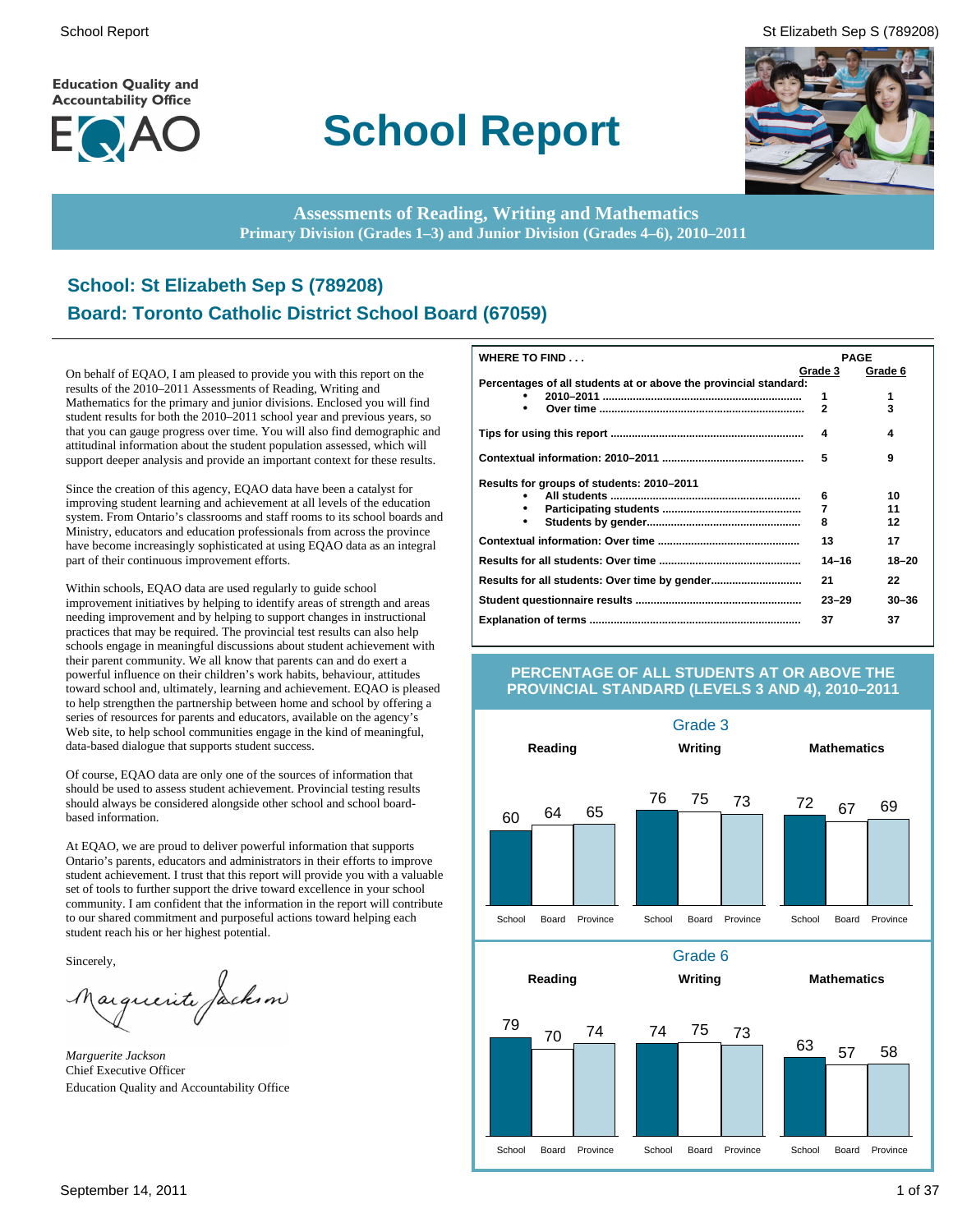Education Quality and Accountability Office

EQAO

# School Report

**Assessments of Reading, Writing and Mathematics**
**Primary Division (Grades 1–3) and Junior Division (Grades 4–6), 2010–2011**

## School: St Elizabeth Sep S (789208)
## Board: Toronto Catholic District School Board (67059)

On behalf of EQAO, I am pleased to provide you with this report on the results of the 2010–2011 Assessments of Reading, Writing and Mathematics for the primary and junior divisions. Enclosed you will find student results for both the 2010–2011 school year and previous years, so that you can gauge progress over time. You will also find demographic and attitudinal information about the student population assessed, which will support deeper analysis and provide an important context for these results.

Since the creation of this agency, EQAO data have been a catalyst for improving student learning and achievement at all levels of the education system. From Ontario's classrooms and staff rooms to its school boards and Ministry, educators and education professionals from across the province have become increasingly sophisticated at using EQAO data as an integral part of their continuous improvement efforts.

Within schools, EQAO data are used regularly to guide school improvement initiatives by helping to identify areas of strength and areas needing improvement and by helping to support changes in instructional practices that may be required. The provincial test results can also help schools engage in meaningful discussions about student achievement with their parent community. We all know that parents can and do exert a powerful influence on their children's work habits, behaviour, attitudes toward school and, ultimately, learning and achievement. EQAO is pleased to help strengthen the partnership between home and school by offering a series of resources for parents and educators, available on the agency's Web site, to help school communities engage in the kind of meaningful, data-based dialogue that supports student success.

Of course, EQAO data are only one of the sources of information that should be used to assess student achievement. Provincial testing results should always be considered alongside other school and school board-based information.

At EQAO, we are proud to deliver powerful information that supports Ontario's parents, educators and administrators in their efforts to improve student achievement. I trust that this report will provide you with a valuable set of tools to further support the drive toward excellence in your school community. I am confident that the information in the report will contribute to our shared commitment and purposeful actions toward helping each student reach his or her highest potential.

Sincerely,

*Marguerite Jackson*
Chief Executive Officer
Education Quality and Accountability Office

| WHERE TO FIND . . . | PAGE Grade 3 | PAGE Grade 6 |
|---|---|---|
| **Percentages of all students at or above the provincial standard:** | | |
| • 2010–2011 | 1 | 1 |
| • Over time | 2 | 3 |
| **Tips for using this report** | 4 | 4 |
| **Contextual information: 2010–2011** | 5 | 9 |
| **Results for groups of students: 2010–2011** | | |
| • All students | 6 | 10 |
| • Participating students | 7 | 11 |
| • Students by gender | 8 | 12 |
| **Contextual information: Over time** | 13 | 17 |
| **Results for all students: Over time** | 14–16 | 18–20 |
| **Results for all students: Over time by gender** | 21 | 22 |
| **Student questionnaire results** | 23–29 | 30–36 |
| **Explanation of terms** | 37 | 37 |

### PERCENTAGE OF ALL STUDENTS AT OR ABOVE THE PROVINCIAL STANDARD (LEVELS 3 AND 4), 2010–2011

**Grade 3**

| | School | Board | Province |
|---|---|---|---|
| Reading | 60 | 64 | 65 |
| Writing | 76 | 75 | 73 |
| Mathematics | 72 | 67 | 69 |

**Grade 6**

| | School | Board | Province |
|---|---|---|---|
| Reading | 79 | 70 | 74 |
| Writing | 74 | 75 | 73 |
| Mathematics | 63 | 57 | 58 |

September 14, 2011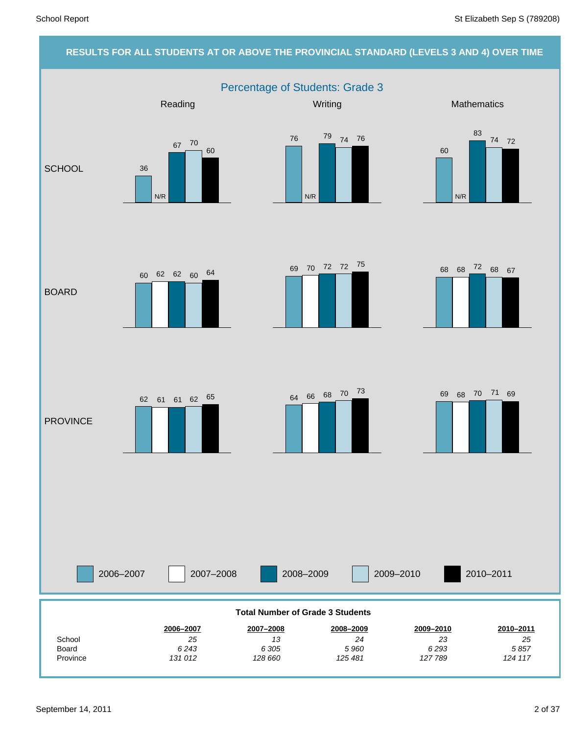## RESULTS FOR ALL STUDENTS AT OR ABOVE THE PROVINCIAL STANDARD (LEVELS 3 AND 4) OVER TIME

### Percentage of Students: Grade 3

| | | 2006–2007 | 2007–2008 | 2008–2009 | 2009–2010 | 2010–2011 |
|---|---|---|---|---|---|---|
| SCHOOL | Reading | 36 | N/R | 67 | 70 | 60 |
| SCHOOL | Writing | 76 | N/R | 79 | 74 | 76 |
| SCHOOL | Mathematics | 60 | N/R | 83 | 74 | 72 |
| BOARD | Reading | 60 | 62 | 62 | 60 | 64 |
| BOARD | Writing | 69 | 70 | 72 | 72 | 75 |
| BOARD | Mathematics | 68 | 68 | 72 | 68 | 67 |
| PROVINCE | Reading | 62 | 61 | 61 | 62 | 65 |
| PROVINCE | Writing | 64 | 66 | 68 | 70 | 73 |
| PROVINCE | Mathematics | 69 | 68 | 70 | 71 | 69 |

**Total Number of Grade 3 Students**

| | 2006–2007 | 2007–2008 | 2008–2009 | 2009–2010 | 2010–2011 |
|---|---|---|---|---|---|
| School | *25* | *13* | *24* | *23* | *25* |
| Board | *6 243* | *6 305* | *5 960* | *6 293* | *5 857* |
| Province | *131 012* | *128 660* | *125 481* | *127 789* | *124 117* |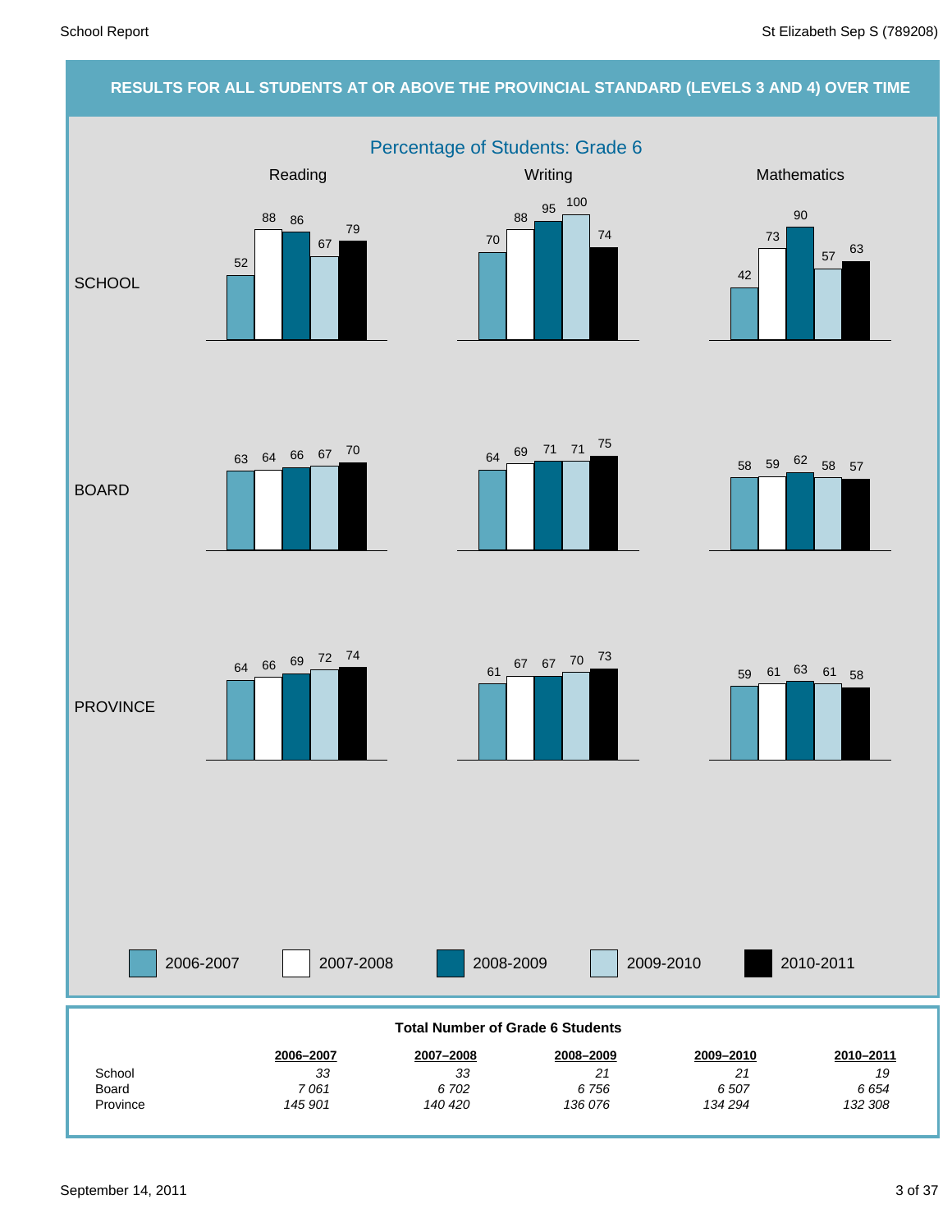## RESULTS FOR ALL STUDENTS AT OR ABOVE THE PROVINCIAL STANDARD (LEVELS 3 AND 4) OVER TIME

### Percentage of Students: Grade 6

| | Subject | 2006-2007 | 2007-2008 | 2008-2009 | 2009-2010 | 2010-2011 |
|---|---|---|---|---|---|---|
| SCHOOL | Reading | 52 | 88 | 86 | 67 | 79 |
| SCHOOL | Writing | 70 | 88 | 95 | 100 | 74 |
| SCHOOL | Mathematics | 42 | 73 | 90 | 57 | 63 |
| BOARD | Reading | 63 | 64 | 66 | 67 | 70 |
| BOARD | Writing | 64 | 69 | 71 | 71 | 75 |
| BOARD | Mathematics | 58 | 59 | 62 | 58 | 57 |
| PROVINCE | Reading | 64 | 66 | 69 | 72 | 74 |
| PROVINCE | Writing | 61 | 67 | 67 | 70 | 73 |
| PROVINCE | Mathematics | 59 | 61 | 63 | 61 | 58 |

**Total Number of Grade 6 Students**

| | 2006–2007 | 2007–2008 | 2008–2009 | 2009–2010 | 2010–2011 |
|---|---|---|---|---|---|
| School | *33* | *33* | *21* | *21* | *19* |
| Board | *7 061* | *6 702* | *6 756* | *6 507* | *6 654* |
| Province | *145 901* | *140 420* | *136 076* | *134 294* | *132 308* |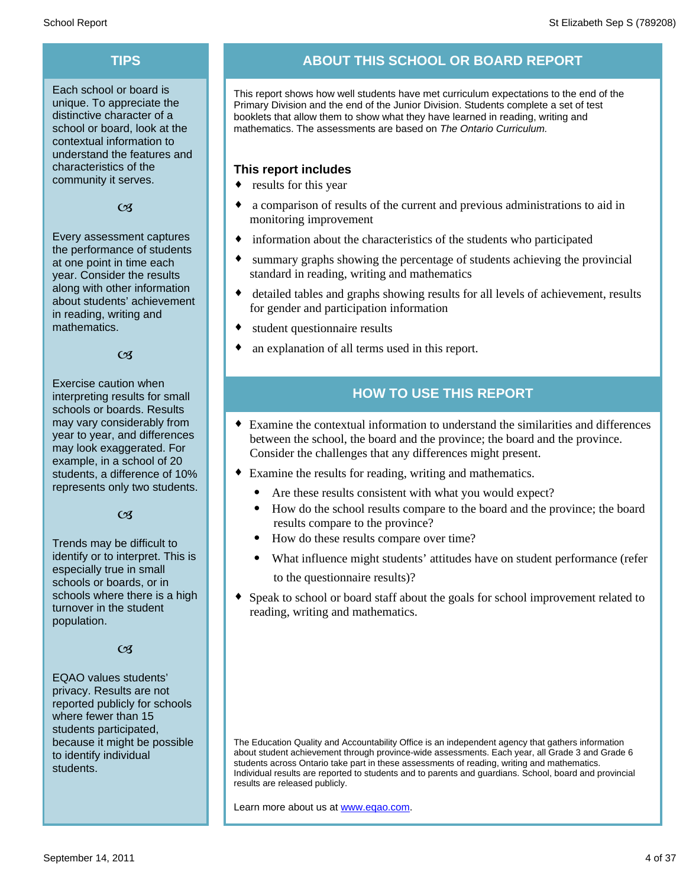## TIPS

Each school or board is unique. To appreciate the distinctive character of a school or board, look at the contextual information to understand the features and characteristics of the community it serves.

Every assessment captures the performance of students at one point in time each year. Consider the results along with other information about students' achievement in reading, writing and mathematics.

Exercise caution when interpreting results for small schools or boards. Results may vary considerably from year to year, and differences may look exaggerated. For example, in a school of 20 students, a difference of 10% represents only two students.

Trends may be difficult to identify or to interpret. This is especially true in small schools or boards, or in schools where there is a high turnover in the student population.

EQAO values students' privacy. Results are not reported publicly for schools where fewer than 15 students participated, because it might be possible to identify individual students.

## ABOUT THIS SCHOOL OR BOARD REPORT

This report shows how well students have met curriculum expectations to the end of the Primary Division and the end of the Junior Division. Students complete a set of test booklets that allow them to show what they have learned in reading, writing and mathematics. The assessments are based on *The Ontario Curriculum.*

### This report includes

- results for this year
- a comparison of results of the current and previous administrations to aid in monitoring improvement
- information about the characteristics of the students who participated
- summary graphs showing the percentage of students achieving the provincial standard in reading, writing and mathematics
- detailed tables and graphs showing results for all levels of achievement, results for gender and participation information
- student questionnaire results
- an explanation of all terms used in this report.

## HOW TO USE THIS REPORT

- Examine the contextual information to understand the similarities and differences between the school, the board and the province; the board and the province. Consider the challenges that any differences might present.
- Examine the results for reading, writing and mathematics.
  - Are these results consistent with what you would expect?
  - How do the school results compare to the board and the province; the board results compare to the province?
  - How do these results compare over time?
  - What influence might students' attitudes have on student performance (refer to the questionnaire results)?
- Speak to school or board staff about the goals for school improvement related to reading, writing and mathematics.

The Education Quality and Accountability Office is an independent agency that gathers information about student achievement through province-wide assessments. Each year, all Grade 3 and Grade 6 students across Ontario take part in these assessments of reading, writing and mathematics. Individual results are reported to students and to parents and guardians. School, board and provincial results are released publicly.

Learn more about us at [www.eqao.com](http://www.eqao.com).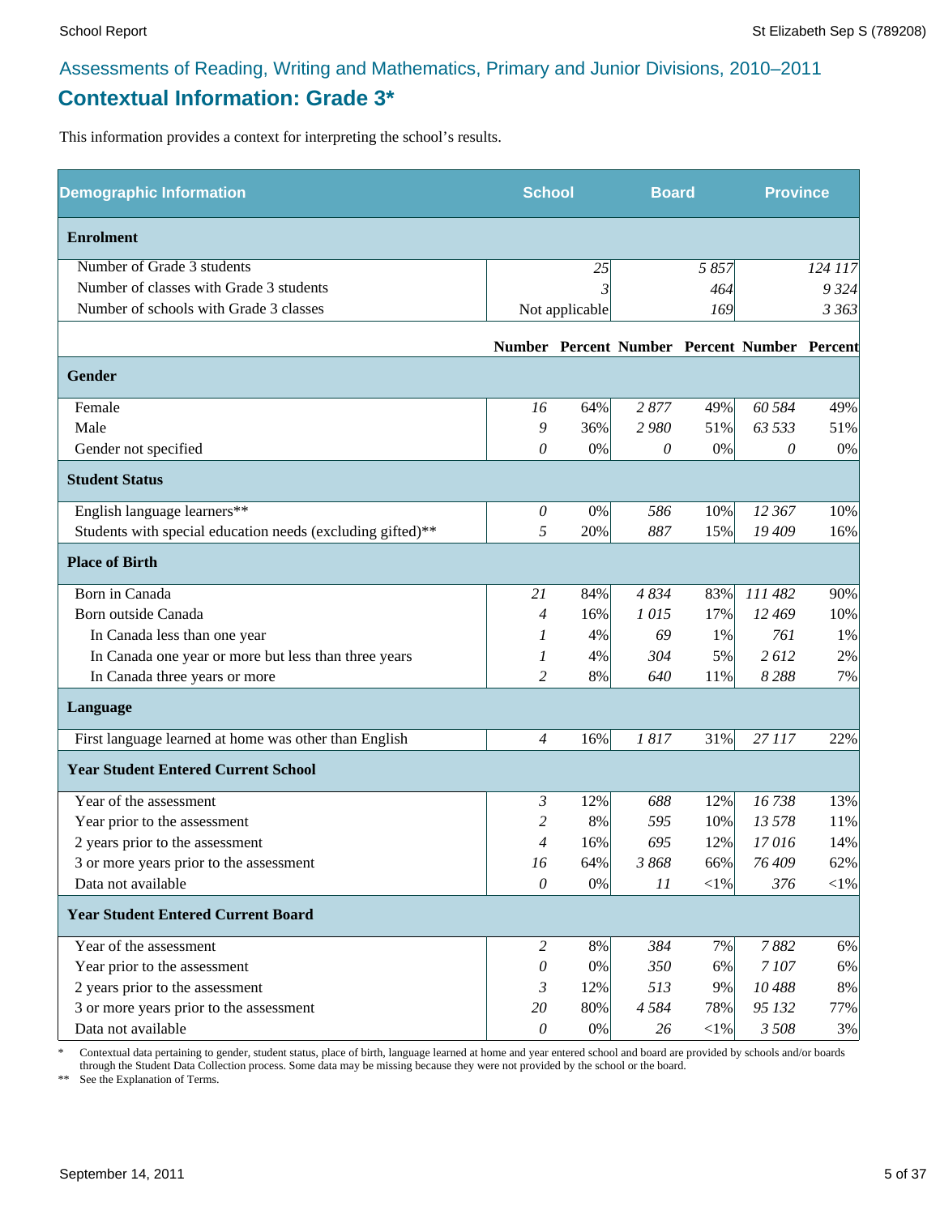## Assessments of Reading, Writing and Mathematics, Primary and Junior Divisions, 2010–2011

# Contextual Information: Grade 3*

This information provides a context for interpreting the school's results.

| Demographic Information | School | | Board | | Province | |
|---|---|---|---|---|---|---|
| **Enrolment** | | | | | | |
| Number of Grade 3 students | | 25 | | 5 857 | | 124 117 |
| Number of classes with Grade 3 students | | 3 | | 464 | | 9 324 |
| Number of schools with Grade 3 classes | | Not applicable | | 169 | | 3 363 |
| | **Number** | **Percent** | **Number** | **Percent** | **Number** | **Percent** |
| **Gender** | | | | | | |
| Female | 16 | 64% | 2 877 | 49% | 60 584 | 49% |
| Male | 9 | 36% | 2 980 | 51% | 63 533 | 51% |
| Gender not specified | 0 | 0% | 0 | 0% | 0 | 0% |
| **Student Status** | | | | | | |
| English language learners** | 0 | 0% | 586 | 10% | 12 367 | 10% |
| Students with special education needs (excluding gifted)** | 5 | 20% | 887 | 15% | 19 409 | 16% |
| **Place of Birth** | | | | | | |
| Born in Canada | 21 | 84% | 4 834 | 83% | 111 482 | 90% |
| Born outside Canada | 4 | 16% | 1 015 | 17% | 12 469 | 10% |
| In Canada less than one year | 1 | 4% | 69 | 1% | 761 | 1% |
| In Canada one year or more but less than three years | 1 | 4% | 304 | 5% | 2 612 | 2% |
| In Canada three years or more | 2 | 8% | 640 | 11% | 8 288 | 7% |
| **Language** | | | | | | |
| First language learned at home was other than English | 4 | 16% | 1 817 | 31% | 27 117 | 22% |
| **Year Student Entered Current School** | | | | | | |
| Year of the assessment | 3 | 12% | 688 | 12% | 16 738 | 13% |
| Year prior to the assessment | 2 | 8% | 595 | 10% | 13 578 | 11% |
| 2 years prior to the assessment | 4 | 16% | 695 | 12% | 17 016 | 14% |
| 3 or more years prior to the assessment | 16 | 64% | 3 868 | 66% | 76 409 | 62% |
| Data not available | 0 | 0% | 11 | <1% | 376 | <1% |
| **Year Student Entered Current Board** | | | | | | |
| Year of the assessment | 2 | 8% | 384 | 7% | 7 882 | 6% |
| Year prior to the assessment | 0 | 0% | 350 | 6% | 7 107 | 6% |
| 2 years prior to the assessment | 3 | 12% | 513 | 9% | 10 488 | 8% |
| 3 or more years prior to the assessment | 20 | 80% | 4 584 | 78% | 95 132 | 77% |
| Data not available | 0 | 0% | 26 | <1% | 3 508 | 3% |

\* Contextual data pertaining to gender, student status, place of birth, language learned at home and year entered school and board are provided by schools and/or boards through the Student Data Collection process. Some data may be missing because they were not provided by the school or the board.

\*\* See the Explanation of Terms.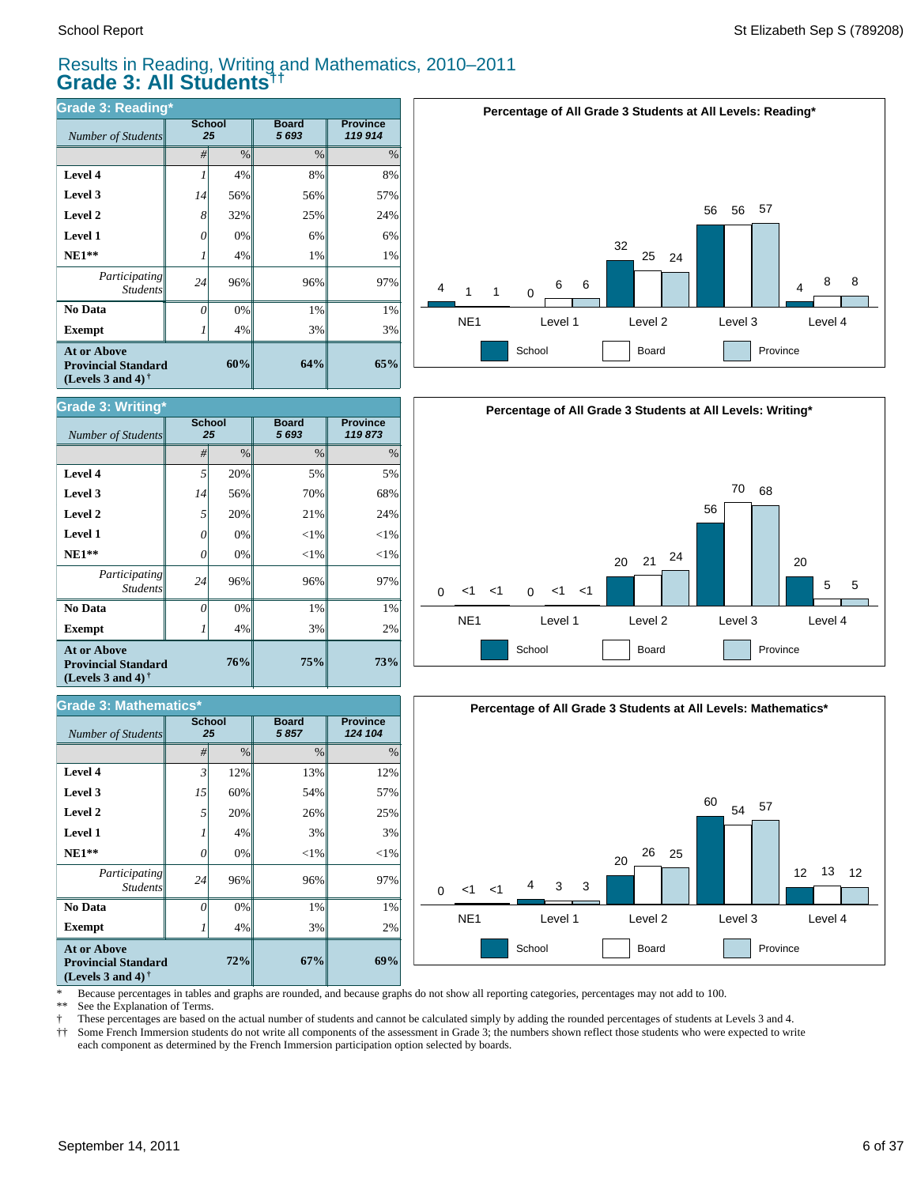# Results in Reading, Writing and Mathematics, 2010–2011
## Grade 3: All Students††

### Grade 3: Reading*

| Number of Students | School 25 | | Board 5 693 | Province 119 914 |
|---|---|---|---|---|
| | # | % | % | % |
| **Level 4** | 1 | 4% | 8% | 8% |
| **Level 3** | 14 | 56% | 56% | 57% |
| **Level 2** | 8 | 32% | 25% | 24% |
| **Level 1** | 0 | 0% | 6% | 6% |
| **NE1**** | 1 | 4% | 1% | 1% |
| *Participating Students* | 24 | 96% | 96% | 97% |
| **No Data** | 0 | 0% | 1% | 1% |
| **Exempt** | 1 | 4% | 3% | 3% |
| **At or Above Provincial Standard (Levels 3 and 4)†** | | **60%** | **64%** | **65%** |

**Percentage of All Grade 3 Students at All Levels: Reading***

| | NE1 | Level 1 | Level 2 | Level 3 | Level 4 |
|---|---|---|---|---|---|
| School | 4 | 0 | 32 | 56 | 4 |
| Board | 1 | 6 | 25 | 56 | 8 |
| Province | 1 | 6 | 24 | 57 | 8 |

### Grade 3: Writing*

| Number of Students | School 25 | | Board 5 693 | Province 119 873 |
|---|---|---|---|---|
| | # | % | % | % |
| **Level 4** | 5 | 20% | 5% | 5% |
| **Level 3** | 14 | 56% | 70% | 68% |
| **Level 2** | 5 | 20% | 21% | 24% |
| **Level 1** | 0 | 0% | <1% | <1% |
| **NE1**** | 0 | 0% | <1% | <1% |
| *Participating Students* | 24 | 96% | 96% | 97% |
| **No Data** | 0 | 0% | 1% | 1% |
| **Exempt** | 1 | 4% | 3% | 2% |
| **At or Above Provincial Standard (Levels 3 and 4)†** | | **76%** | **75%** | **73%** |

**Percentage of All Grade 3 Students at All Levels: Writing***

| | NE1 | Level 1 | Level 2 | Level 3 | Level 4 |
|---|---|---|---|---|---|
| School | 0 | 0 | 20 | 56 | 20 |
| Board | <1 | <1 | 21 | 70 | 5 |
| Province | <1 | <1 | 24 | 68 | 5 |

### Grade 3: Mathematics*

| Number of Students | School 25 | | Board 5 857 | Province 124 104 |
|---|---|---|---|---|
| | # | % | % | % |
| **Level 4** | 3 | 12% | 13% | 12% |
| **Level 3** | 15 | 60% | 54% | 57% |
| **Level 2** | 5 | 20% | 26% | 25% |
| **Level 1** | 1 | 4% | 3% | 3% |
| **NE1**** | 0 | 0% | <1% | <1% |
| *Participating Students* | 24 | 96% | 96% | 97% |
| **No Data** | 0 | 0% | 1% | 1% |
| **Exempt** | 1 | 4% | 3% | 2% |
| **At or Above Provincial Standard (Levels 3 and 4)†** | | **72%** | **67%** | **69%** |

**Percentage of All Grade 3 Students at All Levels: Mathematics***

| | NE1 | Level 1 | Level 2 | Level 3 | Level 4 |
|---|---|---|---|---|---|
| School | 0 | 4 | 20 | 60 | 12 |
| Board | <1 | 3 | 26 | 54 | 13 |
| Province | <1 | 3 | 25 | 57 | 12 |

\* Because percentages in tables and graphs are rounded, and because graphs do not show all reporting categories, percentages may not add to 100.

** See the Explanation of Terms.

† These percentages are based on the actual number of students and cannot be calculated simply by adding the rounded percentages of students at Levels 3 and 4.

†† Some French Immersion students do not write all components of the assessment in Grade 3; the numbers shown reflect those students who were expected to write each component as determined by the French Immersion participation option selected by boards.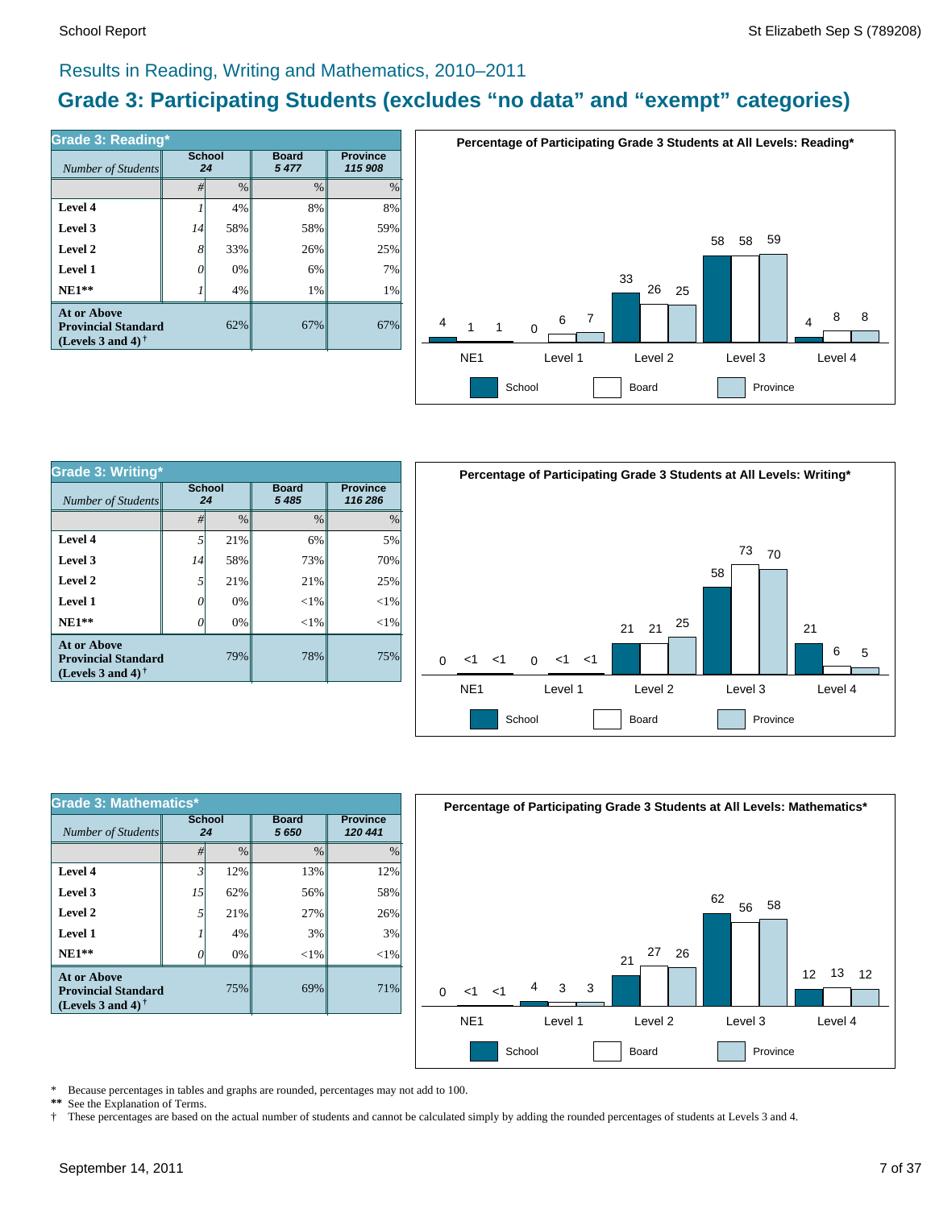## Results in Reading, Writing and Mathematics, 2010–2011

# Grade 3: Participating Students (excludes "no data" and "exempt" categories)

### Grade 3: Reading*

| *Number of Students* | School 24 | | Board 5 477 | Province 115 908 |
|---|---|---|---|---|
| | # | % | % | % |
| **Level 4** | 1 | 4% | 8% | 8% |
| **Level 3** | 14 | 58% | 58% | 59% |
| **Level 2** | 8 | 33% | 26% | 25% |
| **Level 1** | 0 | 0% | 6% | 7% |
| **NE1**** | 1 | 4% | 1% | 1% |
| **At or Above Provincial Standard (Levels 3 and 4)†** | | 62% | 67% | 67% |

**Percentage of Participating Grade 3 Students at All Levels: Reading***

| | School | Board | Province |
|---|---|---|---|
| NE1 | 4 | 1 | 1 |
| Level 1 | 0 | 6 | 7 |
| Level 2 | 33 | 26 | 25 |
| Level 3 | 58 | 58 | 59 |
| Level 4 | 4 | 8 | 8 |

### Grade 3: Writing*

| *Number of Students* | School 24 | | Board 5 485 | Province 116 286 |
|---|---|---|---|---|
| | # | % | % | % |
| **Level 4** | 5 | 21% | 6% | 5% |
| **Level 3** | 14 | 58% | 73% | 70% |
| **Level 2** | 5 | 21% | 21% | 25% |
| **Level 1** | 0 | 0% | <1% | <1% |
| **NE1**** | 0 | 0% | <1% | <1% |
| **At or Above Provincial Standard (Levels 3 and 4)†** | | 79% | 78% | 75% |

**Percentage of Participating Grade 3 Students at All Levels: Writing***

| | School | Board | Province |
|---|---|---|---|
| NE1 | 0 | <1 | <1 |
| Level 1 | 0 | <1 | <1 |
| Level 2 | 21 | 21 | 25 |
| Level 3 | 58 | 73 | 70 |
| Level 4 | 21 | 6 | 5 |

### Grade 3: Mathematics*

| *Number of Students* | School 24 | | Board 5 650 | Province 120 441 |
|---|---|---|---|---|
| | # | % | % | % |
| **Level 4** | 3 | 12% | 13% | 12% |
| **Level 3** | 15 | 62% | 56% | 58% |
| **Level 2** | 5 | 21% | 27% | 26% |
| **Level 1** | 1 | 4% | 3% | 3% |
| **NE1**** | 0 | 0% | <1% | <1% |
| **At or Above Provincial Standard (Levels 3 and 4)†** | | 75% | 69% | 71% |

**Percentage of Participating Grade 3 Students at All Levels: Mathematics***

| | School | Board | Province |
|---|---|---|---|
| NE1 | 0 | <1 | <1 |
| Level 1 | 4 | 3 | 3 |
| Level 2 | 21 | 27 | 26 |
| Level 3 | 62 | 56 | 58 |
| Level 4 | 12 | 13 | 12 |

\* Because percentages in tables and graphs are rounded, percentages may not add to 100.
** See the Explanation of Terms.
† These percentages are based on the actual number of students and cannot be calculated simply by adding the rounded percentages of students at Levels 3 and 4.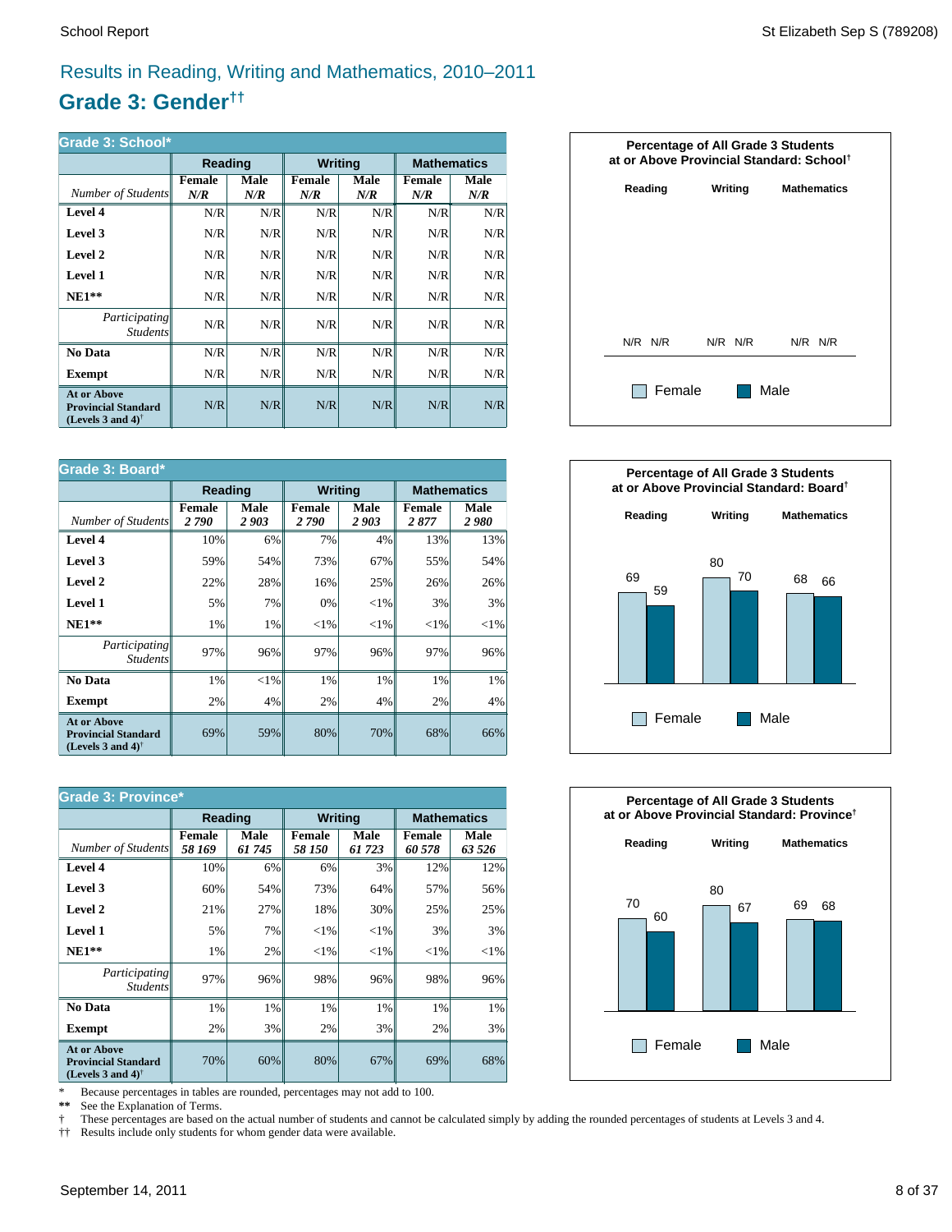# Results in Reading, Writing and Mathematics, 2010–2011

## Grade 3: Gender††

**Grade 3: School***

| | Reading | | Writing | | Mathematics | |
|---|---|---|---|---|---|---|
| *Number of Students* | **Female** *N/R* | **Male** *N/R* | **Female** *N/R* | **Male** *N/R* | **Female** *N/R* | **Male** *N/R* |
| **Level 4** | N/R | N/R | N/R | N/R | N/R | N/R |
| **Level 3** | N/R | N/R | N/R | N/R | N/R | N/R |
| **Level 2** | N/R | N/R | N/R | N/R | N/R | N/R |
| **Level 1** | N/R | N/R | N/R | N/R | N/R | N/R |
| **NE1**** | N/R | N/R | N/R | N/R | N/R | N/R |
| *Participating Students* | N/R | N/R | N/R | N/R | N/R | N/R |
| **No Data** | N/R | N/R | N/R | N/R | N/R | N/R |
| **Exempt** | N/R | N/R | N/R | N/R | N/R | N/R |
| **At or Above Provincial Standard (Levels 3 and 4)†** | N/R | N/R | N/R | N/R | N/R | N/R |

**Percentage of All Grade 3 Students at or Above Provincial Standard: School†**

| | Reading | | Writing | | Mathematics | |
|---|---|---|---|---|---|---|
| | Female | Male | Female | Male | Female | Male |
| | N/R | N/R | N/R | N/R | N/R | N/R |

**Grade 3: Board***

| | Reading | | Writing | | Mathematics | |
|---|---|---|---|---|---|---|
| *Number of Students* | **Female** *2 790* | **Male** *2 903* | **Female** *2 790* | **Male** *2 903* | **Female** *2 877* | **Male** *2 980* |
| **Level 4** | 10% | 6% | 7% | 4% | 13% | 13% |
| **Level 3** | 59% | 54% | 73% | 67% | 55% | 54% |
| **Level 2** | 22% | 28% | 16% | 25% | 26% | 26% |
| **Level 1** | 5% | 7% | 0% | <1% | 3% | 3% |
| **NE1**** | 1% | 1% | <1% | <1% | <1% | <1% |
| *Participating Students* | 97% | 96% | 97% | 96% | 97% | 96% |
| **No Data** | 1% | <1% | 1% | 1% | 1% | 1% |
| **Exempt** | 2% | 4% | 2% | 4% | 2% | 4% |
| **At or Above Provincial Standard (Levels 3 and 4)†** | 69% | 59% | 80% | 70% | 68% | 66% |

**Percentage of All Grade 3 Students at or Above Provincial Standard: Board†**

| | Reading | | Writing | | Mathematics | |
|---|---|---|---|---|---|---|
| | Female | Male | Female | Male | Female | Male |
| | 69 | 59 | 80 | 70 | 68 | 66 |

**Grade 3: Province***

| | Reading | | Writing | | Mathematics | |
|---|---|---|---|---|---|---|
| *Number of Students* | **Female** *58 169* | **Male** *61 745* | **Female** *58 150* | **Male** *61 723* | **Female** *60 578* | **Male** *63 526* |
| **Level 4** | 10% | 6% | 6% | 3% | 12% | 12% |
| **Level 3** | 60% | 54% | 73% | 64% | 57% | 56% |
| **Level 2** | 21% | 27% | 18% | 30% | 25% | 25% |
| **Level 1** | 5% | 7% | <1% | <1% | 3% | 3% |
| **NE1**** | 1% | 2% | <1% | <1% | <1% | <1% |
| *Participating Students* | 97% | 96% | 98% | 96% | 98% | 96% |
| **No Data** | 1% | 1% | 1% | 1% | 1% | 1% |
| **Exempt** | 2% | 3% | 2% | 3% | 2% | 3% |
| **At or Above Provincial Standard (Levels 3 and 4)†** | 70% | 60% | 80% | 67% | 69% | 68% |

**Percentage of All Grade 3 Students at or Above Provincial Standard: Province†**

| | Reading | | Writing | | Mathematics | |
|---|---|---|---|---|---|---|
| | Female | Male | Female | Male | Female | Male |
| | 70 | 60 | 80 | 67 | 69 | 68 |

\* Because percentages in tables are rounded, percentages may not add to 100.

** See the Explanation of Terms.

† These percentages are based on the actual number of students and cannot be calculated simply by adding the rounded percentages of students at Levels 3 and 4.

†† Results include only students for whom gender data were available.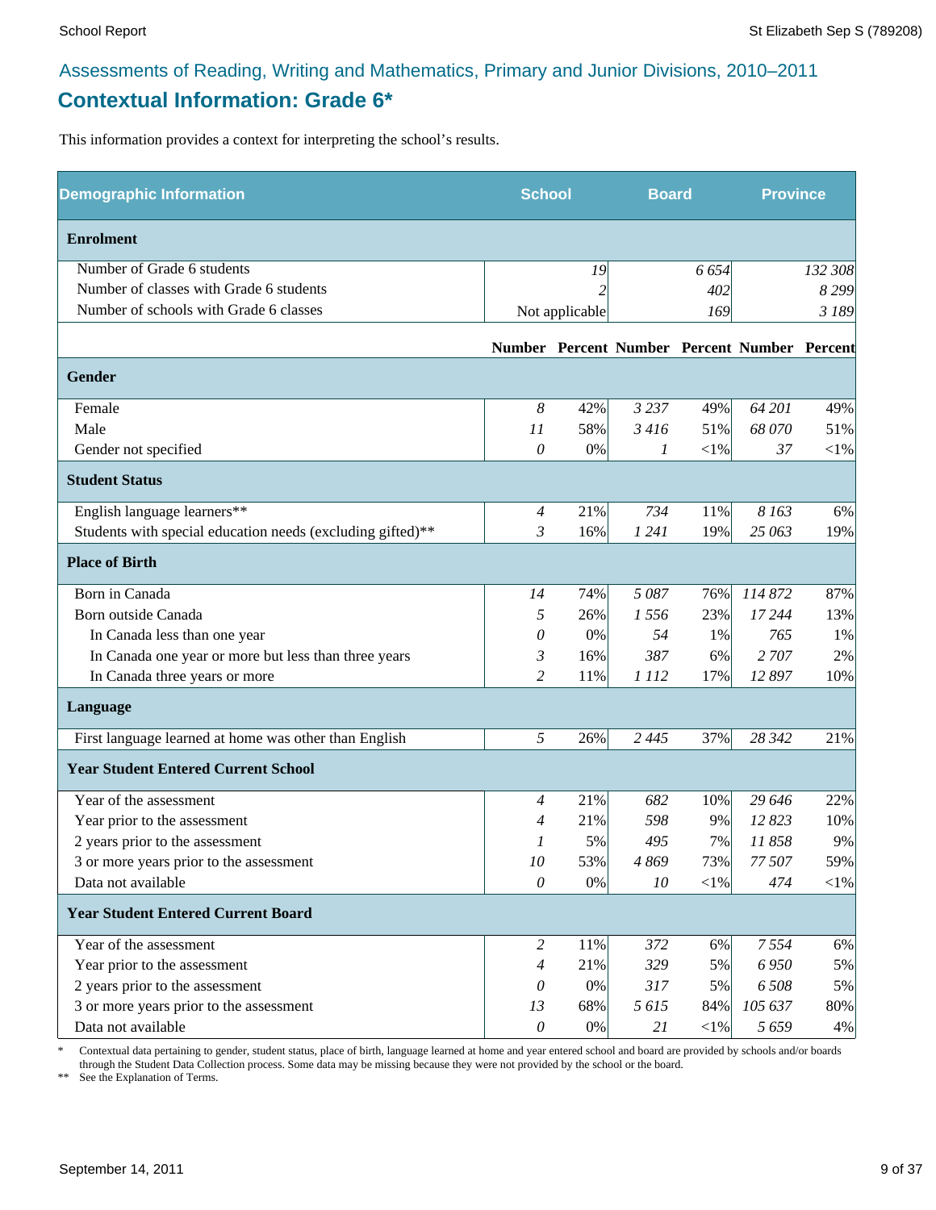Assessments of Reading, Writing and Mathematics, Primary and Junior Divisions, 2010–2011

## Contextual Information: Grade 6*

This information provides a context for interpreting the school's results.

| Demographic Information | School | | Board | | Province | |
|---|---|---|---|---|---|---|
| **Enrolment** | | | | | | |
| Number of Grade 6 students | | *19* | | *6 654* | | *132 308* |
| Number of classes with Grade 6 students | | *2* | | *402* | | *8 299* |
| Number of schools with Grade 6 classes | | Not applicable | | *169* | | *3 189* |
| | **Number** | **Percent** | **Number** | **Percent** | **Number** | **Percent** |
| **Gender** | | | | | | |
| Female | *8* | 42% | *3 237* | 49% | *64 201* | 49% |
| Male | *11* | 58% | *3 416* | 51% | *68 070* | 51% |
| Gender not specified | *0* | 0% | *1* | <1% | *37* | <1% |
| **Student Status** | | | | | | |
| English language learners** | *4* | 21% | *734* | 11% | *8 163* | 6% |
| Students with special education needs (excluding gifted)** | *3* | 16% | *1 241* | 19% | *25 063* | 19% |
| **Place of Birth** | | | | | | |
| Born in Canada | *14* | 74% | *5 087* | 76% | *114 872* | 87% |
| Born outside Canada | *5* | 26% | *1 556* | 23% | *17 244* | 13% |
| In Canada less than one year | *0* | 0% | *54* | 1% | *765* | 1% |
| In Canada one year or more but less than three years | *3* | 16% | *387* | 6% | *2 707* | 2% |
| In Canada three years or more | *2* | 11% | *1 112* | 17% | *12 897* | 10% |
| **Language** | | | | | | |
| First language learned at home was other than English | *5* | 26% | *2 445* | 37% | *28 342* | 21% |
| **Year Student Entered Current School** | | | | | | |
| Year of the assessment | *4* | 21% | *682* | 10% | *29 646* | 22% |
| Year prior to the assessment | *4* | 21% | *598* | 9% | *12 823* | 10% |
| 2 years prior to the assessment | *1* | 5% | *495* | 7% | *11 858* | 9% |
| 3 or more years prior to the assessment | *10* | 53% | *4 869* | 73% | *77 507* | 59% |
| Data not available | *0* | 0% | *10* | <1% | *474* | <1% |
| **Year Student Entered Current Board** | | | | | | |
| Year of the assessment | *2* | 11% | *372* | 6% | *7 554* | 6% |
| Year prior to the assessment | *4* | 21% | *329* | 5% | *6 950* | 5% |
| 2 years prior to the assessment | *0* | 0% | *317* | 5% | *6 508* | 5% |
| 3 or more years prior to the assessment | *13* | 68% | *5 615* | 84% | *105 637* | 80% |
| Data not available | *0* | 0% | *21* | <1% | *5 659* | 4% |

\* Contextual data pertaining to gender, student status, place of birth, language learned at home and year entered school and board are provided by schools and/or boards through the Student Data Collection process. Some data may be missing because they were not provided by the school or the board.

** See the Explanation of Terms.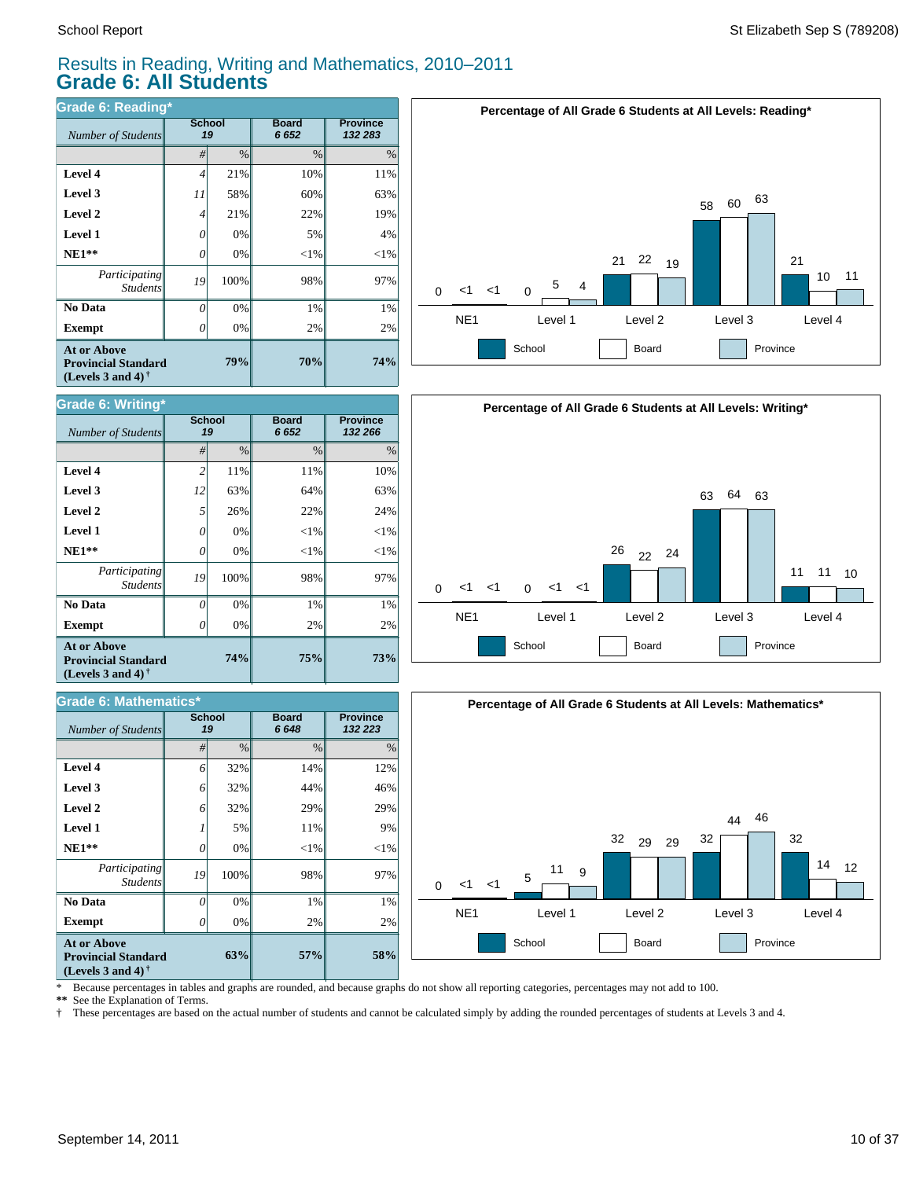# Results in Reading, Writing and Mathematics, 2010–2011

## Grade 6: All Students

### Grade 6: Reading*

| *Number of Students* | School 19 | | Board 6 652 | Province 132 283 |
|---|---|---|---|---|
| | # | % | % | % |
| **Level 4** | 4 | 21% | 10% | 11% |
| **Level 3** | 11 | 58% | 60% | 63% |
| **Level 2** | 4 | 21% | 22% | 19% |
| **Level 1** | 0 | 0% | 5% | 4% |
| **NE1**** | 0 | 0% | <1% | <1% |
| *Participating Students* | 19 | 100% | 98% | 97% |
| **No Data** | 0 | 0% | 1% | 1% |
| **Exempt** | 0 | 0% | 2% | 2% |
| **At or Above Provincial Standard (Levels 3 and 4)†** | | **79%** | **70%** | **74%** |

**Percentage of All Grade 6 Students at All Levels: Reading***

| | NE1 | Level 1 | Level 2 | Level 3 | Level 4 |
|---|---|---|---|---|---|
| School | 0 | 0 | 21 | 58 | 21 |
| Board | <1 | 5 | 22 | 60 | 10 |
| Province | <1 | 4 | 19 | 63 | 11 |

### Grade 6: Writing*

| *Number of Students* | School 19 | | Board 6 652 | Province 132 266 |
|---|---|---|---|---|
| | # | % | % | % |
| **Level 4** | 2 | 11% | 11% | 10% |
| **Level 3** | 12 | 63% | 64% | 63% |
| **Level 2** | 5 | 26% | 22% | 24% |
| **Level 1** | 0 | 0% | <1% | <1% |
| **NE1**** | 0 | 0% | <1% | <1% |
| *Participating Students* | 19 | 100% | 98% | 97% |
| **No Data** | 0 | 0% | 1% | 1% |
| **Exempt** | 0 | 0% | 2% | 2% |
| **At or Above Provincial Standard (Levels 3 and 4)†** | | **74%** | **75%** | **73%** |

**Percentage of All Grade 6 Students at All Levels: Writing***

| | NE1 | Level 1 | Level 2 | Level 3 | Level 4 |
|---|---|---|---|---|---|
| School | 0 | 0 | 26 | 63 | 11 |
| Board | <1 | <1 | 22 | 64 | 11 |
| Province | <1 | <1 | 24 | 63 | 10 |

### Grade 6: Mathematics*

| *Number of Students* | School 19 | | Board 6 648 | Province 132 223 |
|---|---|---|---|---|
| | # | % | % | % |
| **Level 4** | 6 | 32% | 14% | 12% |
| **Level 3** | 6 | 32% | 44% | 46% |
| **Level 2** | 6 | 32% | 29% | 29% |
| **Level 1** | 1 | 5% | 11% | 9% |
| **NE1**** | 0 | 0% | <1% | <1% |
| *Participating Students* | 19 | 100% | 98% | 97% |
| **No Data** | 0 | 0% | 1% | 1% |
| **Exempt** | 0 | 0% | 2% | 2% |
| **At or Above Provincial Standard (Levels 3 and 4)†** | | **63%** | **57%** | **58%** |

**Percentage of All Grade 6 Students at All Levels: Mathematics***

| | NE1 | Level 1 | Level 2 | Level 3 | Level 4 |
|---|---|---|---|---|---|
| School | 0 | 5 | 32 | 32 | 32 |
| Board | <1 | 11 | 29 | 44 | 14 |
| Province | <1 | 9 | 29 | 46 | 12 |

\* Because percentages in tables and graphs are rounded, and because graphs do not show all reporting categories, percentages may not add to 100.

** See the Explanation of Terms.

† These percentages are based on the actual number of students and cannot be calculated simply by adding the rounded percentages of students at Levels 3 and 4.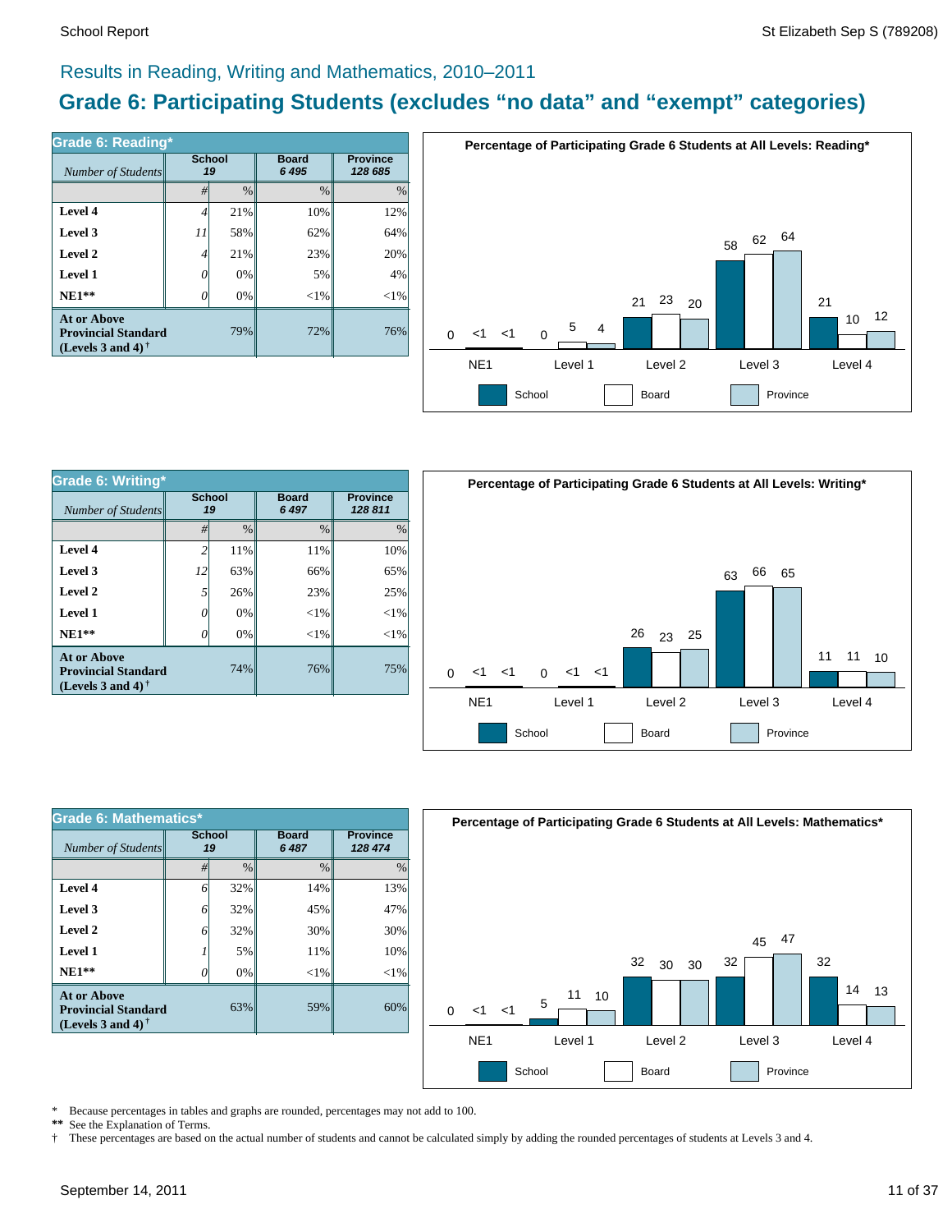## Results in Reading, Writing and Mathematics, 2010–2011

# Grade 6: Participating Students (excludes “no data” and “exempt” categories)

| Grade 6: Reading* | School | | Board | Province |
|---|---|---|---|---|
| *Number of Students* | 19 | | 6 495 | 128 685 |
| | # | % | % | % |
| **Level 4** | 4 | 21% | 10% | 12% |
| **Level 3** | 11 | 58% | 62% | 64% |
| **Level 2** | 4 | 21% | 23% | 20% |
| **Level 1** | 0 | 0% | 5% | 4% |
| **NE1**** | 0 | 0% | <1% | <1% |
| **At or Above Provincial Standard (Levels 3 and 4)†** | | 79% | 72% | 76% |

**Percentage of Participating Grade 6 Students at All Levels: Reading***

| | School | Board | Province |
|---|---|---|---|
| NE1 | 0 | <1 | <1 |
| Level 1 | 0 | 5 | 4 |
| Level 2 | 21 | 23 | 20 |
| Level 3 | 58 | 62 | 64 |
| Level 4 | 21 | 10 | 12 |

| Grade 6: Writing* | School | | Board | Province |
|---|---|---|---|---|
| *Number of Students* | 19 | | 6 497 | 128 811 |
| | # | % | % | % |
| **Level 4** | 2 | 11% | 11% | 10% |
| **Level 3** | 12 | 63% | 66% | 65% |
| **Level 2** | 5 | 26% | 23% | 25% |
| **Level 1** | 0 | 0% | <1% | <1% |
| **NE1**** | 0 | 0% | <1% | <1% |
| **At or Above Provincial Standard (Levels 3 and 4)†** | | 74% | 76% | 75% |

**Percentage of Participating Grade 6 Students at All Levels: Writing***

| | School | Board | Province |
|---|---|---|---|
| NE1 | 0 | <1 | <1 |
| Level 1 | 0 | <1 | <1 |
| Level 2 | 26 | 23 | 25 |
| Level 3 | 63 | 66 | 65 |
| Level 4 | 11 | 11 | 10 |

| Grade 6: Mathematics* | School | | Board | Province |
|---|---|---|---|---|
| *Number of Students* | 19 | | 6 487 | 128 474 |
| | # | % | % | % |
| **Level 4** | 6 | 32% | 14% | 13% |
| **Level 3** | 6 | 32% | 45% | 47% |
| **Level 2** | 6 | 32% | 30% | 30% |
| **Level 1** | 1 | 5% | 11% | 10% |
| **NE1**** | 0 | 0% | <1% | <1% |
| **At or Above Provincial Standard (Levels 3 and 4)†** | | 63% | 59% | 60% |

**Percentage of Participating Grade 6 Students at All Levels: Mathematics***

| | School | Board | Province |
|---|---|---|---|
| NE1 | 0 | <1 | <1 |
| Level 1 | 5 | 11 | 10 |
| Level 2 | 32 | 30 | 30 |
| Level 3 | 32 | 45 | 47 |
| Level 4 | 32 | 14 | 13 |

\* Because percentages in tables and graphs are rounded, percentages may not add to 100.
** See the Explanation of Terms.
† These percentages are based on the actual number of students and cannot be calculated simply by adding the rounded percentages of students at Levels 3 and 4.

September 14, 2011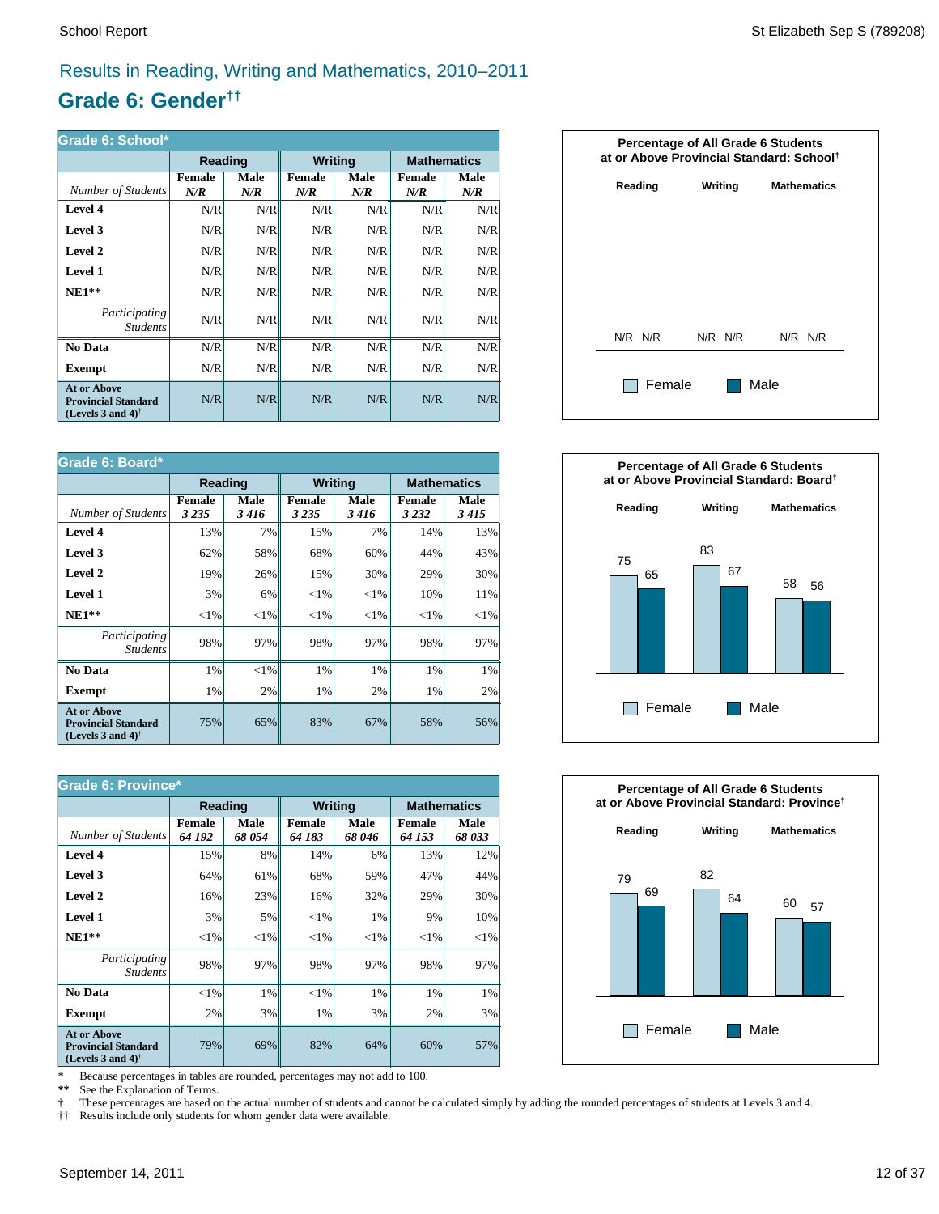Results in Reading, Writing and Mathematics, 2010–2011

# Grade 6: Gender††

| Grade 6: School* | Reading | | Writing | | Mathematics | |
|---|---|---|---|---|---|---|
| *Number of Students* | Female *N/R* | Male *N/R* | Female *N/R* | Male *N/R* | Female *N/R* | Male *N/R* |
| **Level 4** | N/R | N/R | N/R | N/R | N/R | N/R |
| **Level 3** | N/R | N/R | N/R | N/R | N/R | N/R |
| **Level 2** | N/R | N/R | N/R | N/R | N/R | N/R |
| **Level 1** | N/R | N/R | N/R | N/R | N/R | N/R |
| **NE1**** | N/R | N/R | N/R | N/R | N/R | N/R |
| *Participating Students* | N/R | N/R | N/R | N/R | N/R | N/R |
| **No Data** | N/R | N/R | N/R | N/R | N/R | N/R |
| **Exempt** | N/R | N/R | N/R | N/R | N/R | N/R |
| **At or Above Provincial Standard (Levels 3 and 4)†** | N/R | N/R | N/R | N/R | N/R | N/R |

**Percentage of All Grade 6 Students at or Above Provincial Standard: School†**

| | Reading | | Writing | | Mathematics | |
|---|---|---|---|---|---|---|
| | Female | Male | Female | Male | Female | Male |
| | N/R | N/R | N/R | N/R | N/R | N/R |

| Grade 6: Board* | Reading | | Writing | | Mathematics | |
|---|---|---|---|---|---|---|
| *Number of Students* | Female *3 235* | Male *3 416* | Female *3 235* | Male *3 416* | Female *3 232* | Male *3 415* |
| **Level 4** | 13% | 7% | 15% | 7% | 14% | 13% |
| **Level 3** | 62% | 58% | 68% | 60% | 44% | 43% |
| **Level 2** | 19% | 26% | 15% | 30% | 29% | 30% |
| **Level 1** | 3% | 6% | <1% | <1% | 10% | 11% |
| **NE1**** | <1% | <1% | <1% | <1% | <1% | <1% |
| *Participating Students* | 98% | 97% | 98% | 97% | 98% | 97% |
| **No Data** | 1% | <1% | 1% | 1% | 1% | 1% |
| **Exempt** | 1% | 2% | 1% | 2% | 1% | 2% |
| **At or Above Provincial Standard (Levels 3 and 4)†** | 75% | 65% | 83% | 67% | 58% | 56% |

**Percentage of All Grade 6 Students at or Above Provincial Standard: Board†**

| | Reading | | Writing | | Mathematics | |
|---|---|---|---|---|---|---|
| | Female | Male | Female | Male | Female | Male |
| | 75 | 65 | 83 | 67 | 58 | 56 |

| Grade 6: Province* | Reading | | Writing | | Mathematics | |
|---|---|---|---|---|---|---|
| *Number of Students* | Female *64 192* | Male *68 054* | Female *64 183* | Male *68 046* | Female *64 153* | Male *68 033* |
| **Level 4** | 15% | 8% | 14% | 6% | 13% | 12% |
| **Level 3** | 64% | 61% | 68% | 59% | 47% | 44% |
| **Level 2** | 16% | 23% | 16% | 32% | 29% | 30% |
| **Level 1** | 3% | 5% | <1% | 1% | 9% | 10% |
| **NE1**** | <1% | <1% | <1% | <1% | <1% | <1% |
| *Participating Students* | 98% | 97% | 98% | 97% | 98% | 97% |
| **No Data** | <1% | 1% | <1% | 1% | 1% | 1% |
| **Exempt** | 2% | 3% | 1% | 3% | 2% | 3% |
| **At or Above Provincial Standard (Levels 3 and 4)†** | 79% | 69% | 82% | 64% | 60% | 57% |

**Percentage of All Grade 6 Students at or Above Provincial Standard: Province†**

| | Reading | | Writing | | Mathematics | |
|---|---|---|---|---|---|---|
| | Female | Male | Female | Male | Female | Male |
| | 79 | 69 | 82 | 64 | 60 | 57 |

\* Because percentages in tables are rounded, percentages may not add to 100.
** See the Explanation of Terms.
† These percentages are based on the actual number of students and cannot be calculated simply by adding the rounded percentages of students at Levels 3 and 4.
†† Results include only students for whom gender data were available.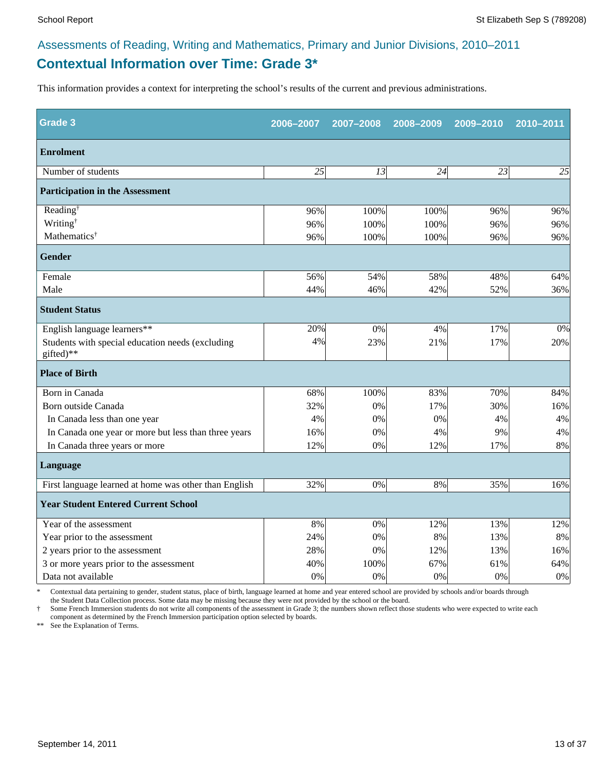## Assessments of Reading, Writing and Mathematics, Primary and Junior Divisions, 2010–2011

# Contextual Information over Time: Grade 3*

This information provides a context for interpreting the school's results of the current and previous administrations.

| Grade 3 | 2006–2007 | 2007–2008 | 2008–2009 | 2009–2010 | 2010–2011 |
|---|---|---|---|---|---|
| **Enrolment** | | | | | |
| Number of students | *25* | *13* | *24* | *23* | *25* |
| **Participation in the Assessment** | | | | | |
| Reading† | 96% | 100% | 100% | 96% | 96% |
| Writing† | 96% | 100% | 100% | 96% | 96% |
| Mathematics† | 96% | 100% | 100% | 96% | 96% |
| **Gender** | | | | | |
| Female | 56% | 54% | 58% | 48% | 64% |
| Male | 44% | 46% | 42% | 52% | 36% |
| **Student Status** | | | | | |
| English language learners** | 20% | 0% | 4% | 17% | 0% |
| Students with special education needs (excluding gifted)** | 4% | 23% | 21% | 17% | 20% |
| **Place of Birth** | | | | | |
| Born in Canada | 68% | 100% | 83% | 70% | 84% |
| Born outside Canada | 32% | 0% | 17% | 30% | 16% |
| In Canada less than one year | 4% | 0% | 0% | 4% | 4% |
| In Canada one year or more but less than three years | 16% | 0% | 4% | 9% | 4% |
| In Canada three years or more | 12% | 0% | 12% | 17% | 8% |
| **Language** | | | | | |
| First language learned at home was other than English | 32% | 0% | 8% | 35% | 16% |
| **Year Student Entered Current School** | | | | | |
| Year of the assessment | 8% | 0% | 12% | 13% | 12% |
| Year prior to the assessment | 24% | 0% | 8% | 13% | 8% |
| 2 years prior to the assessment | 28% | 0% | 12% | 13% | 16% |
| 3 or more years prior to the assessment | 40% | 100% | 67% | 61% | 64% |
| Data not available | 0% | 0% | 0% | 0% | 0% |

\* Contextual data pertaining to gender, student status, place of birth, language learned at home and year entered school are provided by schools and/or boards through the Student Data Collection process. Some data may be missing because they were not provided by the school or the board.

† Some French Immersion students do not write all components of the assessment in Grade 3; the numbers shown reflect those students who were expected to write each component as determined by the French Immersion participation option selected by boards.

** See the Explanation of Terms.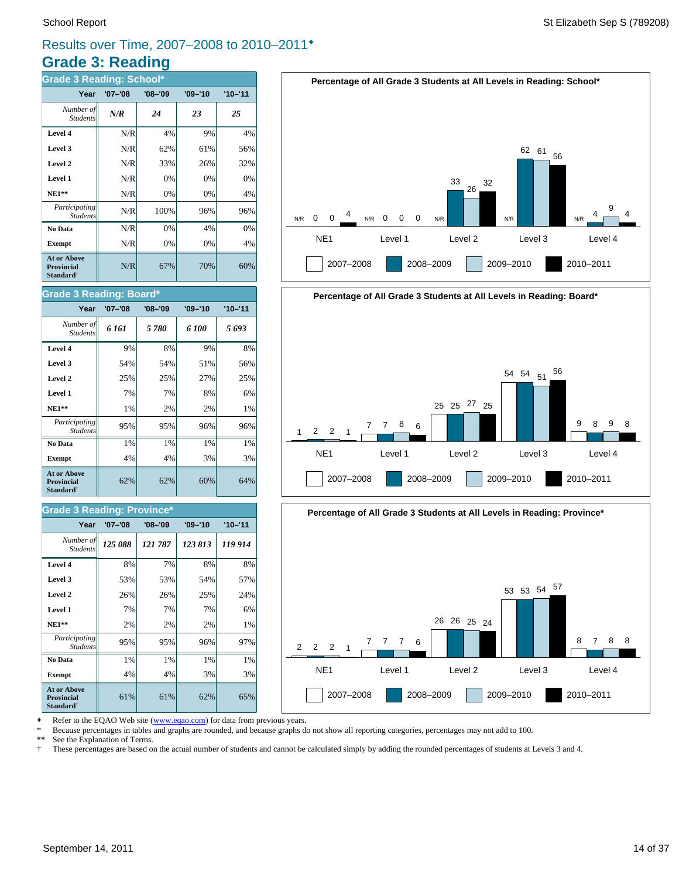# Results over Time, 2007–2008 to 2010–2011♦

## Grade 3: Reading

### Grade 3 Reading: School*

| Year | '07–'08 | '08–'09 | '09–'10 | '10–'11 |
|---|---|---|---|---|
| *Number of Students* | ***N/R*** | ***24*** | ***23*** | ***25*** |
| **Level 4** | N/R | 4% | 9% | 4% |
| **Level 3** | N/R | 62% | 61% | 56% |
| **Level 2** | N/R | 33% | 26% | 32% |
| **Level 1** | N/R | 0% | 0% | 0% |
| **NE1**** | N/R | 0% | 0% | 4% |
| *Participating Students* | N/R | 100% | 96% | 96% |
| **No Data** | N/R | 0% | 4% | 0% |
| **Exempt** | N/R | 0% | 0% | 4% |
| **At or Above Provincial Standard†** | N/R | 67% | 70% | 60% |

**Percentage of All Grade 3 Students at All Levels in Reading: School***

| | NE1 | Level 1 | Level 2 | Level 3 | Level 4 |
|---|---|---|---|---|---|
| 2007–2008 | N/R | N/R | N/R | N/R | N/R |
| 2008–2009 | 0 | 0 | 33 | 62 | 4 |
| 2009–2010 | 0 | 0 | 26 | 61 | 9 |
| 2010–2011 | 4 | 0 | 32 | 56 | 4 |

### Grade 3 Reading: Board*

| Year | '07–'08 | '08–'09 | '09–'10 | '10–'11 |
|---|---|---|---|---|
| *Number of Students* | ***6 161*** | ***5 780*** | ***6 100*** | ***5 693*** |
| **Level 4** | 9% | 8% | 9% | 8% |
| **Level 3** | 54% | 54% | 51% | 56% |
| **Level 2** | 25% | 25% | 27% | 25% |
| **Level 1** | 7% | 7% | 8% | 6% |
| **NE1**** | 1% | 2% | 2% | 1% |
| *Participating Students* | 95% | 95% | 96% | 96% |
| **No Data** | 1% | 1% | 1% | 1% |
| **Exempt** | 4% | 4% | 3% | 3% |
| **At or Above Provincial Standard†** | 62% | 62% | 60% | 64% |

**Percentage of All Grade 3 Students at All Levels in Reading: Board***

| | NE1 | Level 1 | Level 2 | Level 3 | Level 4 |
|---|---|---|---|---|---|
| 2007–2008 | 1 | 7 | 25 | 54 | 9 |
| 2008–2009 | 2 | 7 | 25 | 54 | 8 |
| 2009–2010 | 2 | 8 | 27 | 51 | 9 |
| 2010–2011 | 1 | 6 | 25 | 56 | 8 |

### Grade 3 Reading: Province*

| Year | '07–'08 | '08–'09 | '09–'10 | '10–'11 |
|---|---|---|---|---|
| *Number of Students* | ***125 088*** | ***121 787*** | ***123 813*** | ***119 914*** |
| **Level 4** | 8% | 7% | 8% | 8% |
| **Level 3** | 53% | 53% | 54% | 57% |
| **Level 2** | 26% | 26% | 25% | 24% |
| **Level 1** | 7% | 7% | 7% | 6% |
| **NE1**** | 2% | 2% | 2% | 1% |
| *Participating Students* | 95% | 95% | 96% | 97% |
| **No Data** | 1% | 1% | 1% | 1% |
| **Exempt** | 4% | 4% | 3% | 3% |
| **At or Above Provincial Standard†** | 61% | 61% | 62% | 65% |

**Percentage of All Grade 3 Students at All Levels in Reading: Province***

| | NE1 | Level 1 | Level 2 | Level 3 | Level 4 |
|---|---|---|---|---|---|
| 2007–2008 | 2 | 7 | 26 | 53 | 8 |
| 2008–2009 | 2 | 7 | 26 | 53 | 7 |
| 2009–2010 | 2 | 7 | 25 | 54 | 8 |
| 2010–2011 | 1 | 6 | 24 | 57 | 8 |

♦ Refer to the EQAO Web site (www.eqao.com) for data from previous years.
\* Because percentages in tables and graphs are rounded, and because graphs do not show all reporting categories, percentages may not add to 100.
** See the Explanation of Terms.
† These percentages are based on the actual number of students and cannot be calculated simply by adding the rounded percentages of students at Levels 3 and 4.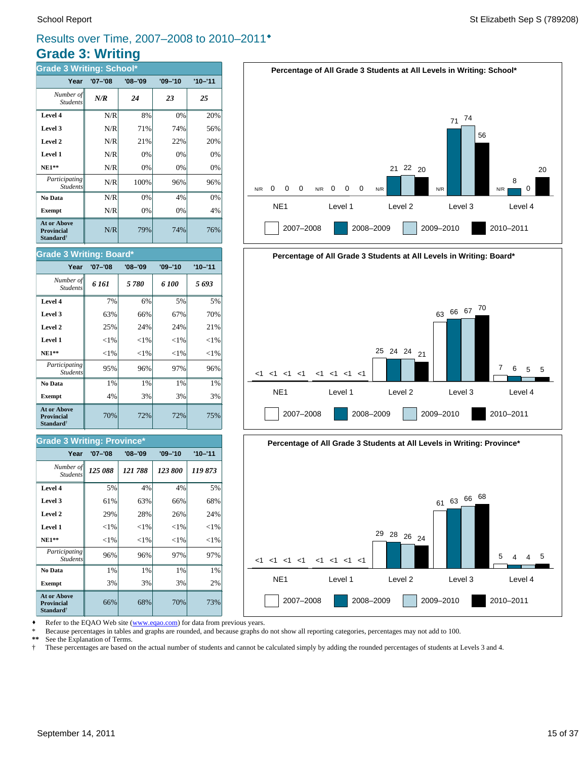# Results over Time, 2007–2008 to 2010–2011♦

## Grade 3: Writing

### Grade 3 Writing: School*

| Year | '07–'08 | '08–'09 | '09–'10 | '10–'11 |
|---|---|---|---|---|
| *Number of Students* | ***N/R*** | ***24*** | ***23*** | ***25*** |
| **Level 4** | N/R | 8% | 0% | 20% |
| **Level 3** | N/R | 71% | 74% | 56% |
| **Level 2** | N/R | 21% | 22% | 20% |
| **Level 1** | N/R | 0% | 0% | 0% |
| **NE1**** | N/R | 0% | 0% | 0% |
| *Participating Students* | N/R | 100% | 96% | 96% |
| **No Data** | N/R | 0% | 4% | 0% |
| **Exempt** | N/R | 0% | 0% | 4% |
| **At or Above Provincial Standard†** | N/R | 79% | 74% | 76% |

**Percentage of All Grade 3 Students at All Levels in Writing: School***

| | NE1 | Level 1 | Level 2 | Level 3 | Level 4 |
|---|---|---|---|---|---|
| 2007–2008 | N/R | N/R | N/R | N/R | N/R |
| 2008–2009 | 0 | 0 | 21 | 71 | 8 |
| 2009–2010 | 0 | 0 | 22 | 74 | 0 |
| 2010–2011 | 0 | 0 | 20 | 56 | 20 |

### Grade 3 Writing: Board*

| Year | '07–'08 | '08–'09 | '09–'10 | '10–'11 |
|---|---|---|---|---|
| *Number of Students* | ***6 161*** | ***5 780*** | ***6 100*** | ***5 693*** |
| **Level 4** | 7% | 6% | 5% | 5% |
| **Level 3** | 63% | 66% | 67% | 70% |
| **Level 2** | 25% | 24% | 24% | 21% |
| **Level 1** | <1% | <1% | <1% | <1% |
| **NE1**** | <1% | <1% | <1% | <1% |
| *Participating Students* | 95% | 96% | 97% | 96% |
| **No Data** | 1% | 1% | 1% | 1% |
| **Exempt** | 4% | 3% | 3% | 3% |
| **At or Above Provincial Standard†** | 70% | 72% | 72% | 75% |

**Percentage of All Grade 3 Students at All Levels in Writing: Board***

| | NE1 | Level 1 | Level 2 | Level 3 | Level 4 |
|---|---|---|---|---|---|
| 2007–2008 | <1 | <1 | 25 | 63 | 7 |
| 2008–2009 | <1 | <1 | 24 | 66 | 6 |
| 2009–2010 | <1 | <1 | 24 | 67 | 5 |
| 2010–2011 | <1 | <1 | 21 | 70 | 5 |

### Grade 3 Writing: Province*

| Year | '07–'08 | '08–'09 | '09–'10 | '10–'11 |
|---|---|---|---|---|
| *Number of Students* | ***125 088*** | ***121 788*** | ***123 800*** | ***119 873*** |
| **Level 4** | 5% | 4% | 4% | 5% |
| **Level 3** | 61% | 63% | 66% | 68% |
| **Level 2** | 29% | 28% | 26% | 24% |
| **Level 1** | <1% | <1% | <1% | <1% |
| **NE1**** | <1% | <1% | <1% | <1% |
| *Participating Students* | 96% | 96% | 97% | 97% |
| **No Data** | 1% | 1% | 1% | 1% |
| **Exempt** | 3% | 3% | 3% | 2% |
| **At or Above Provincial Standard†** | 66% | 68% | 70% | 73% |

**Percentage of All Grade 3 Students at All Levels in Writing: Province***

| | NE1 | Level 1 | Level 2 | Level 3 | Level 4 |
|---|---|---|---|---|---|
| 2007–2008 | <1 | <1 | 29 | 61 | 5 |
| 2008–2009 | <1 | <1 | 28 | 63 | 4 |
| 2009–2010 | <1 | <1 | 26 | 66 | 4 |
| 2010–2011 | <1 | <1 | 24 | 68 | 5 |

♦ Refer to the EQAO Web site (www.eqao.com) for data from previous years.

\* Because percentages in tables and graphs are rounded, and because graphs do not show all reporting categories, percentages may not add to 100.

** See the Explanation of Terms.

† These percentages are based on the actual number of students and cannot be calculated simply by adding the rounded percentages of students at Levels 3 and 4.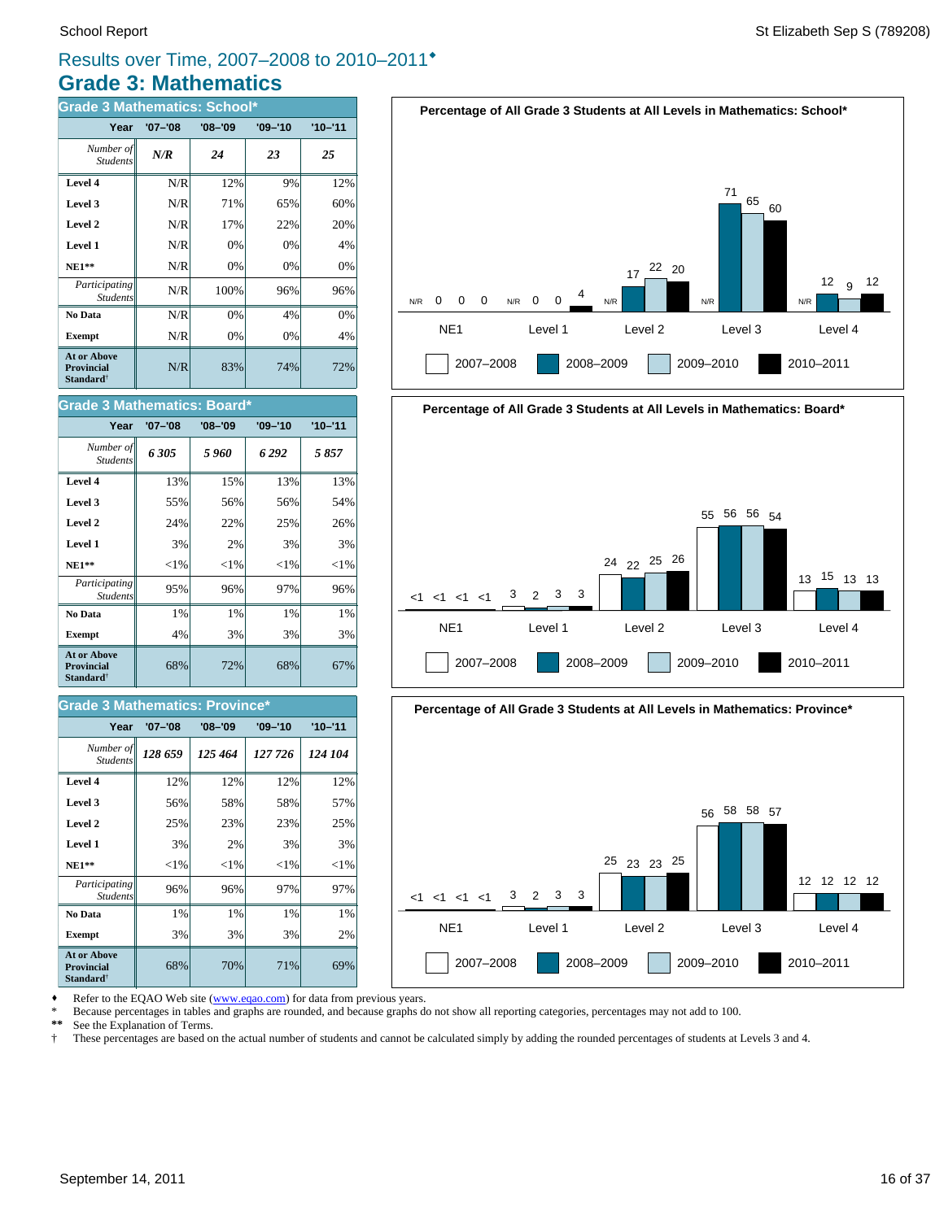# Results over Time, 2007–2008 to 2010–2011♦

## Grade 3: Mathematics

### Grade 3 Mathematics: School*

| Year | '07–'08 | '08–'09 | '09–'10 | '10–'11 |
|---|---|---|---|---|
| *Number of Students* | ***N/R*** | ***24*** | ***23*** | ***25*** |
| **Level 4** | N/R | 12% | 9% | 12% |
| **Level 3** | N/R | 71% | 65% | 60% |
| **Level 2** | N/R | 17% | 22% | 20% |
| **Level 1** | N/R | 0% | 0% | 4% |
| **NE1**** | N/R | 0% | 0% | 0% |
| *Participating Students* | N/R | 100% | 96% | 96% |
| **No Data** | N/R | 0% | 4% | 0% |
| **Exempt** | N/R | 0% | 0% | 4% |
| **At or Above Provincial Standard†** | N/R | 83% | 74% | 72% |

**Percentage of All Grade 3 Students at All Levels in Mathematics: School***

| | 2007–2008 | 2008–2009 | 2009–2010 | 2010–2011 |
|---|---|---|---|---|
| NE1 | N/R | 0 | 0 | 0 |
| Level 1 | N/R | 0 | 0 | 4 |
| Level 2 | N/R | 17 | 22 | 20 |
| Level 3 | N/R | 71 | 65 | 60 |
| Level 4 | N/R | 12 | 9 | 12 |

### Grade 3 Mathematics: Board*

| Year | '07–'08 | '08–'09 | '09–'10 | '10–'11 |
|---|---|---|---|---|
| *Number of Students* | ***6 305*** | ***5 960*** | ***6 292*** | ***5 857*** |
| **Level 4** | 13% | 15% | 13% | 13% |
| **Level 3** | 55% | 56% | 56% | 54% |
| **Level 2** | 24% | 22% | 25% | 26% |
| **Level 1** | 3% | 2% | 3% | 3% |
| **NE1**** | <1% | <1% | <1% | <1% |
| *Participating Students* | 95% | 96% | 97% | 96% |
| **No Data** | 1% | 1% | 1% | 1% |
| **Exempt** | 4% | 3% | 3% | 3% |
| **At or Above Provincial Standard†** | 68% | 72% | 68% | 67% |

**Percentage of All Grade 3 Students at All Levels in Mathematics: Board***

| | 2007–2008 | 2008–2009 | 2009–2010 | 2010–2011 |
|---|---|---|---|---|
| NE1 | <1 | <1 | <1 | <1 |
| Level 1 | 3 | 2 | 3 | 3 |
| Level 2 | 24 | 22 | 25 | 26 |
| Level 3 | 55 | 56 | 56 | 54 |
| Level 4 | 13 | 15 | 13 | 13 |

### Grade 3 Mathematics: Province*

| Year | '07–'08 | '08–'09 | '09–'10 | '10–'11 |
|---|---|---|---|---|
| *Number of Students* | ***128 659*** | ***125 464*** | ***127 726*** | ***124 104*** |
| **Level 4** | 12% | 12% | 12% | 12% |
| **Level 3** | 56% | 58% | 58% | 57% |
| **Level 2** | 25% | 23% | 23% | 25% |
| **Level 1** | 3% | 2% | 3% | 3% |
| **NE1**** | <1% | <1% | <1% | <1% |
| *Participating Students* | 96% | 96% | 97% | 97% |
| **No Data** | 1% | 1% | 1% | 1% |
| **Exempt** | 3% | 3% | 3% | 2% |
| **At or Above Provincial Standard†** | 68% | 70% | 71% | 69% |

**Percentage of All Grade 3 Students at All Levels in Mathematics: Province***

| | 2007–2008 | 2008–2009 | 2009–2010 | 2010–2011 |
|---|---|---|---|---|
| NE1 | <1 | <1 | <1 | <1 |
| Level 1 | 3 | 2 | 3 | 3 |
| Level 2 | 25 | 23 | 23 | 25 |
| Level 3 | 56 | 58 | 58 | 57 |
| Level 4 | 12 | 12 | 12 | 12 |

♦ Refer to the EQAO Web site (www.eqao.com) for data from previous years.
\* Because percentages in tables and graphs are rounded, and because graphs do not show all reporting categories, percentages may not add to 100.
** See the Explanation of Terms.
† These percentages are based on the actual number of students and cannot be calculated simply by adding the rounded percentages of students at Levels 3 and 4.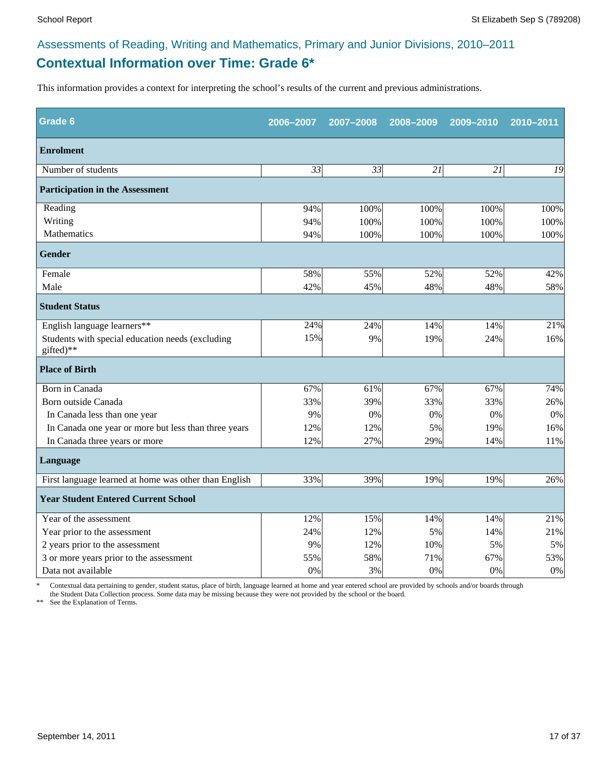## Assessments of Reading, Writing and Mathematics, Primary and Junior Divisions, 2010–2011

# Contextual Information over Time: Grade 6*

This information provides a context for interpreting the school's results of the current and previous administrations.

| Grade 6 | 2006–2007 | 2007–2008 | 2008–2009 | 2009–2010 | 2010–2011 |
|---|---|---|---|---|---|
| **Enrolment** | | | | | |
| Number of students | *33* | *33* | *21* | *21* | *19* |
| **Participation in the Assessment** | | | | | |
| Reading | 94% | 100% | 100% | 100% | 100% |
| Writing | 94% | 100% | 100% | 100% | 100% |
| Mathematics | 94% | 100% | 100% | 100% | 100% |
| **Gender** | | | | | |
| Female | 58% | 55% | 52% | 52% | 42% |
| Male | 42% | 45% | 48% | 48% | 58% |
| **Student Status** | | | | | |
| English language learners** | 24% | 24% | 14% | 14% | 21% |
| Students with special education needs (excluding gifted)** | 15% | 9% | 19% | 24% | 16% |
| **Place of Birth** | | | | | |
| Born in Canada | 67% | 61% | 67% | 67% | 74% |
| Born outside Canada | 33% | 39% | 33% | 33% | 26% |
| In Canada less than one year | 9% | 0% | 0% | 0% | 0% |
| In Canada one year or more but less than three years | 12% | 12% | 5% | 19% | 16% |
| In Canada three years or more | 12% | 27% | 29% | 14% | 11% |
| **Language** | | | | | |
| First language learned at home was other than English | 33% | 39% | 19% | 19% | 26% |
| **Year Student Entered Current School** | | | | | |
| Year of the assessment | 12% | 15% | 14% | 14% | 21% |
| Year prior to the assessment | 24% | 12% | 5% | 14% | 21% |
| 2 years prior to the assessment | 9% | 12% | 10% | 5% | 5% |
| 3 or more years prior to the assessment | 55% | 58% | 71% | 67% | 53% |
| Data not available | 0% | 3% | 0% | 0% | 0% |

\* Contextual data pertaining to gender, student status, place of birth, language learned at home and year entered school are provided by schools and/or boards through the Student Data Collection process. Some data may be missing because they were not provided by the school or the board.

\*\* See the Explanation of Terms.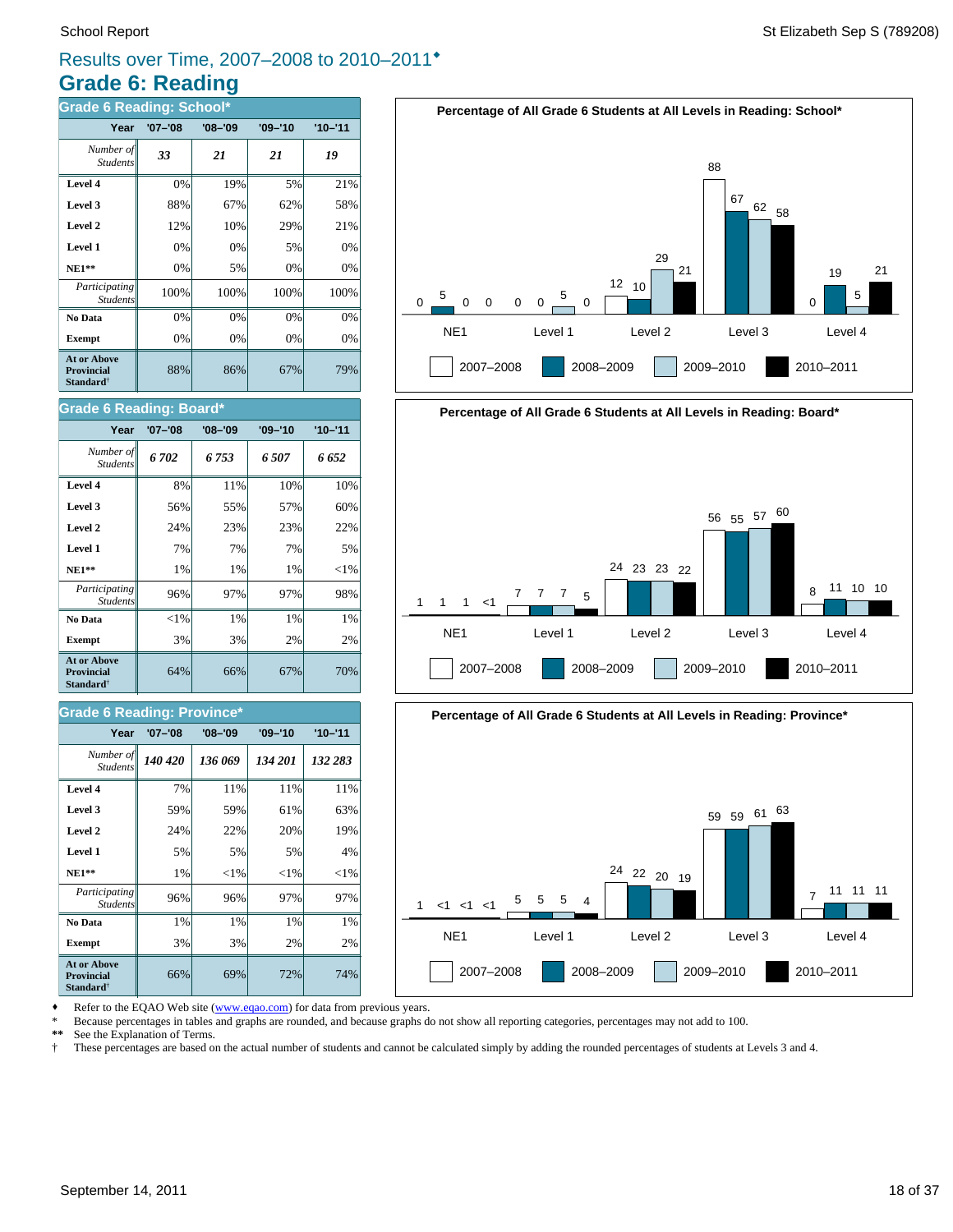# Results over Time, 2007–2008 to 2010–2011♦

## Grade 6: Reading

### Grade 6 Reading: School*

| Year | '07–'08 | '08–'09 | '09–'10 | '10–'11 |
|---|---|---|---|---|
| *Number of Students* | ***33*** | ***21*** | ***21*** | ***19*** |
| **Level 4** | 0% | 19% | 5% | 21% |
| **Level 3** | 88% | 67% | 62% | 58% |
| **Level 2** | 12% | 10% | 29% | 21% |
| **Level 1** | 0% | 0% | 5% | 0% |
| **NE1**** | 0% | 5% | 0% | 0% |
| *Participating Students* | 100% | 100% | 100% | 100% |
| **No Data** | 0% | 0% | 0% | 0% |
| **Exempt** | 0% | 0% | 0% | 0% |
| **At or Above Provincial Standard†** | 88% | 86% | 67% | 79% |

**Percentage of All Grade 6 Students at All Levels in Reading: School***

| | NE1 | Level 1 | Level 2 | Level 3 | Level 4 |
|---|---|---|---|---|---|
| 2007–2008 | 0 | 0 | 12 | 88 | 0 |
| 2008–2009 | 5 | 0 | 10 | 67 | 19 |
| 2009–2010 | 0 | 5 | 29 | 62 | 5 |
| 2010–2011 | 0 | 0 | 21 | 58 | 21 |

### Grade 6 Reading: Board*

| Year | '07–'08 | '08–'09 | '09–'10 | '10–'11 |
|---|---|---|---|---|
| *Number of Students* | ***6 702*** | ***6 753*** | ***6 507*** | ***6 652*** |
| **Level 4** | 8% | 11% | 10% | 10% |
| **Level 3** | 56% | 55% | 57% | 60% |
| **Level 2** | 24% | 23% | 23% | 22% |
| **Level 1** | 7% | 7% | 7% | 5% |
| **NE1**** | 1% | 1% | 1% | <1% |
| *Participating Students* | 96% | 97% | 97% | 98% |
| **No Data** | <1% | 1% | 1% | 1% |
| **Exempt** | 3% | 3% | 2% | 2% |
| **At or Above Provincial Standard†** | 64% | 66% | 67% | 70% |

**Percentage of All Grade 6 Students at All Levels in Reading: Board***

| | NE1 | Level 1 | Level 2 | Level 3 | Level 4 |
|---|---|---|---|---|---|
| 2007–2008 | 1 | 7 | 24 | 56 | 8 |
| 2008–2009 | 1 | 7 | 23 | 55 | 11 |
| 2009–2010 | 1 | 7 | 23 | 57 | 10 |
| 2010–2011 | <1 | 5 | 22 | 60 | 10 |

### Grade 6 Reading: Province*

| Year | '07–'08 | '08–'09 | '09–'10 | '10–'11 |
|---|---|---|---|---|
| *Number of Students* | ***140 420*** | ***136 069*** | ***134 201*** | ***132 283*** |
| **Level 4** | 7% | 11% | 11% | 11% |
| **Level 3** | 59% | 59% | 61% | 63% |
| **Level 2** | 24% | 22% | 20% | 19% |
| **Level 1** | 5% | 5% | 5% | 4% |
| **NE1**** | 1% | <1% | <1% | <1% |
| *Participating Students* | 96% | 96% | 97% | 97% |
| **No Data** | 1% | 1% | 1% | 1% |
| **Exempt** | 3% | 3% | 2% | 2% |
| **At or Above Provincial Standard†** | 66% | 69% | 72% | 74% |

**Percentage of All Grade 6 Students at All Levels in Reading: Province***

| | NE1 | Level 1 | Level 2 | Level 3 | Level 4 |
|---|---|---|---|---|---|
| 2007–2008 | 1 | 5 | 24 | 59 | 7 |
| 2008–2009 | <1 | 5 | 22 | 59 | 11 |
| 2009–2010 | <1 | 5 | 20 | 61 | 11 |
| 2010–2011 | <1 | 4 | 19 | 63 | 11 |

♦ Refer to the EQAO Web site (www.eqao.com) for data from previous years.
\* Because percentages in tables and graphs are rounded, and because graphs do not show all reporting categories, percentages may not add to 100.
** See the Explanation of Terms.
† These percentages are based on the actual number of students and cannot be calculated simply by adding the rounded percentages of students at Levels 3 and 4.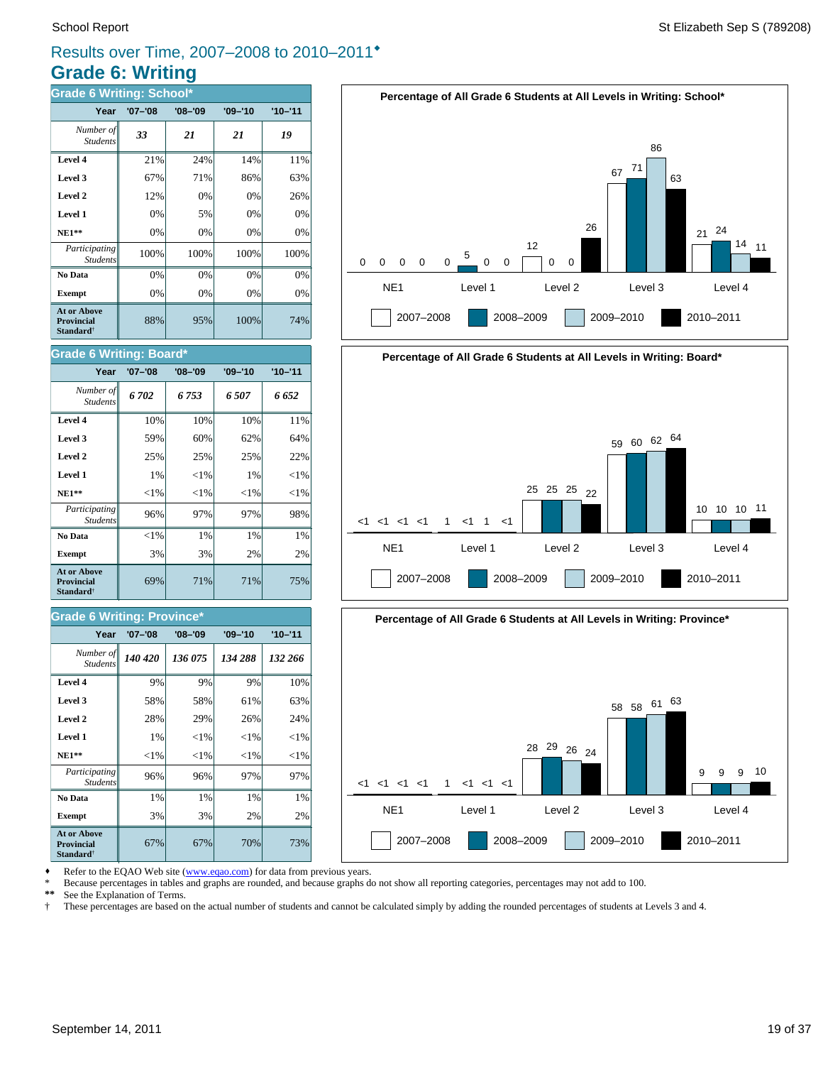## Results over Time, 2007–2008 to 2010–2011♦

# Grade 6: Writing

### Grade 6 Writing: School*

| Year | '07–'08 | '08–'09 | '09–'10 | '10–'11 |
|---|---|---|---|---|
| *Number of Students* | ***33*** | ***21*** | ***21*** | ***19*** |
| **Level 4** | 21% | 24% | 14% | 11% |
| **Level 3** | 67% | 71% | 86% | 63% |
| **Level 2** | 12% | 0% | 0% | 26% |
| **Level 1** | 0% | 5% | 0% | 0% |
| **NE1**** | 0% | 0% | 0% | 0% |
| *Participating Students* | 100% | 100% | 100% | 100% |
| **No Data** | 0% | 0% | 0% | 0% |
| **Exempt** | 0% | 0% | 0% | 0% |
| **At or Above Provincial Standard†** | 88% | 95% | 100% | 74% |

### Grade 6 Writing: Board*

| Year | '07–'08 | '08–'09 | '09–'10 | '10–'11 |
|---|---|---|---|---|
| *Number of Students* | ***6 702*** | ***6 753*** | ***6 507*** | ***6 652*** |
| **Level 4** | 10% | 10% | 10% | 11% |
| **Level 3** | 59% | 60% | 62% | 64% |
| **Level 2** | 25% | 25% | 25% | 22% |
| **Level 1** | 1% | <1% | 1% | <1% |
| **NE1**** | <1% | <1% | <1% | <1% |
| *Participating Students* | 96% | 97% | 97% | 98% |
| **No Data** | <1% | 1% | 1% | 1% |
| **Exempt** | 3% | 3% | 2% | 2% |
| **At or Above Provincial Standard†** | 69% | 71% | 71% | 75% |

### Grade 6 Writing: Province*

| Year | '07–'08 | '08–'09 | '09–'10 | '10–'11 |
|---|---|---|---|---|
| *Number of Students* | ***140 420*** | ***136 075*** | ***134 288*** | ***132 266*** |
| **Level 4** | 9% | 9% | 9% | 10% |
| **Level 3** | 58% | 58% | 61% | 63% |
| **Level 2** | 28% | 29% | 26% | 24% |
| **Level 1** | 1% | <1% | <1% | <1% |
| **NE1**** | <1% | <1% | <1% | <1% |
| *Participating Students* | 96% | 96% | 97% | 97% |
| **No Data** | 1% | 1% | 1% | 1% |
| **Exempt** | 3% | 3% | 2% | 2% |
| **At or Above Provincial Standard†** | 67% | 67% | 70% | 73% |

**Percentage of All Grade 6 Students at All Levels in Writing: School***

| | NE1 | Level 1 | Level 2 | Level 3 | Level 4 |
|---|---|---|---|---|---|
| 2007–2008 | 0 | 0 | 12 | 67 | 21 |
| 2008–2009 | 0 | 5 | 0 | 71 | 24 |
| 2009–2010 | 0 | 0 | 0 | 86 | 14 |
| 2010–2011 | 0 | 0 | 26 | 63 | 11 |

**Percentage of All Grade 6 Students at All Levels in Writing: Board***

| | NE1 | Level 1 | Level 2 | Level 3 | Level 4 |
|---|---|---|---|---|---|
| 2007–2008 | <1 | 1 | 25 | 59 | 10 |
| 2008–2009 | <1 | <1 | 25 | 60 | 10 |
| 2009–2010 | <1 | 1 | 25 | 62 | 10 |
| 2010–2011 | <1 | <1 | 22 | 64 | 11 |

**Percentage of All Grade 6 Students at All Levels in Writing: Province***

| | NE1 | Level 1 | Level 2 | Level 3 | Level 4 |
|---|---|---|---|---|---|
| 2007–2008 | <1 | 1 | 28 | 58 | 9 |
| 2008–2009 | <1 | <1 | 29 | 58 | 9 |
| 2009–2010 | <1 | <1 | 26 | 61 | 9 |
| 2010–2011 | <1 | <1 | 24 | 63 | 10 |

♦ Refer to the EQAO Web site (www.eqao.com) for data from previous years.
\* Because percentages in tables and graphs are rounded, and because graphs do not show all reporting categories, percentages may not add to 100.
** See the Explanation of Terms.
† These percentages are based on the actual number of students and cannot be calculated simply by adding the rounded percentages of students at Levels 3 and 4.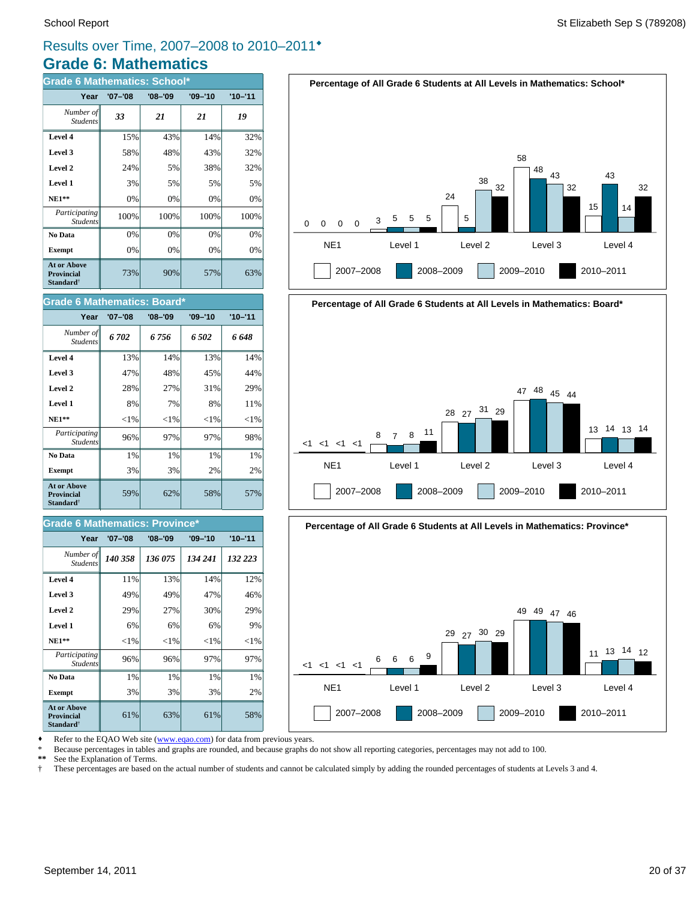## Results over Time, 2007–2008 to 2010–2011♦

# Grade 6: Mathematics

### Grade 6 Mathematics: School*

| Year | '07–'08 | '08–'09 | '09–'10 | '10–'11 |
|---|---|---|---|---|
| *Number of Students* | ***33*** | ***21*** | ***21*** | ***19*** |
| **Level 4** | 15% | 43% | 14% | 32% |
| **Level 3** | 58% | 48% | 43% | 32% |
| **Level 2** | 24% | 5% | 38% | 32% |
| **Level 1** | 3% | 5% | 5% | 5% |
| **NE1**** | 0% | 0% | 0% | 0% |
| *Participating Students* | 100% | 100% | 100% | 100% |
| **No Data** | 0% | 0% | 0% | 0% |
| **Exempt** | 0% | 0% | 0% | 0% |
| **At or Above Provincial Standard†** | 73% | 90% | 57% | 63% |

### Grade 6 Mathematics: Board*

| Year | '07–'08 | '08–'09 | '09–'10 | '10–'11 |
|---|---|---|---|---|
| *Number of Students* | ***6 702*** | ***6 756*** | ***6 502*** | ***6 648*** |
| **Level 4** | 13% | 14% | 13% | 14% |
| **Level 3** | 47% | 48% | 45% | 44% |
| **Level 2** | 28% | 27% | 31% | 29% |
| **Level 1** | 8% | 7% | 8% | 11% |
| **NE1**** | <1% | <1% | <1% | <1% |
| *Participating Students* | 96% | 97% | 97% | 98% |
| **No Data** | 1% | 1% | 1% | 1% |
| **Exempt** | 3% | 3% | 2% | 2% |
| **At or Above Provincial Standard†** | 59% | 62% | 58% | 57% |

### Grade 6 Mathematics: Province*

| Year | '07–'08 | '08–'09 | '09–'10 | '10–'11 |
|---|---|---|---|---|
| *Number of Students* | ***140 358*** | ***136 075*** | ***134 241*** | ***132 223*** |
| **Level 4** | 11% | 13% | 14% | 12% |
| **Level 3** | 49% | 49% | 47% | 46% |
| **Level 2** | 29% | 27% | 30% | 29% |
| **Level 1** | 6% | 6% | 6% | 9% |
| **NE1**** | <1% | <1% | <1% | <1% |
| *Participating Students* | 96% | 96% | 97% | 97% |
| **No Data** | 1% | 1% | 1% | 1% |
| **Exempt** | 3% | 3% | 3% | 2% |
| **At or Above Provincial Standard†** | 61% | 63% | 61% | 58% |

**Percentage of All Grade 6 Students at All Levels in Mathematics: School***

| | NE1 | Level 1 | Level 2 | Level 3 | Level 4 |
|---|---|---|---|---|---|
| 2007–2008 | 0 | 3 | 24 | 58 | 15 |
| 2008–2009 | 0 | 5 | 5 | 48 | 43 |
| 2009–2010 | 0 | 5 | 38 | 43 | 14 |
| 2010–2011 | 0 | 5 | 32 | 32 | 32 |

**Percentage of All Grade 6 Students at All Levels in Mathematics: Board***

| | NE1 | Level 1 | Level 2 | Level 3 | Level 4 |
|---|---|---|---|---|---|
| 2007–2008 | <1 | 8 | 28 | 47 | 13 |
| 2008–2009 | <1 | 7 | 27 | 48 | 14 |
| 2009–2010 | <1 | 8 | 31 | 45 | 13 |
| 2010–2011 | <1 | 11 | 29 | 44 | 14 |

**Percentage of All Grade 6 Students at All Levels in Mathematics: Province***

| | NE1 | Level 1 | Level 2 | Level 3 | Level 4 |
|---|---|---|---|---|---|
| 2007–2008 | <1 | 6 | 29 | 49 | 11 |
| 2008–2009 | <1 | 6 | 27 | 49 | 13 |
| 2009–2010 | <1 | 6 | 30 | 47 | 14 |
| 2010–2011 | <1 | 9 | 29 | 46 | 12 |

♦ Refer to the EQAO Web site (www.eqao.com) for data from previous years.
\* Because percentages in tables and graphs are rounded, and because graphs do not show all reporting categories, percentages may not add to 100.
** See the Explanation of Terms.
† These percentages are based on the actual number of students and cannot be calculated simply by adding the rounded percentages of students at Levels 3 and 4.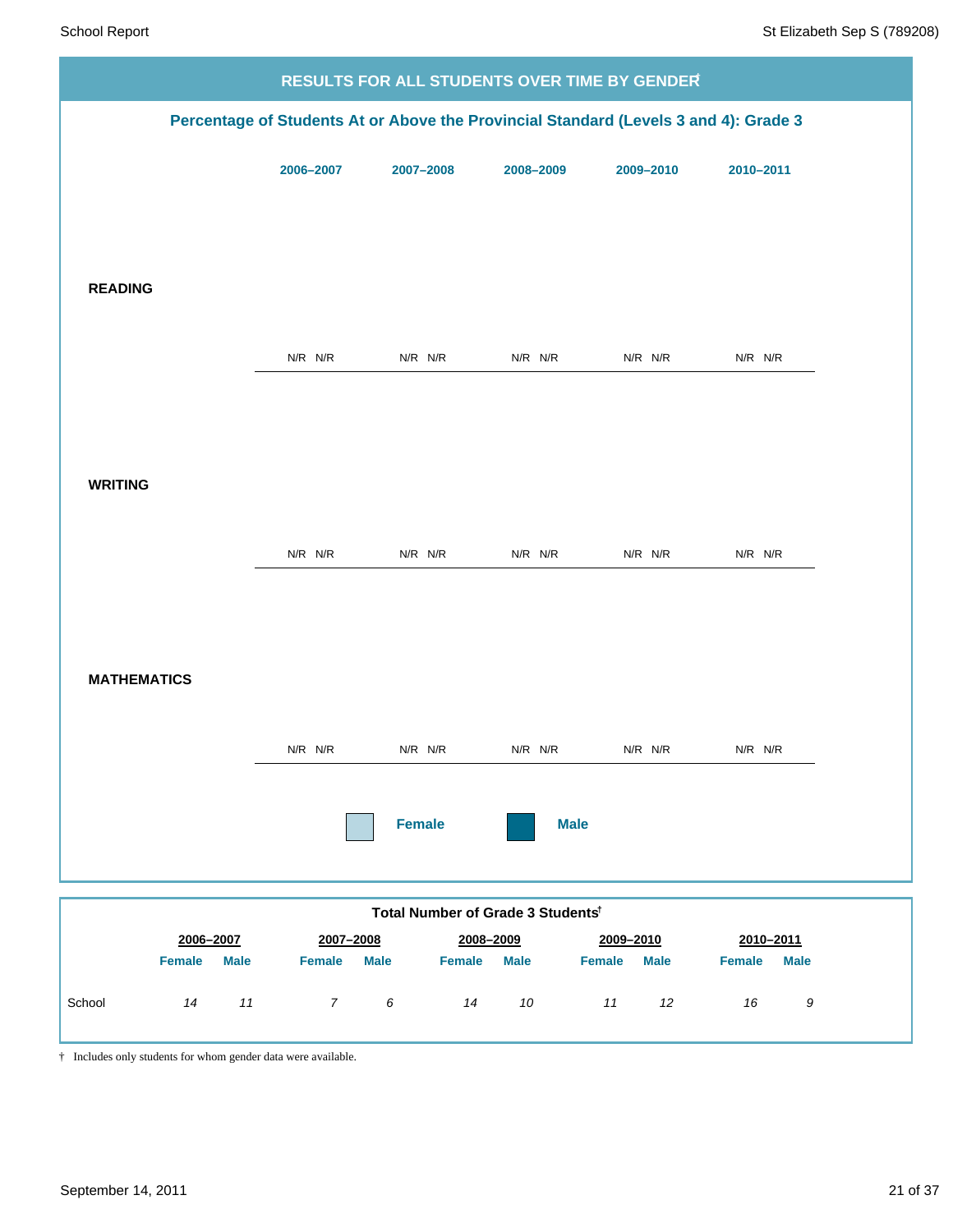## RESULTS FOR ALL STUDENTS OVER TIME BY GENDER†

### Percentage of Students At or Above the Provincial Standard (Levels 3 and 4): Grade 3

| | 2006–2007 | | 2007–2008 | | 2008–2009 | | 2009–2010 | | 2010–2011 | |
|---|---|---|---|---|---|---|---|---|---|---|
| | Female | Male | Female | Male | Female | Male | Female | Male | Female | Male |
| **READING** | N/R | N/R | N/R | N/R | N/R | N/R | N/R | N/R | N/R | N/R |
| **WRITING** | N/R | N/R | N/R | N/R | N/R | N/R | N/R | N/R | N/R | N/R |
| **MATHEMATICS** | N/R | N/R | N/R | N/R | N/R | N/R | N/R | N/R | N/R | N/R |

### Total Number of Grade 3 Students†

| | 2006–2007 | | 2007–2008 | | 2008–2009 | | 2009–2010 | | 2010–2011 | |
|---|---|---|---|---|---|---|---|---|---|---|
| | Female | Male | Female | Male | Female | Male | Female | Male | Female | Male |
| School | *14* | *11* | *7* | *6* | *14* | *10* | *11* | *12* | *16* | *9* |

† Includes only students for whom gender data were available.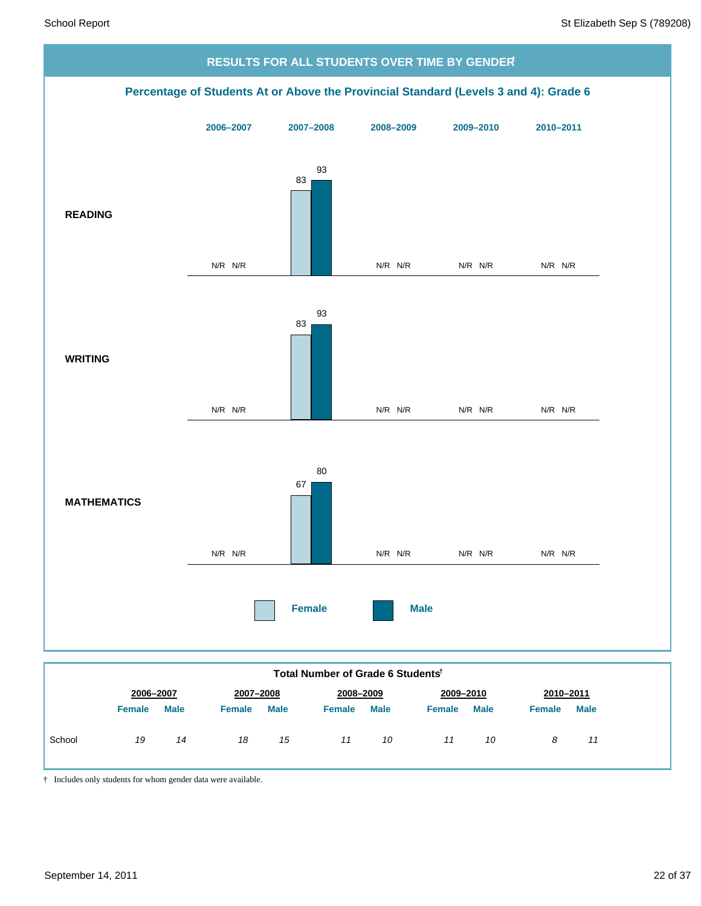## RESULTS FOR ALL STUDENTS OVER TIME BY GENDER†

### Percentage of Students At or Above the Provincial Standard (Levels 3 and 4): Grade 6

| | 2006–2007 | | 2007–2008 | | 2008–2009 | | 2009–2010 | | 2010–2011 | |
|---|---|---|---|---|---|---|---|---|---|---|
| | Female | Male | Female | Male | Female | Male | Female | Male | Female | Male |
| **READING** | N/R | N/R | 83 | 93 | N/R | N/R | N/R | N/R | N/R | N/R |
| **WRITING** | N/R | N/R | 83 | 93 | N/R | N/R | N/R | N/R | N/R | N/R |
| **MATHEMATICS** | N/R | N/R | 67 | 80 | N/R | N/R | N/R | N/R | N/R | N/R |

### Total Number of Grade 6 Students†

| | 2006–2007 | | 2007–2008 | | 2008–2009 | | 2009–2010 | | 2010–2011 | |
|---|---|---|---|---|---|---|---|---|---|---|
| | Female | Male | Female | Male | Female | Male | Female | Male | Female | Male |
| School | *19* | *14* | *18* | *15* | *11* | *10* | *11* | *10* | *8* | *11* |

† Includes only students for whom gender data were available.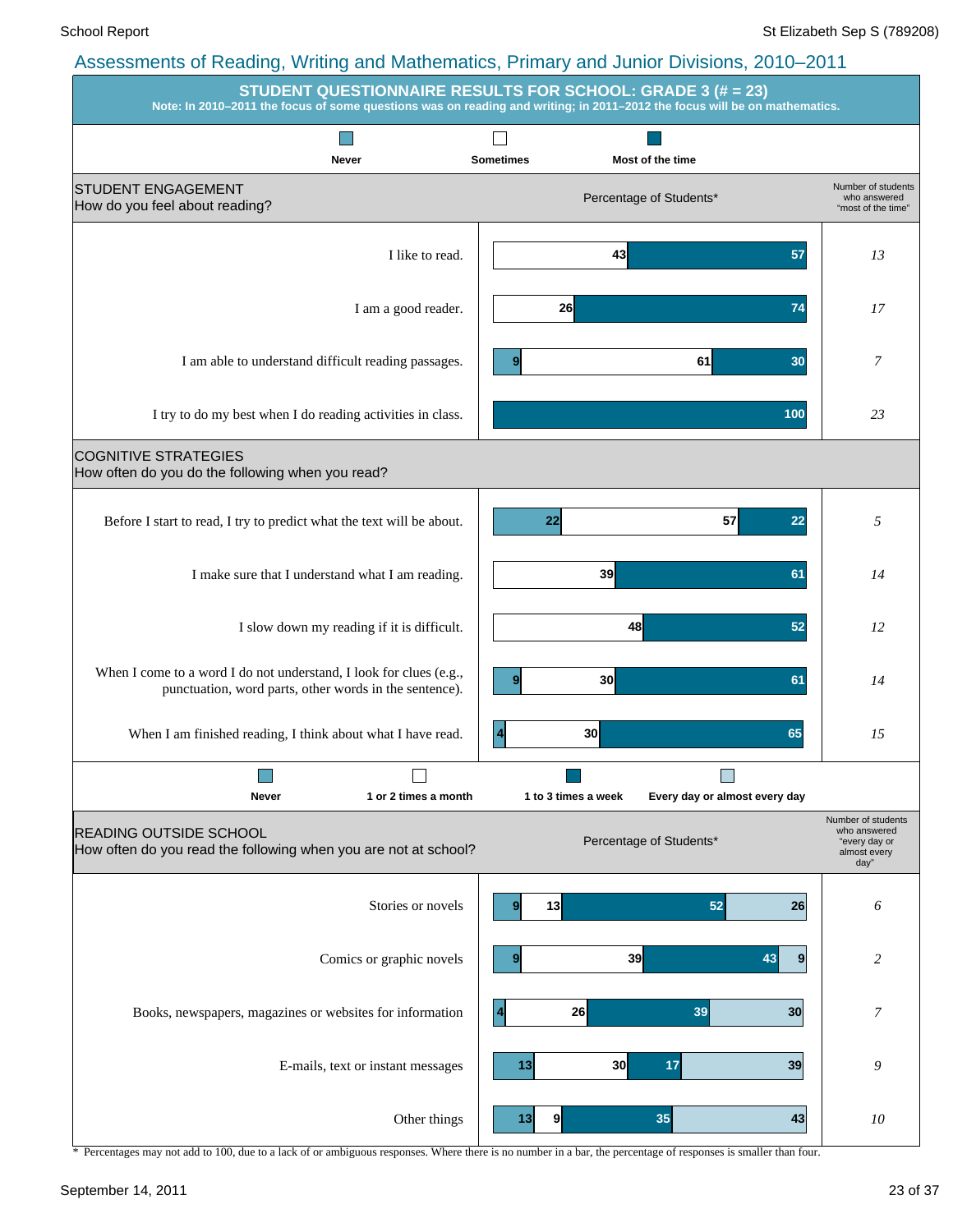## Assessments of Reading, Writing and Mathematics, Primary and Junior Divisions, 2010–2011

### STUDENT QUESTIONNAIRE RESULTS FOR SCHOOL: GRADE 3 (# = 23)

**Note: In 2010–2011 the focus of some questions was on reading and writing; in 2011–2012 the focus will be on mathematics.**

#### STUDENT ENGAGEMENT
How do you feel about reading?

Percentage of Students*

| Statement | Never | Sometimes | Most of the time | Number of students who answered "most of the time" |
|---|---|---|---|---|
| I like to read. | | 43 | 57 | 13 |
| I am a good reader. | | 26 | 74 | 17 |
| I am able to understand difficult reading passages. | 9 | 61 | 30 | 7 |
| I try to do my best when I do reading activities in class. | | | 100 | 23 |

#### COGNITIVE STRATEGIES
How often do you do the following when you read?

| Statement | Never | Sometimes | Most of the time | Number of students who answered "most of the time" |
|---|---|---|---|---|
| Before I start to read, I try to predict what the text will be about. | 22 | 57 | 22 | 5 |
| I make sure that I understand what I am reading. | | 39 | 61 | 14 |
| I slow down my reading if it is difficult. | | 48 | 52 | 12 |
| When I come to a word I do not understand, I look for clues (e.g., punctuation, word parts, other words in the sentence). | 9 | 30 | 61 | 14 |
| When I am finished reading, I think about what I have read. | 4 | 30 | 65 | 15 |

#### READING OUTSIDE SCHOOL
How often do you read the following when you are not at school?

Percentage of Students*

| Item | Never | 1 or 2 times a month | 1 to 3 times a week | Every day or almost every day | Number of students who answered "every day or almost every day" |
|---|---|---|---|---|---|
| Stories or novels | 9 | 13 | 52 | 26 | 6 |
| Comics or graphic novels | 9 | 39 | 43 | 9 | 2 |
| Books, newspapers, magazines or websites for information | 4 | 26 | 39 | 30 | 7 |
| E-mails, text or instant messages | 13 | 30 | 17 | 39 | 9 |
| Other things | 13 | 9 | 35 | 43 | 10 |

\* Percentages may not add to 100, due to a lack of or ambiguous responses. Where there is no number in a bar, the percentage of responses is smaller than four.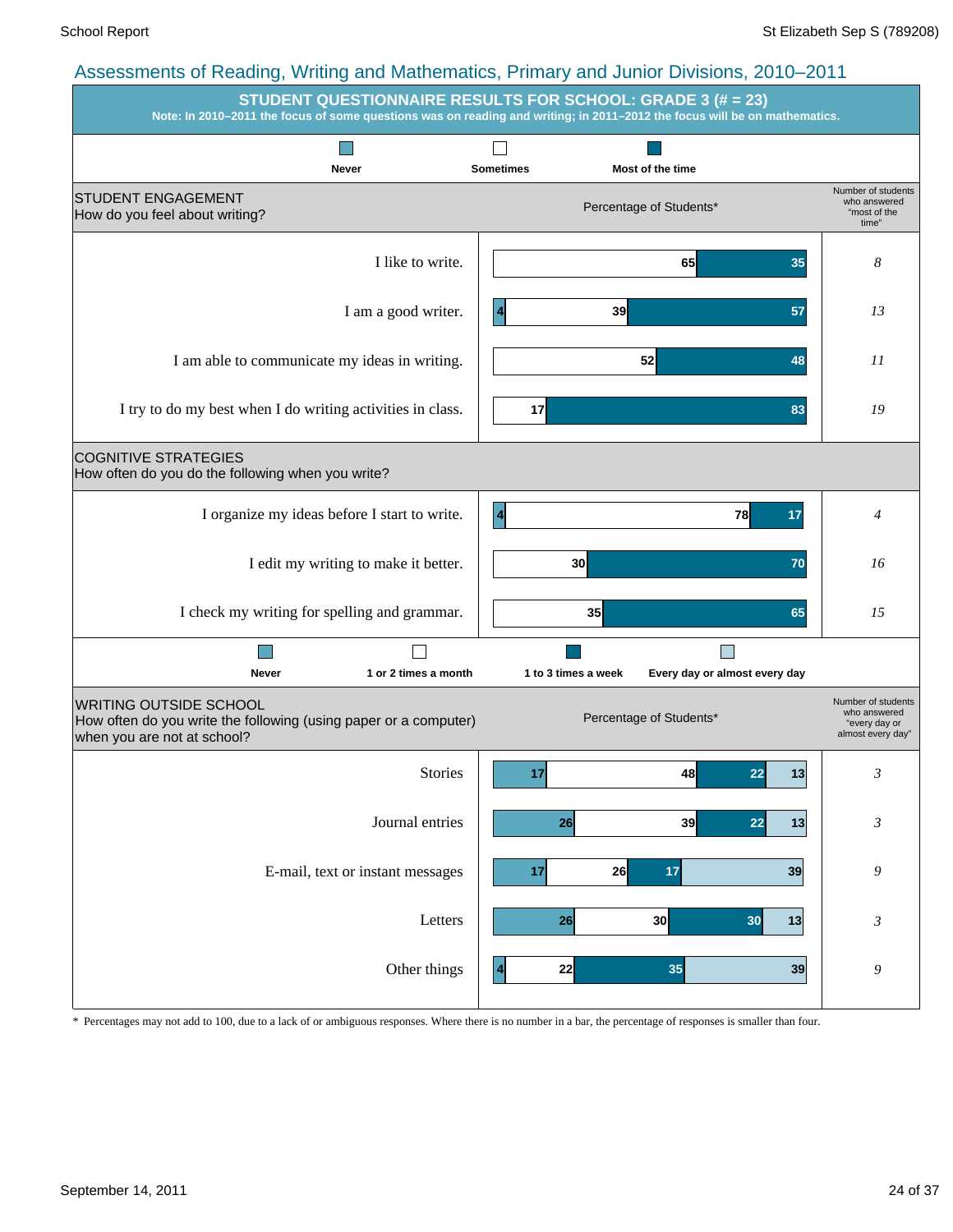## Assessments of Reading, Writing and Mathematics, Primary and Junior Divisions, 2010–2011

### STUDENT QUESTIONNAIRE RESULTS FOR SCHOOL: GRADE 3 (# = 23)

**Note: In 2010–2011 the focus of some questions was on reading and writing; in 2011–2012 the focus will be on mathematics.**

**STUDENT ENGAGEMENT**
How do you feel about writing?

| | Never | Sometimes | Most of the time | Number of students who answered "most of the time" |
|---|---|---|---|---|
| I like to write. | | 65 | 35 | *8* |
| I am a good writer. | 4 | 39 | 57 | *13* |
| I am able to communicate my ideas in writing. | | 52 | 48 | *11* |
| I try to do my best when I do writing activities in class. | | 17 | 83 | *19* |

**COGNITIVE STRATEGIES**
How often do you do the following when you write?

| | Never | Sometimes | Most of the time | Number of students who answered "most of the time" |
|---|---|---|---|---|
| I organize my ideas before I start to write. | 4 | 78 | 17 | *4* |
| I edit my writing to make it better. | | 30 | 70 | *16* |
| I check my writing for spelling and grammar. | | 35 | 65 | *15* |

**WRITING OUTSIDE SCHOOL**
How often do you write the following (using paper or a computer) when you are not at school?

| | Never | 1 or 2 times a month | 1 to 3 times a week | Every day or almost every day | Number of students who answered "every day or almost every day" |
|---|---|---|---|---|---|
| Stories | 17 | 48 | 22 | 13 | *3* |
| Journal entries | 26 | 39 | 22 | 13 | *3* |
| E-mail, text or instant messages | 17 | 26 | 17 | 39 | *9* |
| Letters | 26 | 30 | 30 | 13 | *3* |
| Other things | 4 | 22 | 35 | 39 | *9* |

Percentage of Students*

\* Percentages may not add to 100, due to a lack of or ambiguous responses. Where there is no number in a bar, the percentage of responses is smaller than four.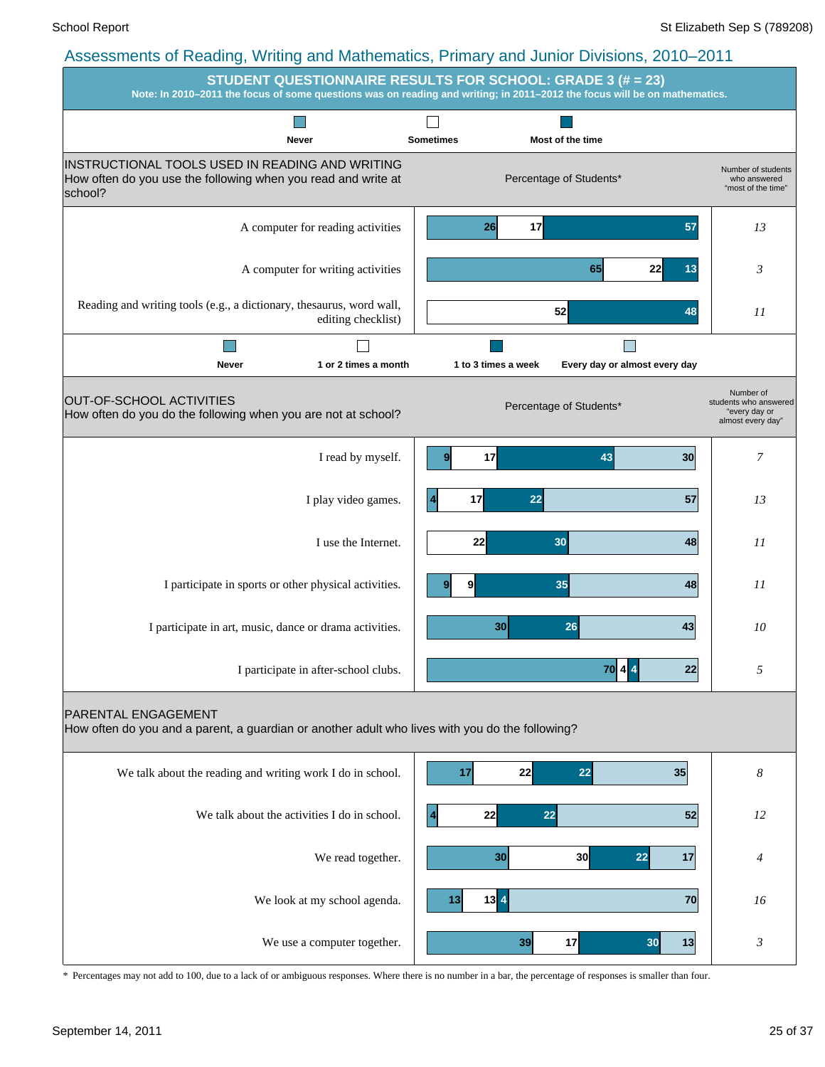## Assessments of Reading, Writing and Mathematics, Primary and Junior Divisions, 2010–2011

### STUDENT QUESTIONNAIRE RESULTS FOR SCHOOL: GRADE 3 (# = 23)

**Note: In 2010–2011 the focus of some questions was on reading and writing; in 2011–2012 the focus will be on mathematics.**

**INSTRUCTIONAL TOOLS USED IN READING AND WRITING**
How often do you use the following when you read and write at school?

Percentage of Students*

| Item | Never | Sometimes | Most of the time | Number of students who answered "most of the time" |
|---|---|---|---|---|
| A computer for reading activities | 26 | 17 | 57 | 13 |
| A computer for writing activities | 65 | 22 | 13 | 3 |
| Reading and writing tools (e.g., a dictionary, thesaurus, word wall, editing checklist) | | 52 | 48 | 11 |

**OUT-OF-SCHOOL ACTIVITIES**
How often do you do the following when you are not at school?

Percentage of Students*

| Item | Never | 1 or 2 times a month | 1 to 3 times a week | Every day or almost every day | Number of students who answered "every day or almost every day" |
|---|---|---|---|---|---|
| I read by myself. | 9 | 17 | 43 | 30 | 7 |
| I play video games. | 4 | 17 | 22 | 57 | 13 |
| I use the Internet. | | 22 | 30 | 48 | 11 |
| I participate in sports or other physical activities. | 9 | 9 | 35 | 48 | 11 |
| I participate in art, music, dance or drama activities. | 30 | | 26 | 43 | 10 |
| I participate in after-school clubs. | 70 | 4 | 4 | 22 | 5 |

**PARENTAL ENGAGEMENT**
How often do you and a parent, a guardian or another adult who lives with you do the following?

| Item | Never | 1 or 2 times a month | 1 to 3 times a week | Every day or almost every day | Number of students who answered "every day or almost every day" |
|---|---|---|---|---|---|
| We talk about the reading and writing work I do in school. | 17 | 22 | 22 | 35 | 8 |
| We talk about the activities I do in school. | 4 | 22 | 22 | 52 | 12 |
| We read together. | 30 | 30 | 22 | 17 | 4 |
| We look at my school agenda. | 13 | 13 | 4 | 70 | 16 |
| We use a computer together. | 39 | 17 | 30 | 13 | 3 |

* Percentages may not add to 100, due to a lack of or ambiguous responses. Where there is no number in a bar, the percentage of responses is smaller than four.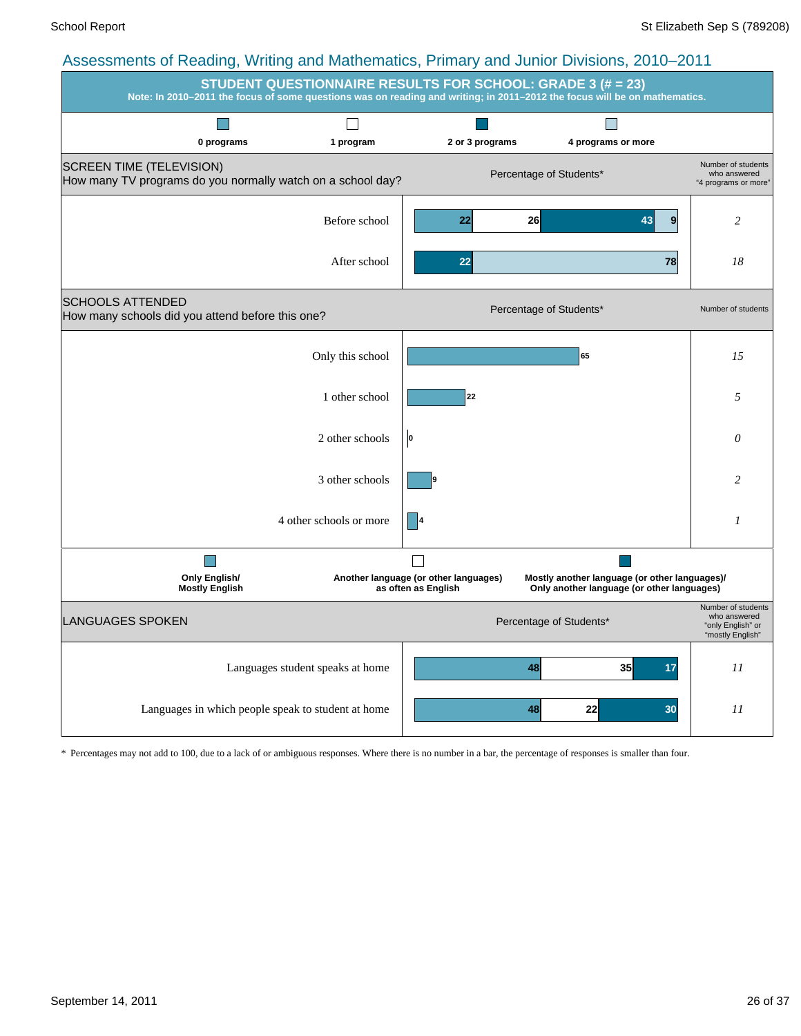## Assessments of Reading, Writing and Mathematics, Primary and Junior Divisions, 2010–2011

### STUDENT QUESTIONNAIRE RESULTS FOR SCHOOL: GRADE 3 (# = 23)

**Note: In 2010–2011 the focus of some questions was on reading and writing; in 2011–2012 the focus will be on mathematics.**

**SCREEN TIME (TELEVISION)**
How many TV programs do you normally watch on a school day?

Percentage of Students*

| | 0 programs | 1 program | 2 or 3 programs | 4 programs or more | Number of students who answered "4 programs or more" |
|---|---|---|---|---|---|
| Before school | 22 | 26 | 43 | 9 | 2 |
| After school | | | 22 | 78 | 18 |

**SCHOOLS ATTENDED**
How many schools did you attend before this one?

| | Percentage of Students* | Number of students |
|---|---|---|
| Only this school | 65 | 15 |
| 1 other school | 22 | 5 |
| 2 other schools | 0 | 0 |
| 3 other schools | 9 | 2 |
| 4 other schools or more | 4 | 1 |

**LANGUAGES SPOKEN**

Percentage of Students*

| | Only English/ Mostly English | Another language (or other languages) as often as English | Mostly another language (or other languages)/ Only another language (or other languages) | Number of students who answered "only English" or "mostly English" |
|---|---|---|---|---|
| Languages student speaks at home | 48 | 35 | 17 | 11 |
| Languages in which people speak to student at home | 48 | 22 | 30 | 11 |

* Percentages may not add to 100, due to a lack of or ambiguous responses. Where there is no number in a bar, the percentage of responses is smaller than four.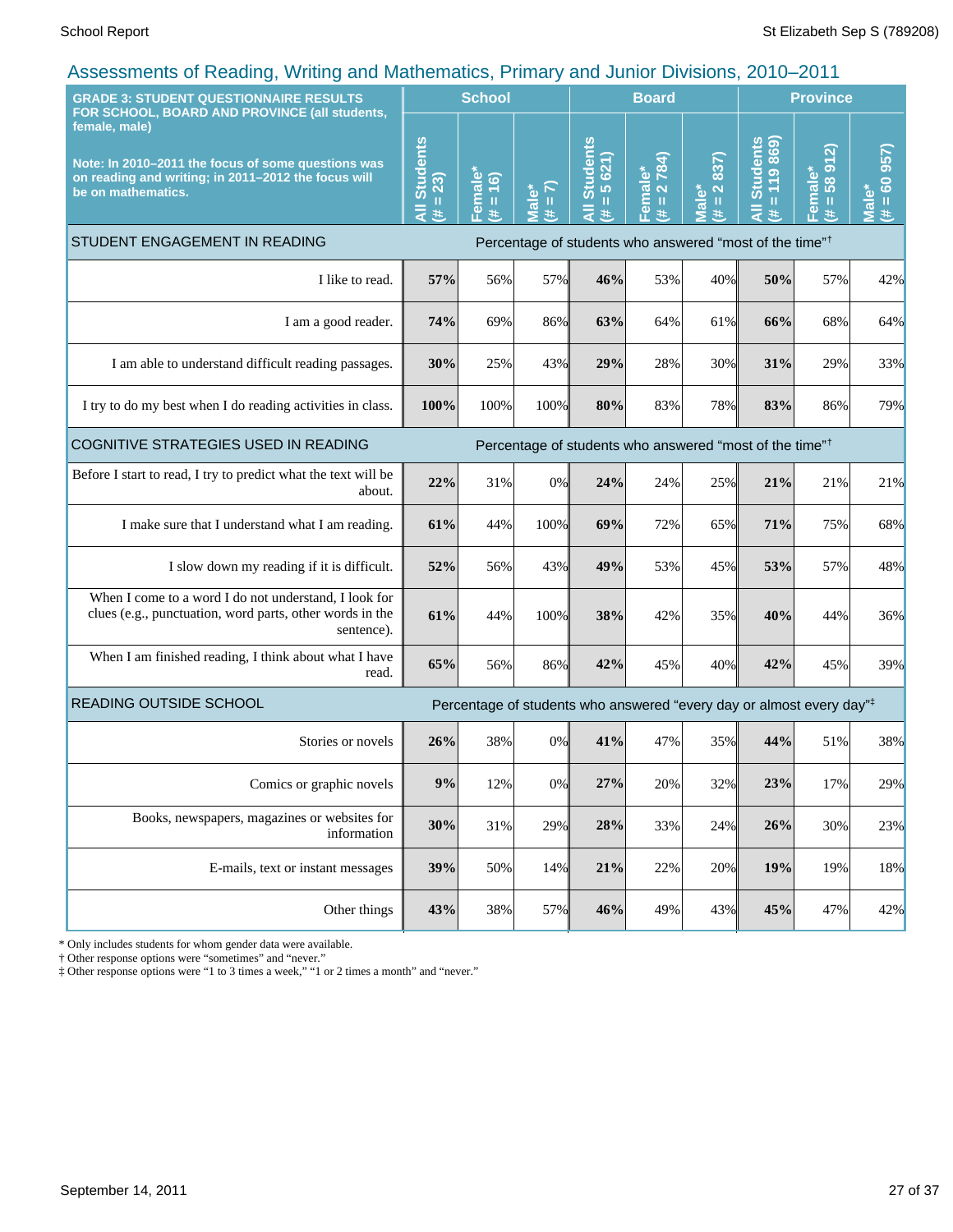# Assessments of Reading, Writing and Mathematics, Primary and Junior Divisions, 2010–2011

| GRADE 3: STUDENT QUESTIONNAIRE RESULTS FOR SCHOOL, BOARD AND PROVINCE (all students, female, male)<br><br>Note: In 2010–2011 the focus of some questions was on reading and writing; in 2011–2012 the focus will be on mathematics. | School | | | Board | | | Province | | |
|---|---|---|---|---|---|---|---|---|---|
| | All Students (# = 23) | Female* (# = 16) | Male* (# = 7) | All Students (# = 5 621) | Female* (# = 2 784) | Male* (# = 2 837) | All Students (# = 119 869) | Female* (# = 58 912) | Male* (# = 60 957) |
| **STUDENT ENGAGEMENT IN READING** | Percentage of students who answered "most of the time"† | | | | | | | | |
| I like to read. | **57%** | 56% | 57% | **46%** | 53% | 40% | **50%** | 57% | 42% |
| I am a good reader. | **74%** | 69% | 86% | **63%** | 64% | 61% | **66%** | 68% | 64% |
| I am able to understand difficult reading passages. | **30%** | 25% | 43% | **29%** | 28% | 30% | **31%** | 29% | 33% |
| I try to do my best when I do reading activities in class. | **100%** | 100% | 100% | **80%** | 83% | 78% | **83%** | 86% | 79% |
| **COGNITIVE STRATEGIES USED IN READING** | Percentage of students who answered "most of the time"† | | | | | | | | |
| Before I start to read, I try to predict what the text will be about. | **22%** | 31% | 0% | **24%** | 24% | 25% | **21%** | 21% | 21% |
| I make sure that I understand what I am reading. | **61%** | 44% | 100% | **69%** | 72% | 65% | **71%** | 75% | 68% |
| I slow down my reading if it is difficult. | **52%** | 56% | 43% | **49%** | 53% | 45% | **53%** | 57% | 48% |
| When I come to a word I do not understand, I look for clues (e.g., punctuation, word parts, other words in the sentence). | **61%** | 44% | 100% | **38%** | 42% | 35% | **40%** | 44% | 36% |
| When I am finished reading, I think about what I have read. | **65%** | 56% | 86% | **42%** | 45% | 40% | **42%** | 45% | 39% |
| **READING OUTSIDE SCHOOL** | Percentage of students who answered "every day or almost every day"‡ | | | | | | | | |
| Stories or novels | **26%** | 38% | 0% | **41%** | 47% | 35% | **44%** | 51% | 38% |
| Comics or graphic novels | **9%** | 12% | 0% | **27%** | 20% | 32% | **23%** | 17% | 29% |
| Books, newspapers, magazines or websites for information | **30%** | 31% | 29% | **28%** | 33% | 24% | **26%** | 30% | 23% |
| E-mails, text or instant messages | **39%** | 50% | 14% | **21%** | 22% | 20% | **19%** | 19% | 18% |
| Other things | **43%** | 38% | 57% | **46%** | 49% | 43% | **45%** | 47% | 42% |

\* Only includes students for whom gender data were available.
† Other response options were "sometimes" and "never."
‡ Other response options were "1 to 3 times a week," "1 or 2 times a month" and "never."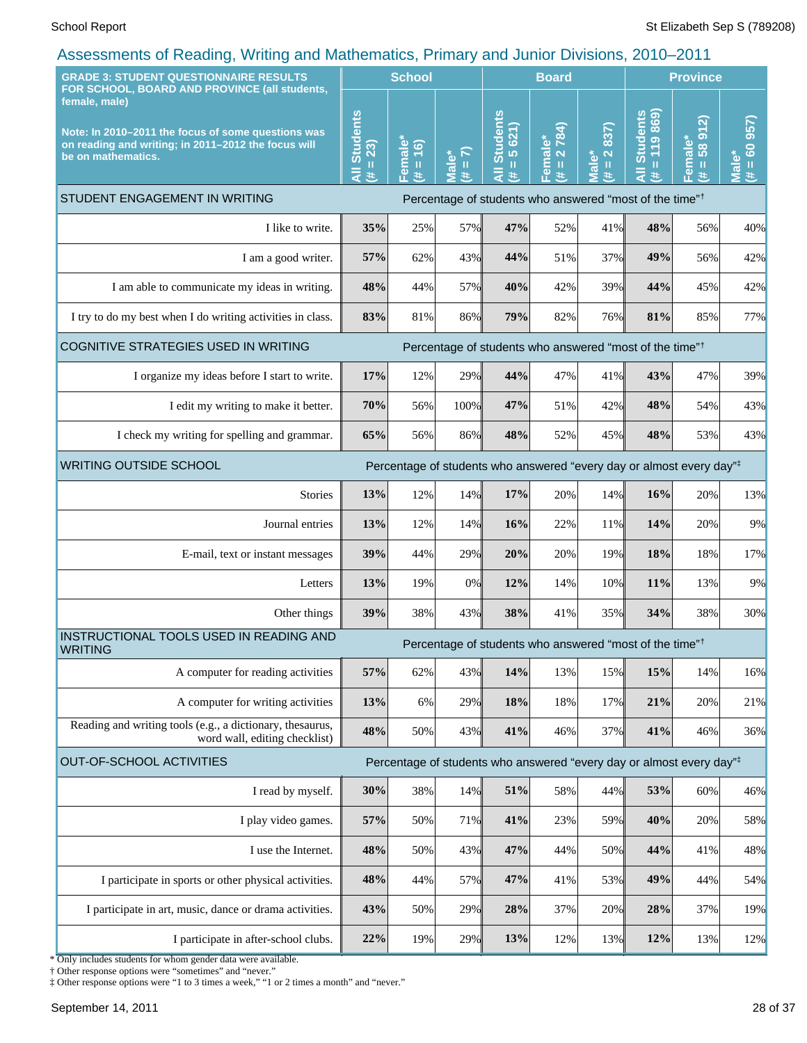## Assessments of Reading, Writing and Mathematics, Primary and Junior Divisions, 2010–2011

| GRADE 3: STUDENT QUESTIONNAIRE RESULTS FOR SCHOOL, BOARD AND PROVINCE (all students, female, male) Note: In 2010–2011 the focus of some questions was on reading and writing; in 2011–2012 the focus will be on mathematics. | School | | | Board | | | Province | | |
|---|---|---|---|---|---|---|---|---|---|
| | All Students (# = 23) | Female* (# = 16) | Male* (# = 7) | All Students (# = 5 621) | Female* (# = 2 784) | Male* (# = 2 837) | All Students (# = 119 869) | Female* (# = 58 912) | Male* (# = 60 957) |
| **STUDENT ENGAGEMENT IN WRITING** | Percentage of students who answered "most of the time"† | | | | | | | | |
| I like to write. | **35%** | 25% | 57% | **47%** | 52% | 41% | **48%** | 56% | 40% |
| I am a good writer. | **57%** | 62% | 43% | **44%** | 51% | 37% | **49%** | 56% | 42% |
| I am able to communicate my ideas in writing. | **48%** | 44% | 57% | **40%** | 42% | 39% | **44%** | 45% | 42% |
| I try to do my best when I do writing activities in class. | **83%** | 81% | 86% | **79%** | 82% | 76% | **81%** | 85% | 77% |
| **COGNITIVE STRATEGIES USED IN WRITING** | Percentage of students who answered "most of the time"† | | | | | | | | |
| I organize my ideas before I start to write. | **17%** | 12% | 29% | **44%** | 47% | 41% | **43%** | 47% | 39% |
| I edit my writing to make it better. | **70%** | 56% | 100% | **47%** | 51% | 42% | **48%** | 54% | 43% |
| I check my writing for spelling and grammar. | **65%** | 56% | 86% | **48%** | 52% | 45% | **48%** | 53% | 43% |
| **WRITING OUTSIDE SCHOOL** | Percentage of students who answered "every day or almost every day"‡ | | | | | | | | |
| Stories | **13%** | 12% | 14% | **17%** | 20% | 14% | **16%** | 20% | 13% |
| Journal entries | **13%** | 12% | 14% | **16%** | 22% | 11% | **14%** | 20% | 9% |
| E-mail, text or instant messages | **39%** | 44% | 29% | **20%** | 20% | 19% | **18%** | 18% | 17% |
| Letters | **13%** | 19% | 0% | **12%** | 14% | 10% | **11%** | 13% | 9% |
| Other things | **39%** | 38% | 43% | **38%** | 41% | 35% | **34%** | 38% | 30% |
| **INSTRUCTIONAL TOOLS USED IN READING AND WRITING** | Percentage of students who answered "most of the time"† | | | | | | | | |
| A computer for reading activities | **57%** | 62% | 43% | **14%** | 13% | 15% | **15%** | 14% | 16% |
| A computer for writing activities | **13%** | 6% | 29% | **18%** | 18% | 17% | **21%** | 20% | 21% |
| Reading and writing tools (e.g., a dictionary, thesaurus, word wall, editing checklist) | **48%** | 50% | 43% | **41%** | 46% | 37% | **41%** | 46% | 36% |
| **OUT-OF-SCHOOL ACTIVITIES** | Percentage of students who answered "every day or almost every day"‡ | | | | | | | | |
| I read by myself. | **30%** | 38% | 14% | **51%** | 58% | 44% | **53%** | 60% | 46% |
| I play video games. | **57%** | 50% | 71% | **41%** | 23% | 59% | **40%** | 20% | 58% |
| I use the Internet. | **48%** | 50% | 43% | **47%** | 44% | 50% | **44%** | 41% | 48% |
| I participate in sports or other physical activities. | **48%** | 44% | 57% | **47%** | 41% | 53% | **49%** | 44% | 54% |
| I participate in art, music, dance or drama activities. | **43%** | 50% | 29% | **28%** | 37% | 20% | **28%** | 37% | 19% |
| I participate in after-school clubs. | **22%** | 19% | 29% | **13%** | 12% | 13% | **12%** | 13% | 12% |

* Only includes students for whom gender data were available.
† Other response options were "sometimes" and "never."
‡ Other response options were "1 to 3 times a week," "1 or 2 times a month" and "never."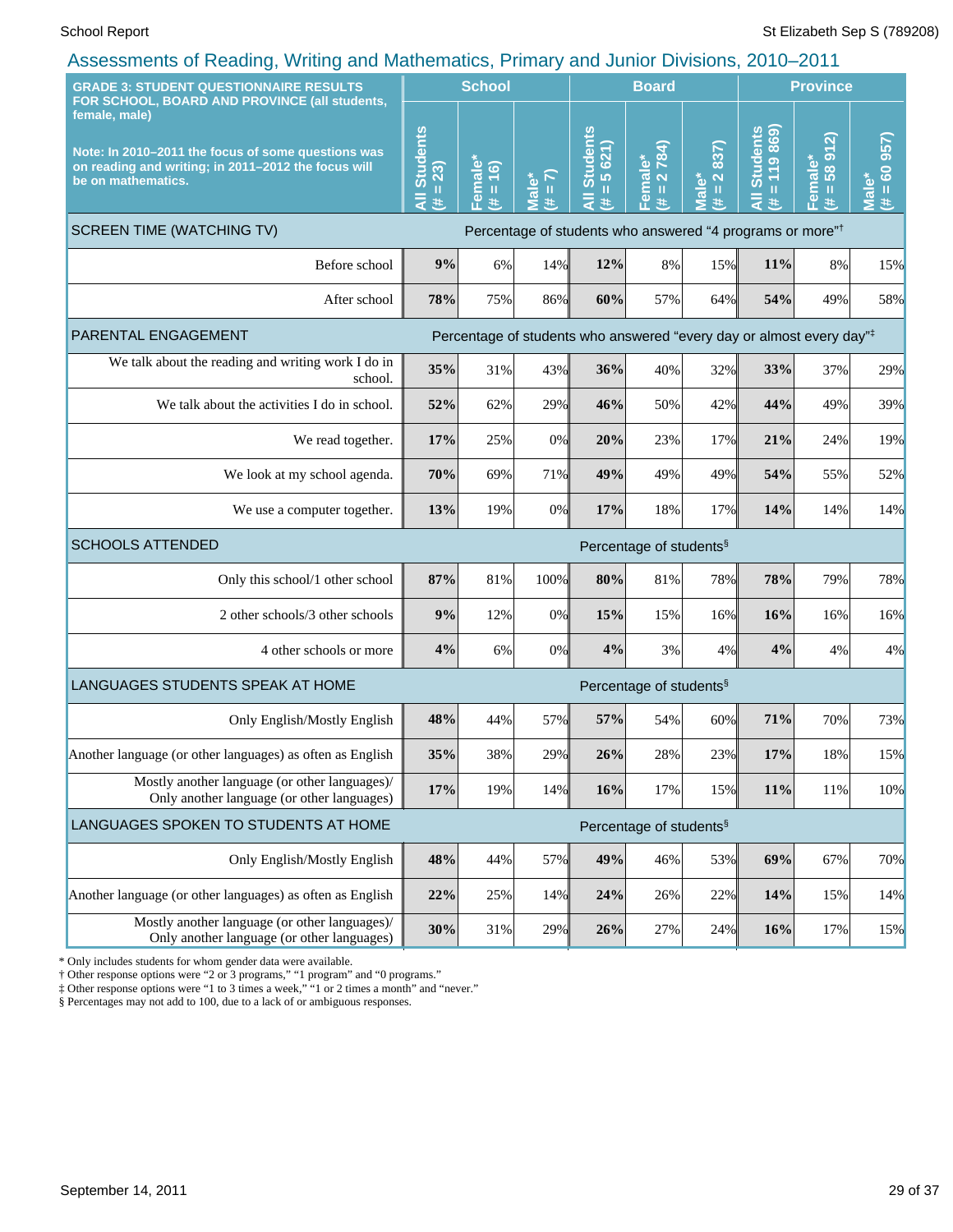## Assessments of Reading, Writing and Mathematics, Primary and Junior Divisions, 2010–2011

| GRADE 3: STUDENT QUESTIONNAIRE RESULTS FOR SCHOOL, BOARD AND PROVINCE (all students, female, male)<br><br>Note: In 2010–2011 the focus of some questions was on reading and writing; in 2011–2012 the focus will be on mathematics. | School | | | Board | | | Province | | |
|---|---|---|---|---|---|---|---|---|---|
| | All Students (# = 23) | Female* (# = 16) | Male* (# = 7) | All Students (# = 5 621) | Female* (# = 2 784) | Male* (# = 2 837) | All Students (# = 119 869) | Female* (# = 58 912) | Male* (# = 60 957) |
| **SCREEN TIME (WATCHING TV)** — Percentage of students who answered "4 programs or more"† | | | | | | | | | |
| Before school | **9%** | 6% | 14% | **12%** | 8% | 15% | **11%** | 8% | 15% |
| After school | **78%** | 75% | 86% | **60%** | 57% | 64% | **54%** | 49% | 58% |
| **PARENTAL ENGAGEMENT** — Percentage of students who answered "every day or almost every day"‡ | | | | | | | | | |
| We talk about the reading and writing work I do in school. | **35%** | 31% | 43% | **36%** | 40% | 32% | **33%** | 37% | 29% |
| We talk about the activities I do in school. | **52%** | 62% | 29% | **46%** | 50% | 42% | **44%** | 49% | 39% |
| We read together. | **17%** | 25% | 0% | **20%** | 23% | 17% | **21%** | 24% | 19% |
| We look at my school agenda. | **70%** | 69% | 71% | **49%** | 49% | 49% | **54%** | 55% | 52% |
| We use a computer together. | **13%** | 19% | 0% | **17%** | 18% | 17% | **14%** | 14% | 14% |
| **SCHOOLS ATTENDED** — Percentage of students§ | | | | | | | | | |
| Only this school/1 other school | **87%** | 81% | 100% | **80%** | 81% | 78% | **78%** | 79% | 78% |
| 2 other schools/3 other schools | **9%** | 12% | 0% | **15%** | 15% | 16% | **16%** | 16% | 16% |
| 4 other schools or more | **4%** | 6% | 0% | **4%** | 3% | 4% | **4%** | 4% | 4% |
| **LANGUAGES STUDENTS SPEAK AT HOME** — Percentage of students§ | | | | | | | | | |
| Only English/Mostly English | **48%** | 44% | 57% | **57%** | 54% | 60% | **71%** | 70% | 73% |
| Another language (or other languages) as often as English | **35%** | 38% | 29% | **26%** | 28% | 23% | **17%** | 18% | 15% |
| Mostly another language (or other languages)/ Only another language (or other languages) | **17%** | 19% | 14% | **16%** | 17% | 15% | **11%** | 11% | 10% |
| **LANGUAGES SPOKEN TO STUDENTS AT HOME** — Percentage of students§ | | | | | | | | | |
| Only English/Mostly English | **48%** | 44% | 57% | **49%** | 46% | 53% | **69%** | 67% | 70% |
| Another language (or other languages) as often as English | **22%** | 25% | 14% | **24%** | 26% | 22% | **14%** | 15% | 14% |
| Mostly another language (or other languages)/ Only another language (or other languages) | **30%** | 31% | 29% | **26%** | 27% | 24% | **16%** | 17% | 15% |

\* Only includes students for whom gender data were available.
† Other response options were "2 or 3 programs," "1 program" and "0 programs."
‡ Other response options were "1 to 3 times a week," "1 or 2 times a month" and "never."
§ Percentages may not add to 100, due to a lack of or ambiguous responses.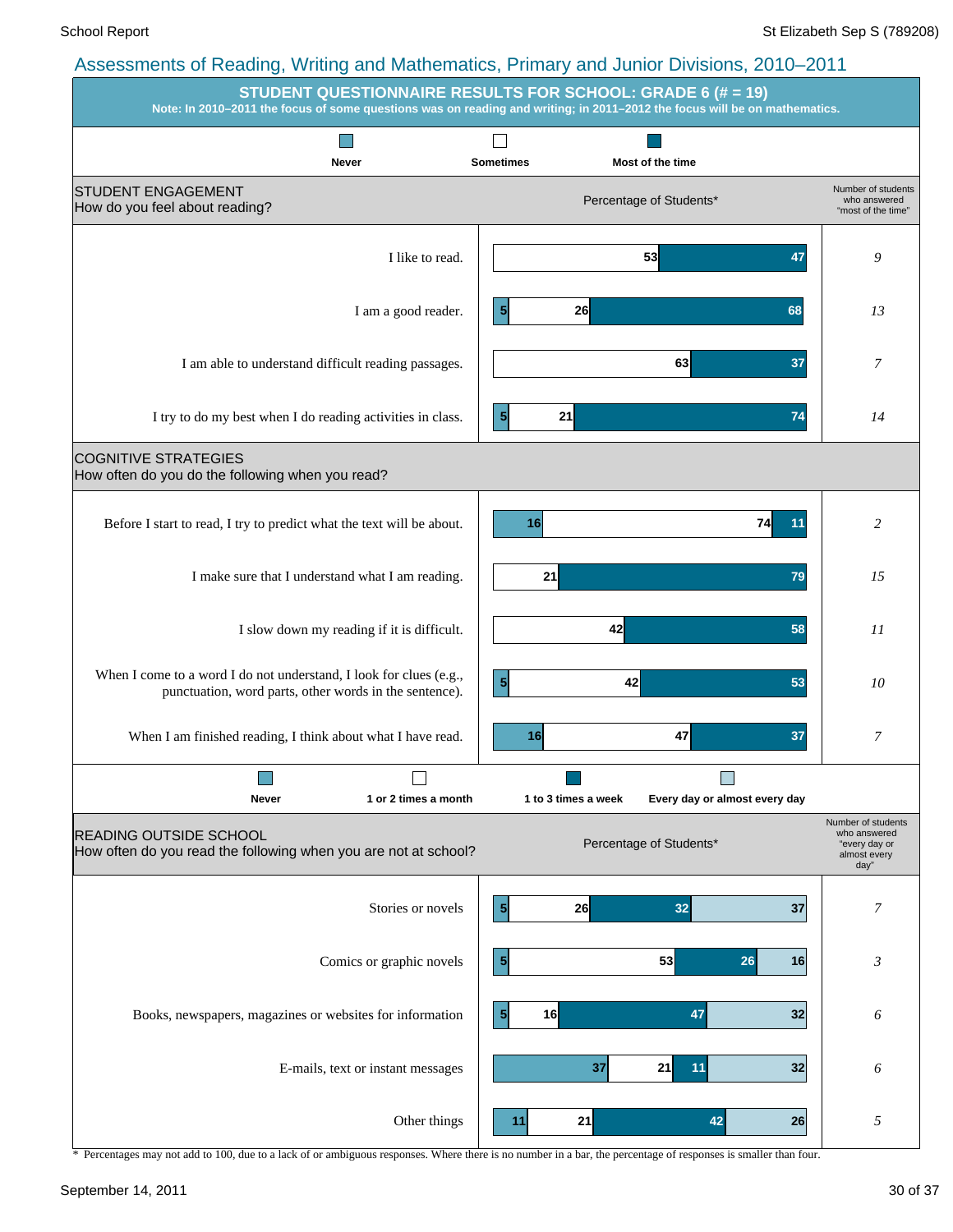## Assessments of Reading, Writing and Mathematics, Primary and Junior Divisions, 2010–2011

### STUDENT QUESTIONNAIRE RESULTS FOR SCHOOL: GRADE 6 (# = 19)

**Note: In 2010–2011 the focus of some questions was on reading and writing; in 2011–2012 the focus will be on mathematics.**

**STUDENT ENGAGEMENT**
How do you feel about reading?

| Statement | Never | Sometimes | Most of the time | Number of students who answered "most of the time" |
|---|---|---|---|---|
| I like to read. | | 53 | 47 | 9 |
| I am a good reader. | 5 | 26 | 68 | 13 |
| I am able to understand difficult reading passages. | | 63 | 37 | 7 |
| I try to do my best when I do reading activities in class. | 5 | 21 | 74 | 14 |

**COGNITIVE STRATEGIES**
How often do you do the following when you read?

| Statement | Never | Sometimes | Most of the time | Number of students who answered "most of the time" |
|---|---|---|---|---|
| Before I start to read, I try to predict what the text will be about. | 16 | 74 | 11 | 2 |
| I make sure that I understand what I am reading. | | 21 | 79 | 15 |
| I slow down my reading if it is difficult. | | 42 | 58 | 11 |
| When I come to a word I do not understand, I look for clues (e.g., punctuation, word parts, other words in the sentence). | 5 | 42 | 53 | 10 |
| When I am finished reading, I think about what I have read. | 16 | 47 | 37 | 7 |

**READING OUTSIDE SCHOOL**
How often do you read the following when you are not at school?

| Item | Never | 1 or 2 times a month | 1 to 3 times a week | Every day or almost every day | Number of students who answered "every day or almost every day" |
|---|---|---|---|---|---|
| Stories or novels | 5 | 26 | 32 | 37 | 7 |
| Comics or graphic novels | 5 | 53 | 26 | 16 | 3 |
| Books, newspapers, magazines or websites for information | 5 | 16 | 47 | 32 | 6 |
| E-mails, text or instant messages | 37 | 21 | 11 | 32 | 6 |
| Other things | 11 | 21 | 42 | 26 | 5 |

\* Percentages may not add to 100, due to a lack of or ambiguous responses. Where there is no number in a bar, the percentage of responses is smaller than four.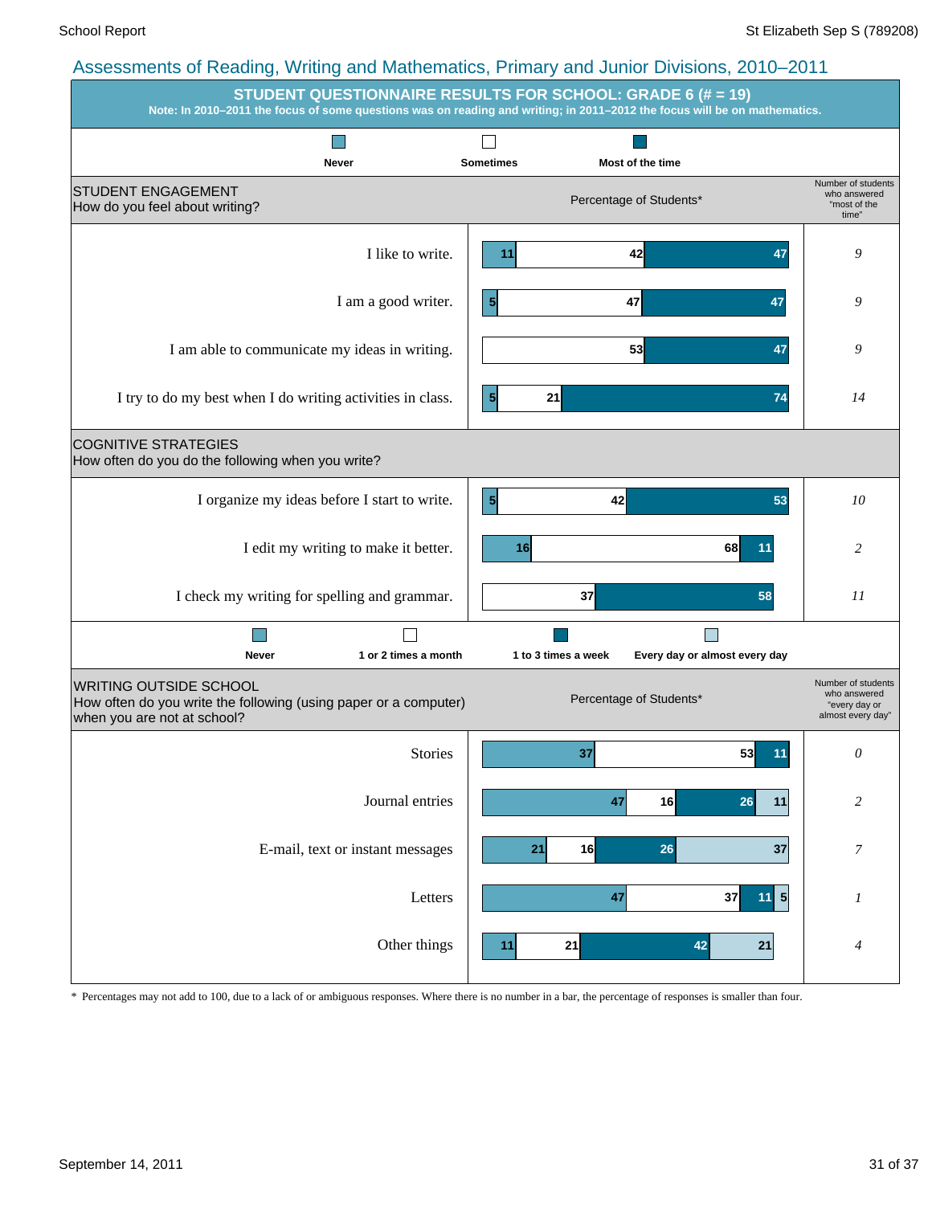## Assessments of Reading, Writing and Mathematics, Primary and Junior Divisions, 2010–2011

### STUDENT QUESTIONNAIRE RESULTS FOR SCHOOL: GRADE 6 (# = 19)

**Note: In 2010–2011 the focus of some questions was on reading and writing; in 2011–2012 the focus will be on mathematics.**

| STUDENT ENGAGEMENT<br>How do you feel about writing? | Never | Sometimes | Most of the time | Number of students who answered "most of the time" |
|---|---|---|---|---|
| I like to write. | 11 | 42 | 47 | *9* |
| I am a good writer. | 5 | 47 | 47 | *9* |
| I am able to communicate my ideas in writing. | | 53 | 47 | *9* |
| I try to do my best when I do writing activities in class. | 5 | 21 | 74 | *14* |

| COGNITIVE STRATEGIES<br>How often do you do the following when you write? | Never | Sometimes | Most of the time | Number of students who answered "most of the time" |
|---|---|---|---|---|
| I organize my ideas before I start to write. | 5 | 42 | 53 | *10* |
| I edit my writing to make it better. | 16 | 68 | 11 | *2* |
| I check my writing for spelling and grammar. | | 37 | 58 | *11* |

| WRITING OUTSIDE SCHOOL<br>How often do you write the following (using paper or a computer) when you are not at school? | Never | 1 or 2 times a month | 1 to 3 times a week | Every day or almost every day | Number of students who answered "every day or almost every day" |
|---|---|---|---|---|---|
| Stories | 37 | 53 | 11 | | *0* |
| Journal entries | 47 | 16 | 26 | 11 | *2* |
| E-mail, text or instant messages | 21 | 16 | 26 | 37 | *7* |
| Letters | 47 | 37 | 11 | 5 | *1* |
| Other things | 11 | 21 | 42 | 21 | *4* |

\* Percentages may not add to 100, due to a lack of or ambiguous responses. Where there is no number in a bar, the percentage of responses is smaller than four.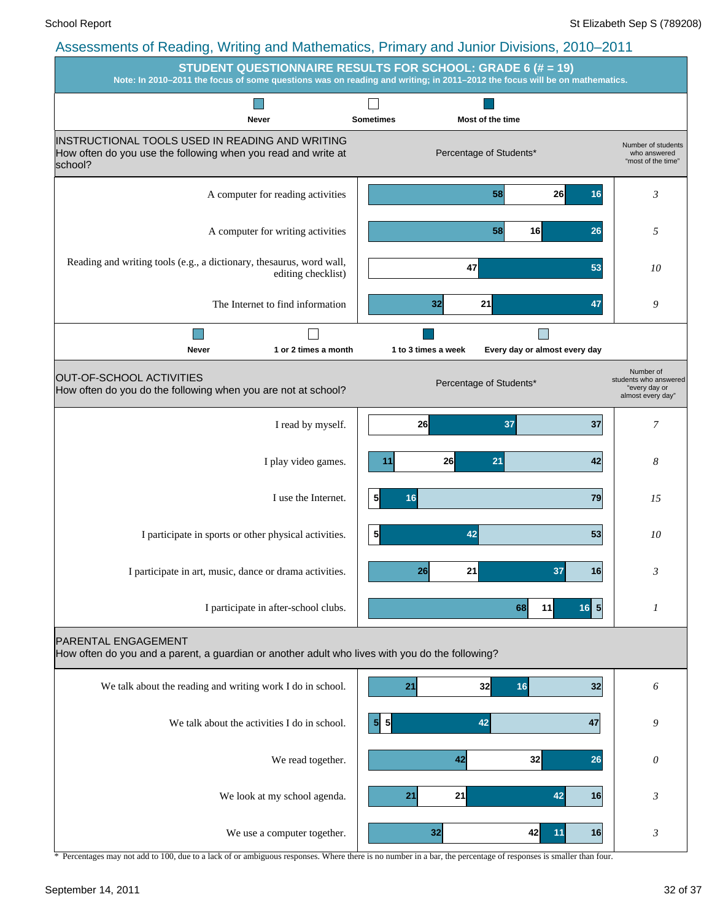## Assessments of Reading, Writing and Mathematics, Primary and Junior Divisions, 2010–2011

### STUDENT QUESTIONNAIRE RESULTS FOR SCHOOL: GRADE 6 (# = 19)

**Note: In 2010–2011 the focus of some questions was on reading and writing; in 2011–2012 the focus will be on mathematics.**

**INSTRUCTIONAL TOOLS USED IN READING AND WRITING**
How often do you use the following when you read and write at school?

| Item | Never | Sometimes | Most of the time | Number of students who answered "most of the time" |
|---|---|---|---|---|
| A computer for reading activities | 58 | 26 | 16 | 3 |
| A computer for writing activities | 58 | 16 | 26 | 5 |
| Reading and writing tools (e.g., a dictionary, thesaurus, word wall, editing checklist) | | 47 | 53 | 10 |
| The Internet to find information | 32 | 21 | 47 | 9 |

**OUT-OF-SCHOOL ACTIVITIES**
How often do you do the following when you are not at school?

| Item | Never | 1 or 2 times a month | 1 to 3 times a week | Every day or almost every day | Number of students who answered "every day or almost every day" |
|---|---|---|---|---|---|
| I read by myself. | | 26 | 37 | 37 | 7 |
| I play video games. | 11 | 26 | 21 | 42 | 8 |
| I use the Internet. | | 5 | 16 | 79 | 15 |
| I participate in sports or other physical activities. | | 5 | 42 | 53 | 10 |
| I participate in art, music, dance or drama activities. | 26 | 21 | 37 | 16 | 3 |
| I participate in after-school clubs. | 68 | 11 | 16 | 5 | 1 |

**PARENTAL ENGAGEMENT**
How often do you and a parent, a guardian or another adult who lives with you do the following?

| Item | Never | 1 or 2 times a month | 1 to 3 times a week | Every day or almost every day | Number of students who answered "every day or almost every day" |
|---|---|---|---|---|---|
| We talk about the reading and writing work I do in school. | 21 | 32 | 16 | 32 | 6 |
| We talk about the activities I do in school. | 5 | 5 | 42 | 47 | 9 |
| We read together. | 42 | 32 | 26 | | 0 |
| We look at my school agenda. | 21 | 21 | 42 | 16 | 3 |
| We use a computer together. | 32 | 42 | 11 | 16 | 3 |

\* Percentages may not add to 100, due to a lack of or ambiguous responses. Where there is no number in a bar, the percentage of responses is smaller than four.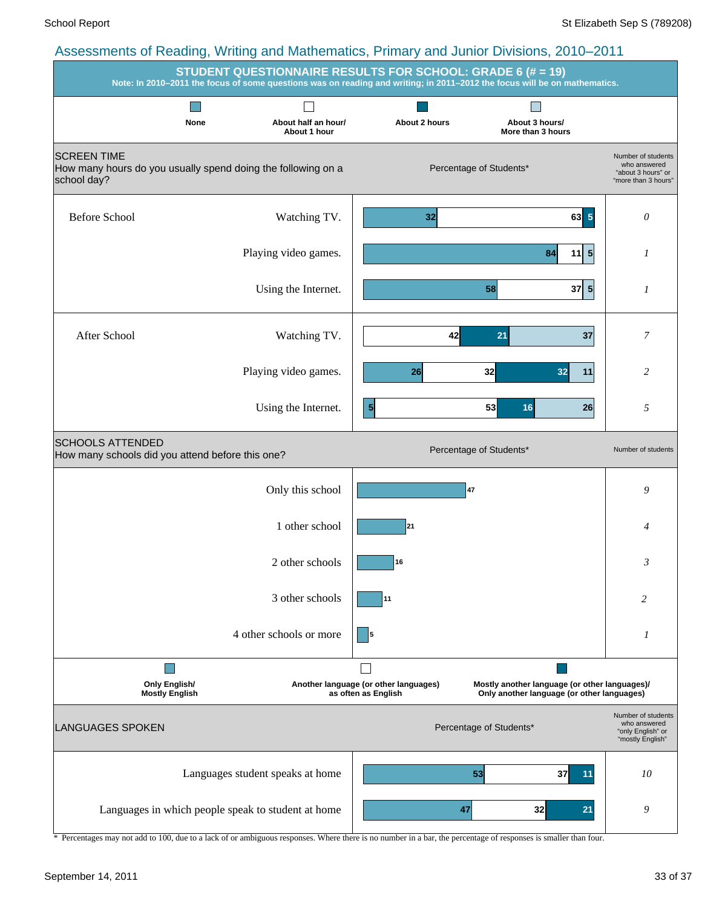## Assessments of Reading, Writing and Mathematics, Primary and Junior Divisions, 2010–2011

### STUDENT QUESTIONNAIRE RESULTS FOR SCHOOL: GRADE 6 (# = 19)

**Note: In 2010–2011 the focus of some questions was on reading and writing; in 2011–2012 the focus will be on mathematics.**

**SCREEN TIME**
How many hours do you usually spend doing the following on a school day?

Percentage of Students*

| | | None | About half an hour/ About 1 hour | About 2 hours | About 3 hours/ More than 3 hours | Number of students who answered "about 3 hours" or "more than 3 hours" |
|---|---|---|---|---|---|---|
| Before School | Watching TV. | 32 | 63 | 5 | | 0 |
| | Playing video games. | 84 | 11 | 5 | | 1 |
| | Using the Internet. | 58 | 37 | 5 | | 1 |
| After School | Watching TV. | | 42 | 21 | 37 | 7 |
| | Playing video games. | 26 | 32 | 32 | 11 | 2 |
| | Using the Internet. | 5 | 53 | 16 | 26 | 5 |

**SCHOOLS ATTENDED**
How many schools did you attend before this one?

| | Percentage of Students* | Number of students |
|---|---|---|
| Only this school | 47 | 9 |
| 1 other school | 21 | 4 |
| 2 other schools | 16 | 3 |
| 3 other schools | 11 | 2 |
| 4 other schools or more | 5 | 1 |

**LANGUAGES SPOKEN**

Percentage of Students*

| | Only English/ Mostly English | Another language (or other languages) as often as English | Mostly another language (or other languages)/ Only another language (or other languages) | Number of students who answered "only English" or "mostly English" |
|---|---|---|---|---|
| Languages student speaks at home | 53 | 37 | 11 | 10 |
| Languages in which people speak to student at home | 47 | 32 | 21 | 9 |

\* Percentages may not add to 100, due to a lack of or ambiguous responses. Where there is no number in a bar, the percentage of responses is smaller than four.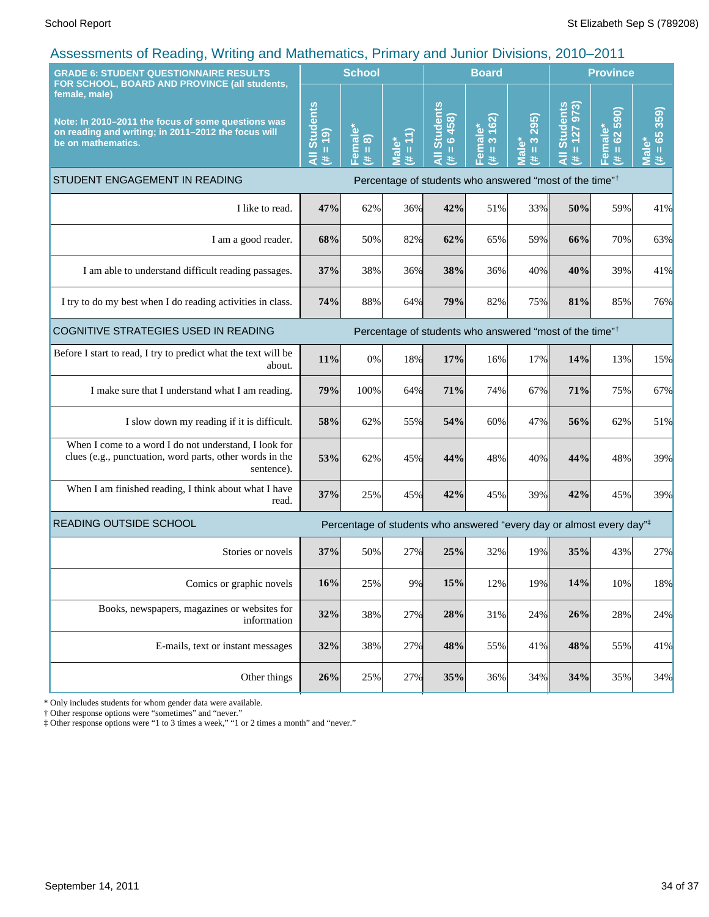## Assessments of Reading, Writing and Mathematics, Primary and Junior Divisions, 2010–2011

| GRADE 6: STUDENT QUESTIONNAIRE RESULTS FOR SCHOOL, BOARD AND PROVINCE (all students, female, male)<br><br>Note: In 2010–2011 the focus of some questions was on reading and writing; in 2011–2012 the focus will be on mathematics. | School | | | Board | | | Province | | |
|---|---|---|---|---|---|---|---|---|---|
| | All Students (# = 19) | Female* (# = 8) | Male* (# = 11) | All Students (# = 6 458) | Female* (# = 3 162) | Male* (# = 3 295) | All Students (# = 127 973) | Female* (# = 62 590) | Male* (# = 65 359) |
| **STUDENT ENGAGEMENT IN READING** | Percentage of students who answered "most of the time"† | | | | | | | | |
| I like to read. | **47%** | 62% | 36% | **42%** | 51% | 33% | **50%** | 59% | 41% |
| I am a good reader. | **68%** | 50% | 82% | **62%** | 65% | 59% | **66%** | 70% | 63% |
| I am able to understand difficult reading passages. | **37%** | 38% | 36% | **38%** | 36% | 40% | **40%** | 39% | 41% |
| I try to do my best when I do reading activities in class. | **74%** | 88% | 64% | **79%** | 82% | 75% | **81%** | 85% | 76% |
| **COGNITIVE STRATEGIES USED IN READING** | Percentage of students who answered "most of the time"† | | | | | | | | |
| Before I start to read, I try to predict what the text will be about. | **11%** | 0% | 18% | **17%** | 16% | 17% | **14%** | 13% | 15% |
| I make sure that I understand what I am reading. | **79%** | 100% | 64% | **71%** | 74% | 67% | **71%** | 75% | 67% |
| I slow down my reading if it is difficult. | **58%** | 62% | 55% | **54%** | 60% | 47% | **56%** | 62% | 51% |
| When I come to a word I do not understand, I look for clues (e.g., punctuation, word parts, other words in the sentence). | **53%** | 62% | 45% | **44%** | 48% | 40% | **44%** | 48% | 39% |
| When I am finished reading, I think about what I have read. | **37%** | 25% | 45% | **42%** | 45% | 39% | **42%** | 45% | 39% |
| **READING OUTSIDE SCHOOL** | Percentage of students who answered "every day or almost every day"‡ | | | | | | | | |
| Stories or novels | **37%** | 50% | 27% | **25%** | 32% | 19% | **35%** | 43% | 27% |
| Comics or graphic novels | **16%** | 25% | 9% | **15%** | 12% | 19% | **14%** | 10% | 18% |
| Books, newspapers, magazines or websites for information | **32%** | 38% | 27% | **28%** | 31% | 24% | **26%** | 28% | 24% |
| E-mails, text or instant messages | **32%** | 38% | 27% | **48%** | 55% | 41% | **48%** | 55% | 41% |
| Other things | **26%** | 25% | 27% | **35%** | 36% | 34% | **34%** | 35% | 34% |

\* Only includes students for whom gender data were available.
† Other response options were "sometimes" and "never."
‡ Other response options were "1 to 3 times a week," "1 or 2 times a month" and "never."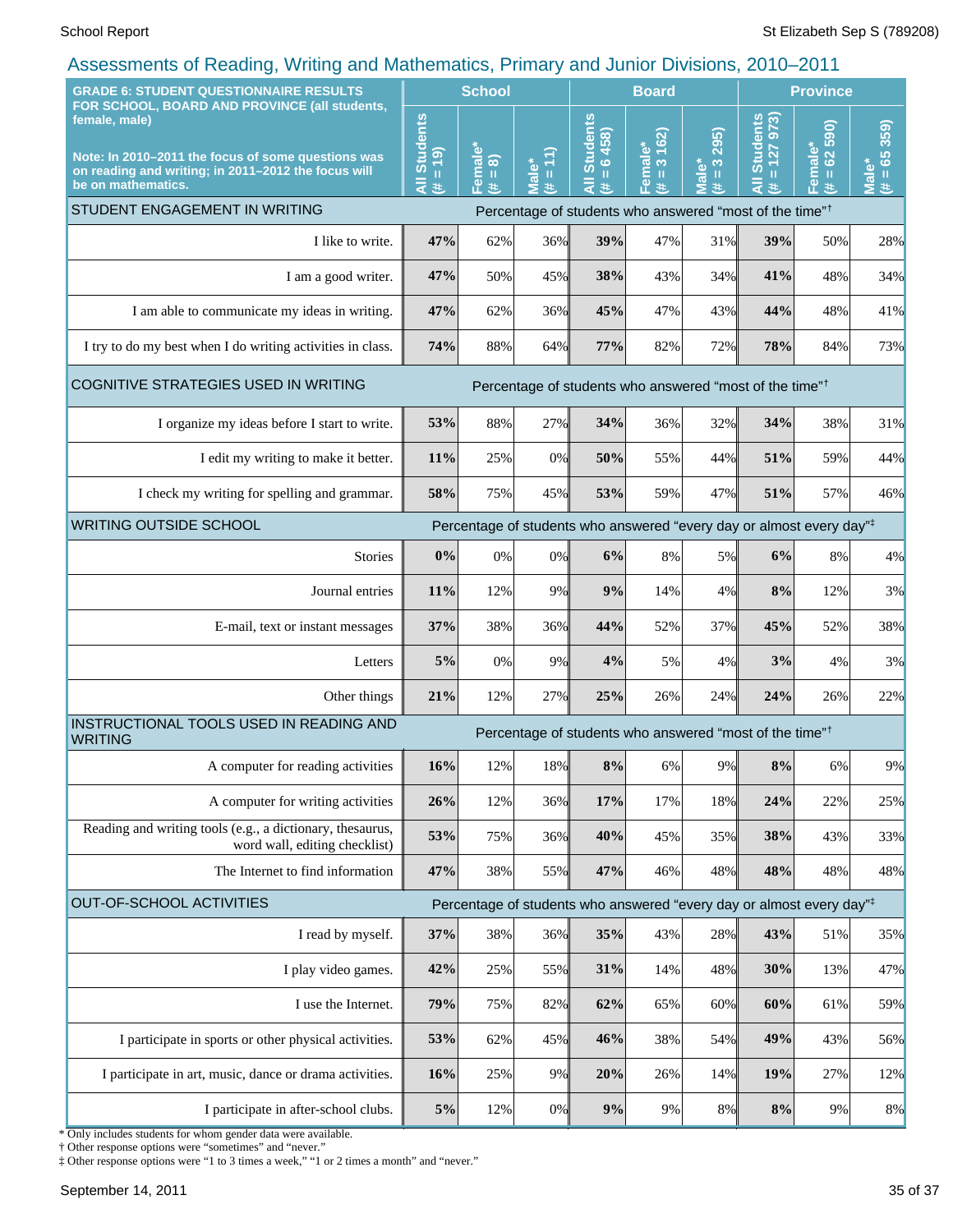## Assessments of Reading, Writing and Mathematics, Primary and Junior Divisions, 2010–2011

| GRADE 6: STUDENT QUESTIONNAIRE RESULTS FOR SCHOOL, BOARD AND PROVINCE (all students, female, male)<br><br>Note: In 2010–2011 the focus of some questions was on reading and writing; in 2011–2012 the focus will be on mathematics. | School | | | Board | | | Province | | |
|---|---|---|---|---|---|---|---|---|---|
| | All Students (# = 19) | Female* (# = 8) | Male* (# = 11) | All Students (# = 6 458) | Female* (# = 3 162) | Male* (# = 3 295) | All Students (# = 127 973) | Female* (# = 62 590) | Male* (# = 65 359) |
| **STUDENT ENGAGEMENT IN WRITING** | Percentage of students who answered "most of the time"† | | | | | | | | |
| I like to write. | **47%** | 62% | 36% | **39%** | 47% | 31% | **39%** | 50% | 28% |
| I am a good writer. | **47%** | 50% | 45% | **38%** | 43% | 34% | **41%** | 48% | 34% |
| I am able to communicate my ideas in writing. | **47%** | 62% | 36% | **45%** | 47% | 43% | **44%** | 48% | 41% |
| I try to do my best when I do writing activities in class. | **74%** | 88% | 64% | **77%** | 82% | 72% | **78%** | 84% | 73% |
| **COGNITIVE STRATEGIES USED IN WRITING** | Percentage of students who answered "most of the time"† | | | | | | | | |
| I organize my ideas before I start to write. | **53%** | 88% | 27% | **34%** | 36% | 32% | **34%** | 38% | 31% |
| I edit my writing to make it better. | **11%** | 25% | 0% | **50%** | 55% | 44% | **51%** | 59% | 44% |
| I check my writing for spelling and grammar. | **58%** | 75% | 45% | **53%** | 59% | 47% | **51%** | 57% | 46% |
| **WRITING OUTSIDE SCHOOL** | Percentage of students who answered "every day or almost every day"‡ | | | | | | | | |
| Stories | **0%** | 0% | 0% | **6%** | 8% | 5% | **6%** | 8% | 4% |
| Journal entries | **11%** | 12% | 9% | **9%** | 14% | 4% | **8%** | 12% | 3% |
| E-mail, text or instant messages | **37%** | 38% | 36% | **44%** | 52% | 37% | **45%** | 52% | 38% |
| Letters | **5%** | 0% | 9% | **4%** | 5% | 4% | **3%** | 4% | 3% |
| Other things | **21%** | 12% | 27% | **25%** | 26% | 24% | **24%** | 26% | 22% |
| **INSTRUCTIONAL TOOLS USED IN READING AND WRITING** | Percentage of students who answered "most of the time"† | | | | | | | | |
| A computer for reading activities | **16%** | 12% | 18% | **8%** | 6% | 9% | **8%** | 6% | 9% |
| A computer for writing activities | **26%** | 12% | 36% | **17%** | 17% | 18% | **24%** | 22% | 25% |
| Reading and writing tools (e.g., a dictionary, thesaurus, word wall, editing checklist) | **53%** | 75% | 36% | **40%** | 45% | 35% | **38%** | 43% | 33% |
| The Internet to find information | **47%** | 38% | 55% | **47%** | 46% | 48% | **48%** | 48% | 48% |
| **OUT-OF-SCHOOL ACTIVITIES** | Percentage of students who answered "every day or almost every day"‡ | | | | | | | | |
| I read by myself. | **37%** | 38% | 36% | **35%** | 43% | 28% | **43%** | 51% | 35% |
| I play video games. | **42%** | 25% | 55% | **31%** | 14% | 48% | **30%** | 13% | 47% |
| I use the Internet. | **79%** | 75% | 82% | **62%** | 65% | 60% | **60%** | 61% | 59% |
| I participate in sports or other physical activities. | **53%** | 62% | 45% | **46%** | 38% | 54% | **49%** | 43% | 56% |
| I participate in art, music, dance or drama activities. | **16%** | 25% | 9% | **20%** | 26% | 14% | **19%** | 27% | 12% |
| I participate in after-school clubs. | **5%** | 12% | 0% | **9%** | 9% | 8% | **8%** | 9% | 8% |

\* Only includes students for whom gender data were available.
† Other response options were "sometimes" and "never."
‡ Other response options were "1 to 3 times a week," "1 or 2 times a month" and "never."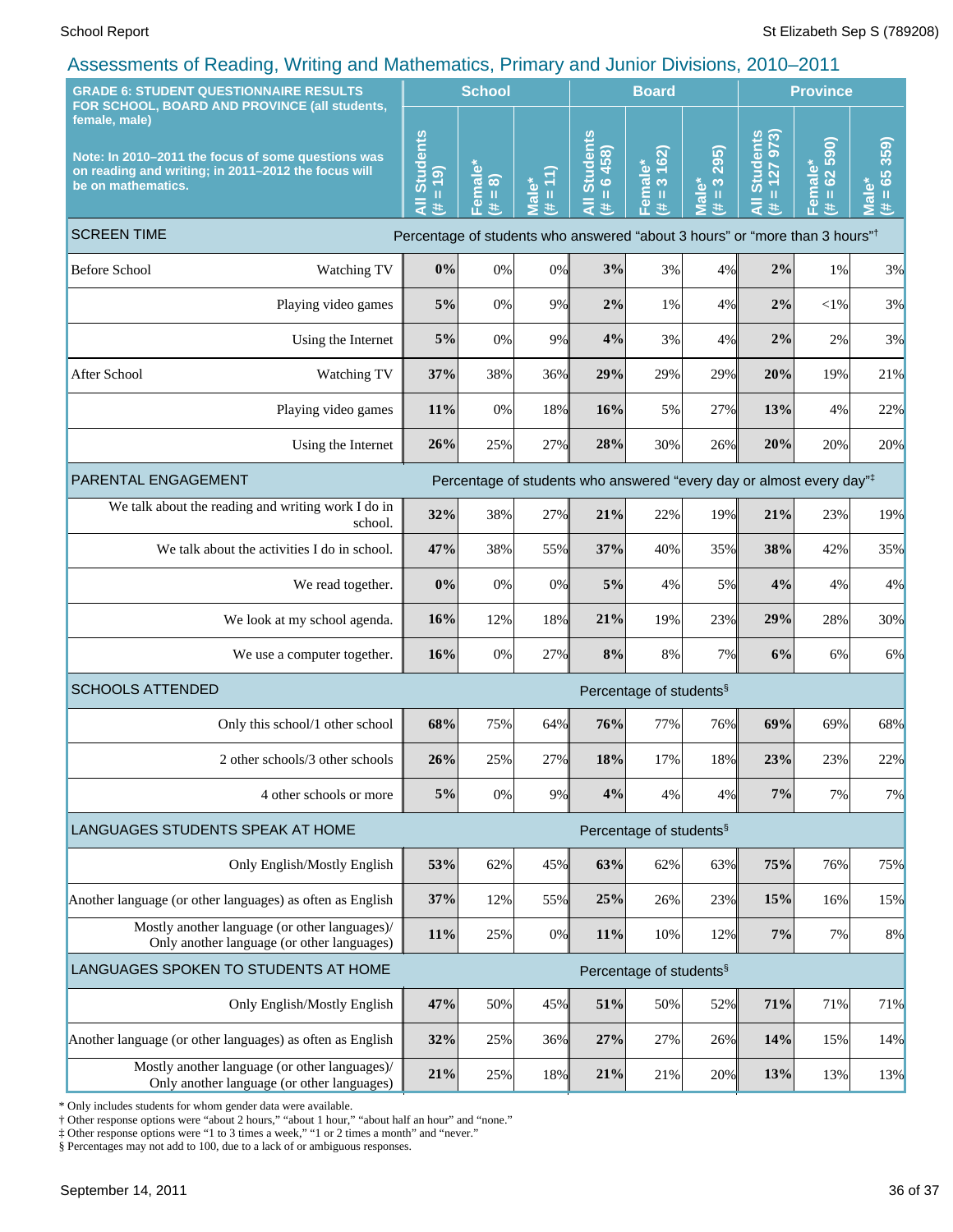## Assessments of Reading, Writing and Mathematics, Primary and Junior Divisions, 2010–2011

| GRADE 6: STUDENT QUESTIONNAIRE RESULTS FOR SCHOOL, BOARD AND PROVINCE (all students, female, male)<br><br>Note: In 2010–2011 the focus of some questions was on reading and writing; in 2011–2012 the focus will be on mathematics. | | School | | | Board | | | Province | | |
|---|---|---|---|---|---|---|---|---|---|---|
| | | All Students (# = 19) | Female* (# = 8) | Male* (# = 11) | All Students (# = 6 458) | Female* (# = 3 162) | Male* (# = 3 295) | All Students (# = 127 973) | Female* (# = 62 590) | Male* (# = 65 359) |
| **SCREEN TIME** | | Percentage of students who answered “about 3 hours” or “more than 3 hours”† | | | | | | | | |
| Before School | Watching TV | **0%** | 0% | 0% | **3%** | 3% | 4% | **2%** | 1% | 3% |
| | Playing video games | **5%** | 0% | 9% | **2%** | 1% | 4% | **2%** | <1% | 3% |
| | Using the Internet | **5%** | 0% | 9% | **4%** | 3% | 4% | **2%** | 2% | 3% |
| After School | Watching TV | **37%** | 38% | 36% | **29%** | 29% | 29% | **20%** | 19% | 21% |
| | Playing video games | **11%** | 0% | 18% | **16%** | 5% | 27% | **13%** | 4% | 22% |
| | Using the Internet | **26%** | 25% | 27% | **28%** | 30% | 26% | **20%** | 20% | 20% |
| **PARENTAL ENGAGEMENT** | | Percentage of students who answered “every day or almost every day”‡ | | | | | | | | |
| | We talk about the reading and writing work I do in school. | **32%** | 38% | 27% | **21%** | 22% | 19% | **21%** | 23% | 19% |
| | We talk about the activities I do in school. | **47%** | 38% | 55% | **37%** | 40% | 35% | **38%** | 42% | 35% |
| | We read together. | **0%** | 0% | 0% | **5%** | 4% | 5% | **4%** | 4% | 4% |
| | We look at my school agenda. | **16%** | 12% | 18% | **21%** | 19% | 23% | **29%** | 28% | 30% |
| | We use a computer together. | **16%** | 0% | 27% | **8%** | 8% | 7% | **6%** | 6% | 6% |
| **SCHOOLS ATTENDED** | | Percentage of students§ | | | | | | | | |
| | Only this school/1 other school | **68%** | 75% | 64% | **76%** | 77% | 76% | **69%** | 69% | 68% |
| | 2 other schools/3 other schools | **26%** | 25% | 27% | **18%** | 17% | 18% | **23%** | 23% | 22% |
| | 4 other schools or more | **5%** | 0% | 9% | **4%** | 4% | 4% | **7%** | 7% | 7% |
| **LANGUAGES STUDENTS SPEAK AT HOME** | | Percentage of students§ | | | | | | | | |
| | Only English/Mostly English | **53%** | 62% | 45% | **63%** | 62% | 63% | **75%** | 76% | 75% |
| | Another language (or other languages) as often as English | **37%** | 12% | 55% | **25%** | 26% | 23% | **15%** | 16% | 15% |
| | Mostly another language (or other languages)/ Only another language (or other languages) | **11%** | 25% | 0% | **11%** | 10% | 12% | **7%** | 7% | 8% |
| **LANGUAGES SPOKEN TO STUDENTS AT HOME** | | Percentage of students§ | | | | | | | | |
| | Only English/Mostly English | **47%** | 50% | 45% | **51%** | 50% | 52% | **71%** | 71% | 71% |
| | Another language (or other languages) as often as English | **32%** | 25% | 36% | **27%** | 27% | 26% | **14%** | 15% | 14% |
| | Mostly another language (or other languages)/ Only another language (or other languages) | **21%** | 25% | 18% | **21%** | 21% | 20% | **13%** | 13% | 13% |

\* Only includes students for whom gender data were available.
† Other response options were “about 2 hours,” “about 1 hour,” “about half an hour” and “none.”
‡ Other response options were “1 to 3 times a week,” “1 or 2 times a month” and “never.”
§ Percentages may not add to 100, due to a lack of or ambiguous responses.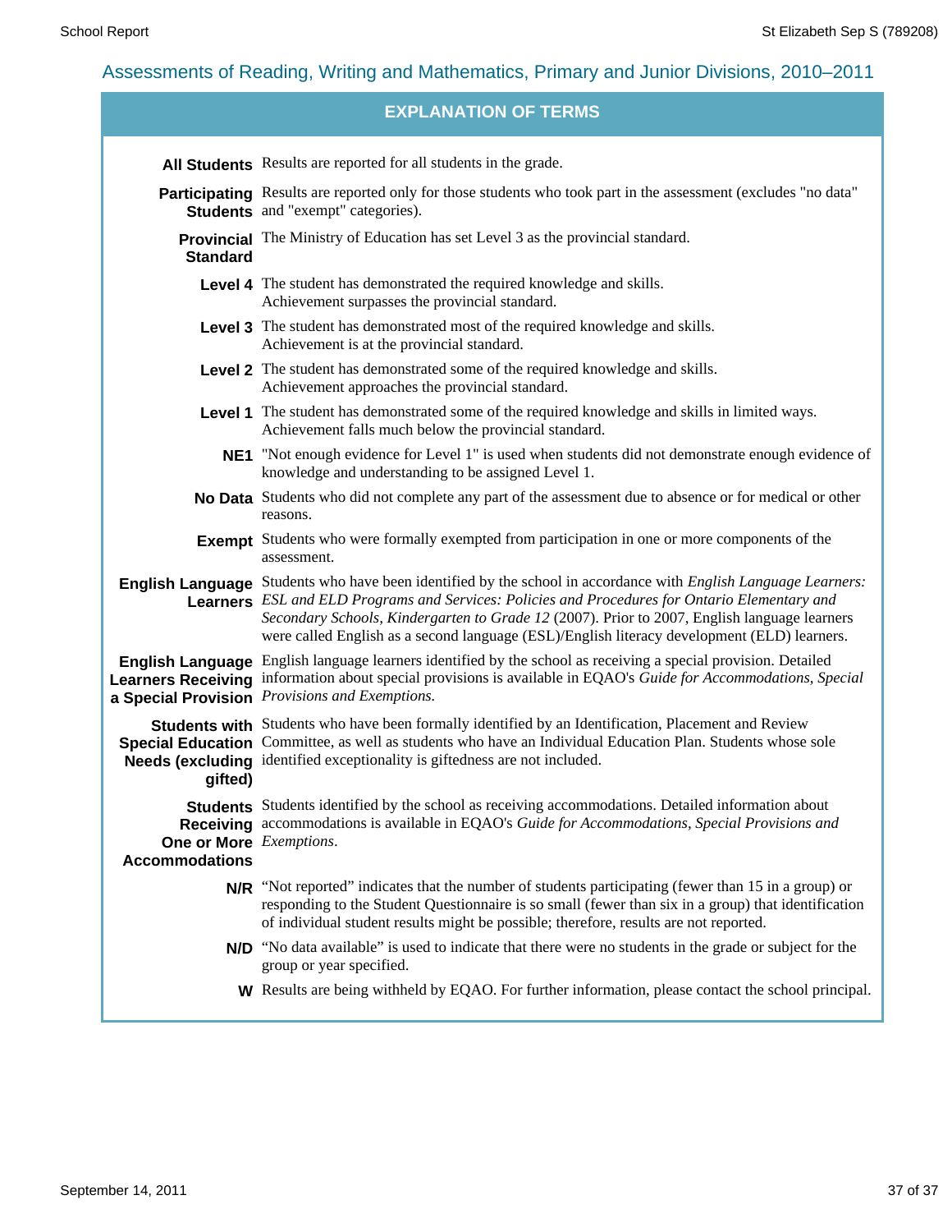## Assessments of Reading, Writing and Mathematics, Primary and Junior Divisions, 2010–2011

### EXPLANATION OF TERMS

**All Students** Results are reported for all students in the grade.

**Participating Students** Results are reported only for those students who took part in the assessment (excludes "no data" and "exempt" categories).

**Provincial Standard** The Ministry of Education has set Level 3 as the provincial standard.

**Level 4** The student has demonstrated the required knowledge and skills. Achievement surpasses the provincial standard.

**Level 3** The student has demonstrated most of the required knowledge and skills. Achievement is at the provincial standard.

**Level 2** The student has demonstrated some of the required knowledge and skills. Achievement approaches the provincial standard.

**Level 1** The student has demonstrated some of the required knowledge and skills in limited ways. Achievement falls much below the provincial standard.

**NE1** "Not enough evidence for Level 1" is used when students did not demonstrate enough evidence of knowledge and understanding to be assigned Level 1.

**No Data** Students who did not complete any part of the assessment due to absence or for medical or other reasons.

**Exempt** Students who were formally exempted from participation in one or more components of the assessment.

**English Language Learners** Students who have been identified by the school in accordance with *English Language Learners: ESL and ELD Programs and Services: Policies and Procedures for Ontario Elementary and Secondary Schools, Kindergarten to Grade 12* (2007). Prior to 2007, English language learners were called English as a second language (ESL)/English literacy development (ELD) learners.

**English Language Learners Receiving a Special Provision** English language learners identified by the school as receiving a special provision. Detailed information about special provisions is available in EQAO's *Guide for Accommodations, Special Provisions and Exemptions.*

**Students with Special Education Needs (excluding gifted)** Students who have been formally identified by an Identification, Placement and Review Committee, as well as students who have an Individual Education Plan. Students whose sole identified exceptionality is giftedness are not included.

**Students Receiving One or More Accommodations** Students identified by the school as receiving accommodations. Detailed information about accommodations is available in EQAO's *Guide for Accommodations, Special Provisions and Exemptions*.

**N/R** "Not reported" indicates that the number of students participating (fewer than 15 in a group) or responding to the Student Questionnaire is so small (fewer than six in a group) that identification of individual student results might be possible; therefore, results are not reported.

**N/D** "No data available" is used to indicate that there were no students in the grade or subject for the group or year specified.

**W** Results are being withheld by EQAO. For further information, please contact the school principal.